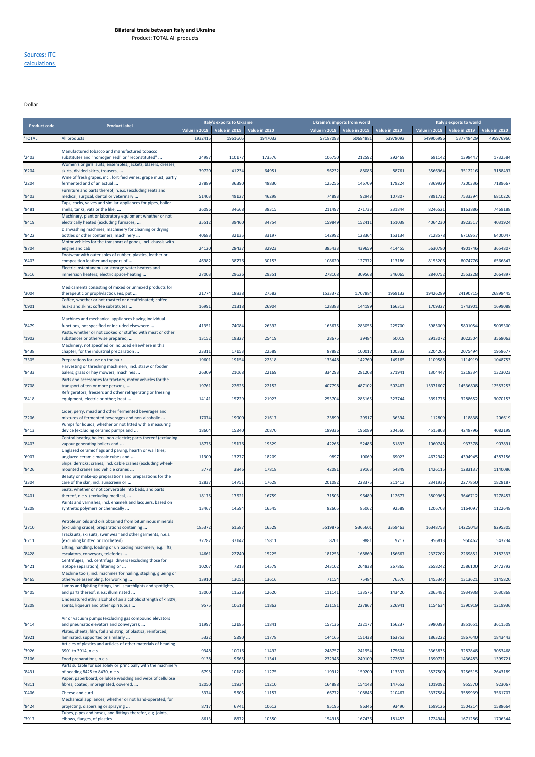**Bilateral trade between Italy and Ukraine**

Product: TOTAL All products

Sources: ITC calculations

Dollar

| Product code | Product label | Italy's exports to Ukraine | | | Ukraine's imports from world | | | Italy's exports to world | | |
|---|---|---|---|---|---|---|---|---|---|---|
| | | Value in 2018 | Value in 2019 | Value in 2020 | Value in 2018 | Value in 2019 | Value in 2020 | Value in 2018 | Value in 2019 | Value in 2020 |
| 'TOTAL | All products | 1932415 | 1961605 | 1947032 | 57187093 | 60684881 | 53978092 | 549906996 | 537748429 | 495976960 |
| '2403 | Manufactured tobacco and manufactured tobacco substitutes and "homogenised" or "reconstituted" ... | 24987 | 110177 | 173576 | 106750 | 212592 | 292469 | 691142 | 1398447 | 1732584 |
| '6204 | Women's or girls' suits, ensembles, jackets, blazers, dresses, skirts, divided skirts, trousers, ... | 39720 | 41234 | 64951 | 56232 | 88086 | 88761 | 3566964 | 3512216 | 3188497 |
| '2204 | Wine of fresh grapes, incl. fortified wines; grape must, partly fermented and of an actual ... | 27889 | 36390 | 48830 | 125256 | 146709 | 179224 | 7369929 | 7200336 | 7189667 |
| '9403 | Furniture and parts thereof, n.e.s. (excluding seats and medical, surgical, dental or veterinary ... | 51403 | 49127 | 46298 | 74893 | 92943 | 107807 | 7891732 | 7533394 | 6810226 |
| '8481 | Taps, cocks, valves and similar appliances for pipes, boiler shells, tanks, vats or the like, ... | 36096 | 34668 | 38315 | 211497 | 271733 | 231844 | 8246521 | 8163886 | 7469188 |
| '8419 | Machinery, plant or laboratory equipment whether or not electrically heated (excluding furnaces, ... | 35512 | 39460 | 34754 | 159849 | 152411 | 151038 | 4064230 | 3923517 | 4031924 |
| '8422 | Dishwashing machines; machinery for cleaning or drying bottles or other containers; machinery ... | 40683 | 32135 | 33197 | 142992 | 128364 | 153134 | 7128578 | 6716957 | 6400047 |
| '8704 | Motor vehicles for the transport of goods, incl. chassis with engine and cab | 24120 | 28437 | 32923 | 385433 | 439659 | 414455 | 5630780 | 4901746 | 3654807 |
| '6403 | Footwear with outer soles of rubber, plastics, leather or composition leather and uppers of ... | 46982 | 38776 | 30153 | 108620 | 127372 | 113186 | 8155206 | 8074776 | 6566847 |
| '8516 | Electric instantaneous or storage water heaters and immersion heaters; electric space-heating ... | 27003 | 29626 | 29351 | 278108 | 309568 | 346065 | 2840752 | 2553228 | 2664897 |
| '3004 | Medicaments consisting of mixed or unmixed products for therapeutic or prophylactic uses, put ... | 21774 | 18838 | 27582 | 1533372 | 1707884 | 1969132 | 19426289 | 24190715 | 26898445 |
| '0901 | Coffee, whether or not roasted or decaffeinated; coffee husks and skins; coffee substitutes ... | 16991 | 21318 | 26904 | 128383 | 144199 | 166313 | 1709327 | 1743901 | 1699088 |
| '8479 | Machines and mechanical appliances having individual functions, not specified or included elsewhere ... | 41351 | 74084 | 26392 | 165675 | 283055 | 225700 | 5985009 | 5801054 | 5005300 |
| '1902 | Pasta, whether or not cooked or stuffed with meat or other substances or otherwise prepared, ... | 13152 | 19327 | 25419 | 28675 | 39484 | 50019 | 2913072 | 3022504 | 3568063 |
| '8438 | Machinery, not specified or included elsewhere in this chapter, for the industrial preparation ... | 23311 | 17153 | 22589 | 87882 | 100017 | 100332 | 2204205 | 2075494 | 1958677 |
| '3305 | Preparations for use on the hair | 19601 | 19154 | 22518 | 133448 | 142760 | 149165 | 1109588 | 1114919 | 1048753 |
| '8433 | Harvesting or threshing machinery, incl. straw or fodder balers; grass or hay mowers; machines ... | 26309 | 21068 | 22169 | 334293 | 281208 | 271941 | 1304447 | 1218334 | 1323023 |
| '8708 | Parts and accessories for tractors, motor vehicles for the transport of ten or more persons, ... | 19761 | 22625 | 22152 | 407798 | 487102 | 502467 | 15371607 | 14536808 | 12553253 |
| '8418 | Refrigerators, freezers and other refrigerating or freezing equipment, electric or other; heat ... | 14141 | 15729 | 21923 | 253704 | 285165 | 323744 | 3391776 | 3288652 | 3070153 |
| '2206 | Cider, perry, mead and other fermented beverages and mixtures of fermented beverages and non-alcoholic ... | 17074 | 19900 | 21617 | 23899 | 29917 | 36394 | 112809 | 118838 | 206619 |
| '8413 | Pumps for liquids, whether or not fitted with a measuring device (excluding ceramic pumps and ... | 18604 | 15240 | 20870 | 189336 | 196089 | 204560 | 4515803 | 4248796 | 4082199 |
| '8403 | Central heating boilers, non-electric; parts thereof (excluding vapour generating boilers and ... | 18775 | 15176 | 19529 | 42265 | 52486 | 51833 | 1060748 | 937378 | 907891 |
| '6907 | Unglazed ceramic flags and paving, hearth or wall tiles; unglazed ceramic mosaic cubes and ... | 11300 | 13277 | 18209 | 9897 | 10069 | 69023 | 4672942 | 4394945 | 4387156 |
| '8426 | Ships' derricks; cranes, incl. cable cranes (excluding wheel-mounted cranes and vehicle cranes ... | 3778 | 3846 | 17818 | 42081 | 39163 | 54849 | 1426115 | 1283137 | 1140086 |
| '3304 | Beauty or make-up preparations and preparations for the care of the skin, incl. sunscreen or ... | 12837 | 14751 | 17628 | 201082 | 228375 | 211412 | 2341936 | 2277850 | 1828187 |
| '9401 | Seats, whether or not convertible into beds, and parts thereof, n.e.s. (excluding medical, ... | 18175 | 17521 | 16759 | 71503 | 96489 | 112677 | 3809965 | 3646712 | 3278457 |
| '3208 | Paints and varnishes, incl. enamels and lacquers, based on synthetic polymers or chemically ... | 13467 | 14594 | 16545 | 82605 | 85062 | 92589 | 1206703 | 1164097 | 1122648 |
| '2710 | Petroleum oils and oils obtained from bituminous minerals (excluding crude); preparations containing ... | 185372 | 61587 | 16529 | 5519876 | 5365601 | 3359463 | 16348753 | 14225043 | 8295305 |
| '6211 | Tracksuits, ski suits, swimwear and other garments, n.e.s. (excluding knitted or crocheted) | 32782 | 37142 | 15811 | 8201 | 9881 | 9717 | 956813 | 950462 | 543234 |
| '8428 | Lifting, handling, loading or unloading machinery, e.g. lifts, escalators, conveyors, teleferics ... | 14661 | 22740 | 15225 | 181253 | 168860 | 156667 | 2327202 | 2269851 | 2182333 |
| '8421 | Centrifuges, incl. centrifugal dryers (excluding those for isotope separation); filtering or ... | 10207 | 7213 | 14579 | 243102 | 264838 | 267865 | 2658242 | 2586100 | 2472792 |
| '8465 | Machine tools, incl. machines for nailing, stapling, glueing or otherwise assembling, for working ... | 13910 | 13051 | 13616 | 71154 | 75484 | 76570 | 1455347 | 1313621 | 1145820 |
| '9405 | Lamps and lighting fittings, incl. searchlights and spotlights, and parts thereof, n.e.s; illuminated ... | 13000 | 11528 | 12620 | 111141 | 133576 | 143420 | 2065482 | 1934938 | 1630868 |
| '2208 | Undenatured ethyl alcohol of an alcoholic strength of < 80%; spirits, liqueurs and other spirituous ... | 9575 | 10618 | 11862 | 231181 | 227867 | 226941 | 1154634 | 1390919 | 1219936 |
| '8414 | Air or vacuum pumps (excluding gas compound elevators and pneumatic elevators and conveyors); ... | 11997 | 12185 | 11841 | 157136 | 232177 | 156237 | 3980393 | 3851651 | 3611509 |
| '3921 | Plates, sheets, film, foil and strip, of plastics, reinforced, laminated, supported or similarly ... | 5322 | 5290 | 11778 | 144165 | 151438 | 163753 | 1863222 | 1867640 | 1843443 |
| '3926 | Articles of plastics and articles of other materials of heading 3901 to 3914, n.e.s. | 9348 | 10016 | 11492 | 248757 | 241954 | 175604 | 3363835 | 3282848 | 3053468 |
| '2106 | Food preparations, n.e.s. | 9138 | 9565 | 11341 | 232946 | 249100 | 272633 | 1390771 | 1436483 | 1399721 |
| '8431 | Parts suitable for use solely or principally with the machinery of heading 8425 to 8430, n.e.s. | 6795 | 10182 | 11275 | 119912 | 159200 | 113337 | 3527500 | 3256515 | 2643189 |
| '4811 | Paper, paperboard, cellulose wadding and webs of cellulose fibres, coated, impregnated, covered, ... | 12050 | 11934 | 11210 | 164888 | 154148 | 147652 | 1019092 | 955570 | 923067 |
| '0406 | Cheese and curd | 5374 | 5505 | 11157 | 66772 | 108846 | 210467 | 3337584 | 3589939 | 3561707 |
| '8424 | Mechanical appliances, whether or not hand-operated, for projecting, dispersing or spraying ... | 8717 | 6741 | 10612 | 95195 | 86346 | 93490 | 1599126 | 1504214 | 1588664 |
| '3917 | Tubes, pipes and hoses, and fittings therefor, e.g. joints, elbows, flanges, of plastics | 8613 | 8872 | 10550 | 154918 | 167436 | 181453 | 1724944 | 1671286 | 1706344 |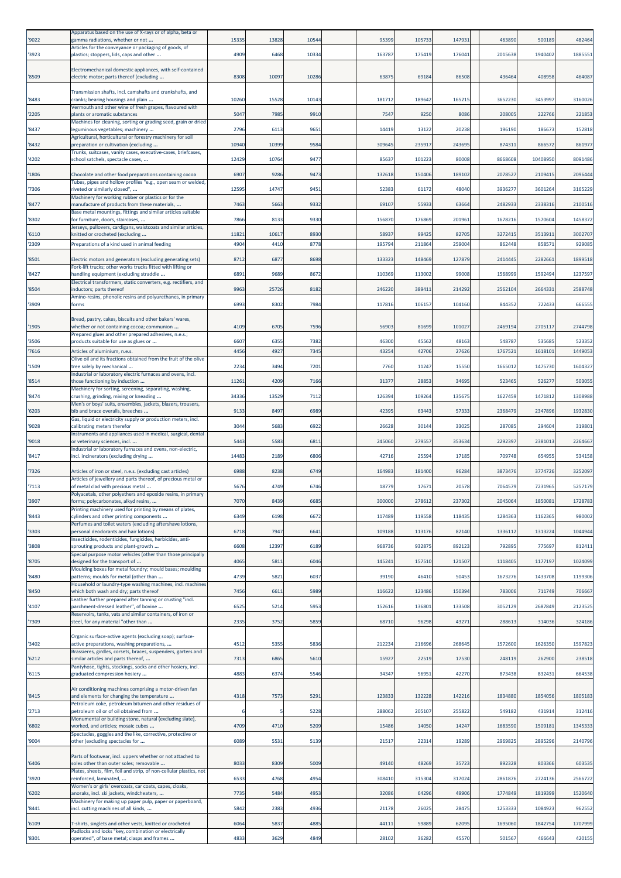| '9022 | Apparatus based on the use of X-rays or of alpha, beta or gamma radiations, whether or not ... | 15335 | 13828 | 10544 | | 95399 | 105733 | 147931 | | 463890 | 500189 | 482464 |
|---|---|---|---|---|---|---|---|---|---|---|---|---|
| '3923 | Articles for the conveyance or packaging of goods, of plastics; stoppers, lids, caps and other ... | 4909 | 6468 | 10334 | | 163787 | 175419 | 176041 | | 2015638 | 1940402 | 1885551 |
| '8509 | Electromechanical domestic appliances, with self-contained electric motor; parts thereof (excluding ... | 8308 | 10097 | 10286 | | 63875 | 69184 | 86508 | | 436464 | 408958 | 464087 |
| '8483 | Transmission shafts, incl. camshafts and crankshafts, and cranks; bearing housings and plain ... | 10260 | 15528 | 10143 | | 181712 | 189642 | 165215 | | 3652230 | 3453997 | 3160026 |
| '2205 | Vermouth and other wine of fresh grapes, flavoured with plants or aromatic substances | 5047 | 7985 | 9910 | | 7547 | 9250 | 8086 | | 208005 | 222766 | 221853 |
| '8437 | Machines for cleaning, sorting or grading seed, grain or dried leguminous vegetables; machinery ... | 2796 | 6113 | 9651 | | 14419 | 13122 | 20238 | | 196190 | 186673 | 152818 |
| '8432 | Agricultural, horticultural or forestry machinery for soil preparation or cultivation (excluding ... | 10940 | 10399 | 9584 | | 309645 | 235917 | 243695 | | 874311 | 866572 | 861977 |
| '4202 | Trunks, suitcases, vanity cases, executive-cases, briefcases, school satchels, spectacle cases, ... | 12429 | 10764 | 9477 | | 85637 | 101223 | 80008 | | 8668608 | 10408950 | 8091486 |
| '1806 | Chocolate and other food preparations containing cocoa | 6907 | 9286 | 9473 | | 132618 | 150406 | 189102 | | 2078527 | 2109415 | 2096444 |
| '7306 | Tubes, pipes and hollow profiles "e.g., open seam or welded, riveted or similarly closed", ... | 12595 | 14747 | 9451 | | 52383 | 61172 | 48040 | | 3936277 | 3601264 | 3165229 |
| '8477 | Machinery for working rubber or plastics or for the manufacture of products from these materials, ... | 7463 | 5663 | 9332 | | 69107 | 55933 | 63664 | | 2482933 | 2338316 | 2100516 |
| '8302 | Base metal mountings, fittings and similar articles suitable for furniture, doors, staircases, ... | 7866 | 8133 | 9330 | | 156870 | 176869 | 201961 | | 1678216 | 1570604 | 1458372 |
| '6110 | Jerseys, pullovers, cardigans, waistcoats and similar articles, knitted or crocheted (excluding ... | 11821 | 10617 | 8930 | | 58937 | 99425 | 82705 | | 3272415 | 3513911 | 3002707 |
| '2309 | Preparations of a kind used in animal feeding | 4904 | 4410 | 8778 | | 195794 | 211864 | 259004 | | 862448 | 858571 | 929085 |
| '8501 | Electric motors and generators (excluding generating sets) | 8712 | 6877 | 8698 | | 133323 | 148469 | 127879 | | 2414445 | 2282661 | 1899518 |
| '8427 | Fork-lift trucks; other works trucks fitted with lifting or handling equipment (excluding straddle ... | 6891 | 9689 | 8672 | | 110369 | 113002 | 99008 | | 1568999 | 1592494 | 1237597 |
| '8504 | Electrical transformers, static converters, e.g. rectifiers, and inductors; parts thereof | 9963 | 25726 | 8182 | | 246220 | 389411 | 214292 | | 2562104 | 2664331 | 2588748 |
| '3909 | Amino-resins, phenolic resins and polyurethanes, in primary forms | 6993 | 8302 | 7984 | | 117816 | 106157 | 104160 | | 844352 | 722433 | 666555 |
| '1905 | Bread, pastry, cakes, biscuits and other bakers' wares, whether or not containing cocoa; communion ... | 4109 | 6705 | 7596 | | 56903 | 81699 | 101027 | | 2469194 | 2705117 | 2744798 |
| '3506 | Prepared glues and other prepared adhesives, n.e.s.; products suitable for use as glues or ... | 6607 | 6355 | 7382 | | 46300 | 45562 | 48163 | | 548787 | 535685 | 523352 |
| '7616 | Articles of aluminium, n.e.s. | 4456 | 4927 | 7345 | | 43254 | 42706 | 27626 | | 1767521 | 1618101 | 1449053 |
| '1509 | Olive oil and its fractions obtained from the fruit of the olive tree solely by mechanical ... | 2234 | 3494 | 7201 | | 7760 | 11247 | 15550 | | 1665012 | 1475730 | 1604327 |
| '8514 | Industrial or laboratory electric furnaces and ovens, incl. those functioning by induction ... | 11261 | 4209 | 7166 | | 31377 | 28853 | 34695 | | 523465 | 526277 | 503055 |
| '8474 | Machinery for sorting, screening, separating, washing, crushing, grinding, mixing or kneading ... | 34336 | 13529 | 7112 | | 126394 | 109264 | 135675 | | 1627459 | 1471812 | 1308988 |
| '6203 | Men's or boys' suits, ensembles, jackets, blazers, trousers, bib and brace overalls, breeches ... | 9133 | 8497 | 6989 | | 42395 | 63443 | 57333 | | 2368479 | 2347896 | 1932830 |
| '9028 | Gas, liquid or electricity supply or production meters, incl. calibrating meters therefor | 3044 | 5683 | 6922 | | 26628 | 30144 | 33025 | | 287085 | 294604 | 319801 |
| '9018 | Instruments and appliances used in medical, surgical, dental or veterinary sciences, incl. ... | 5443 | 5583 | 6811 | | 245060 | 279557 | 353634 | | 2292397 | 2381013 | 2264667 |
| '8417 | Industrial or laboratory furnaces and ovens, non-electric, incl. incinerators (excluding drying ... | 14483 | 2189 | 6806 | | 42716 | 25594 | 17185 | | 709748 | 654955 | 534158 |
| '7326 | Articles of iron or steel, n.e.s. (excluding cast articles) | 6988 | 8238 | 6749 | | 164983 | 181400 | 96284 | | 3873476 | 3774726 | 3252097 |
| '7113 | Articles of jewellery and parts thereof, of precious metal or of metal clad with precious metal ... | 5676 | 4749 | 6746 | | 18779 | 17671 | 20578 | | 7064579 | 7231965 | 5257179 |
| '3907 | Polyacetals, other polyethers and epoxide resins, in primary forms; polycarbonates, alkyd resins, ... | 7070 | 8439 | 6685 | | 300000 | 278612 | 237302 | | 2045064 | 1850081 | 1728783 |
| '8443 | Printing machinery used for printing by means of plates, cylinders and other printing components ... | 6349 | 6198 | 6672 | | 117489 | 119558 | 118435 | | 1284363 | 1162365 | 980002 |
| '3303 | Perfumes and toilet waters (excluding aftershave lotions, personal deodorants and hair lotions) | 6718 | 7947 | 6641 | | 109188 | 113176 | 82140 | | 1336112 | 1313224 | 1044944 |
| '3808 | Insecticides, rodenticides, fungicides, herbicides, anti-sprouting products and plant-growth ... | 6608 | 12397 | 6189 | | 968736 | 932875 | 892123 | | 792895 | 775697 | 812411 |
| '8705 | Special purpose motor vehicles (other than those principally designed for the transport of ... | 4065 | 5811 | 6046 | | 145241 | 157510 | 121507 | | 1118405 | 1177197 | 1024099 |
| '8480 | Moulding boxes for metal foundry; mould bases; moulding patterns; moulds for metal (other than ... | 4739 | 5821 | 6037 | | 39190 | 46410 | 50453 | | 1673276 | 1433708 | 1199306 |
| '8450 | Household or laundry-type washing machines, incl. machines which both wash and dry; parts thereof | 7456 | 6611 | 5989 | | 116622 | 123486 | 150394 | | 783006 | 711749 | 706667 |
| '4107 | Leather further prepared after tanning or crusting "incl. parchment-dressed leather", of bovine ... | 6525 | 5214 | 5953 | | 152616 | 136801 | 133508 | | 3052129 | 2687849 | 2123525 |
| '7309 | Reservoirs, tanks, vats and similar containers, of iron or steel, for any material "other than ... | 2335 | 3752 | 5859 | | 68710 | 96298 | 43271 | | 288613 | 314036 | 324186 |
| '3402 | Organic surface-active agents (excluding soap); surface-active preparations, washing preparations, ... | 4512 | 5355 | 5836 | | 212234 | 216696 | 268645 | | 1572600 | 1626350 | 1597823 |
| '6212 | Brassieres, girdles, corsets, braces, suspenders, garters and similar articles and parts thereof, ... | 7313 | 6865 | 5610 | | 15927 | 22519 | 17530 | | 248119 | 262900 | 238518 |
| '6115 | Pantyhose, tights, stockings, socks and other hosiery, incl. graduated compression hosiery ... | 4883 | 6374 | 5546 | | 34347 | 56951 | 42270 | | 873438 | 832431 | 664538 |
| '8415 | Air conditioning machines comprising a motor-driven fan and elements for changing the temperature ... | 4318 | 7573 | 5291 | | 123833 | 132228 | 142216 | | 1834880 | 1854056 | 1805183 |
| '2713 | Petroleum coke, petroleum bitumen and other residues of petroleum oil or of oil obtained from ... | 6 | 5 | 5228 | | 288062 | 205107 | 255822 | | 549182 | 431914 | 312416 |
| '6802 | Monumental or building stone, natural (excluding slate), worked, and articles; mosaic cubes ... | 4709 | 4710 | 5209 | | 15486 | 14050 | 14247 | | 1683590 | 1509181 | 1345333 |
| '9004 | Spectacles, goggles and the like, corrective, protective or other (excluding spectacles for ... | 6089 | 5531 | 5139 | | 21517 | 22314 | 19289 | | 2969825 | 2895296 | 2140796 |
| '6406 | Parts of footwear, incl. uppers whether or not attached to soles other than outer soles; removable ... | 8033 | 8309 | 5009 | | 49140 | 48269 | 35723 | | 892328 | 803366 | 603535 |
| '3920 | Plates, sheets, film, foil and strip, of non-cellular plastics, not reinforced, laminated, ... | 6533 | 4768 | 4954 | | 308410 | 315304 | 317024 | | 2861876 | 2724136 | 2566722 |
| '6202 | Women's or girls' overcoats, car coats, capes, cloaks, anoraks, incl. ski jackets, windcheaters, ... | 7735 | 5484 | 4953 | | 32086 | 64296 | 49906 | | 1774849 | 1819399 | 1520640 |
| '8441 | Machinery for making up paper pulp, paper or paperboard, incl. cutting machines of all kinds, ... | 5842 | 2383 | 4936 | | 21178 | 26025 | 28475 | | 1253333 | 1084923 | 962552 |
| '6109 | T-shirts, singlets and other vests, knitted or crocheted | 6064 | 5837 | 4885 | | 44111 | 59889 | 62095 | | 1695060 | 1842754 | 1707999 |
| '8301 | Padlocks and locks "key, combination or electrically operated", of base metal; clasps and frames ... | 4833 | 3629 | 4849 | | 28102 | 36282 | 45570 | | 501567 | 466643 | 420155 |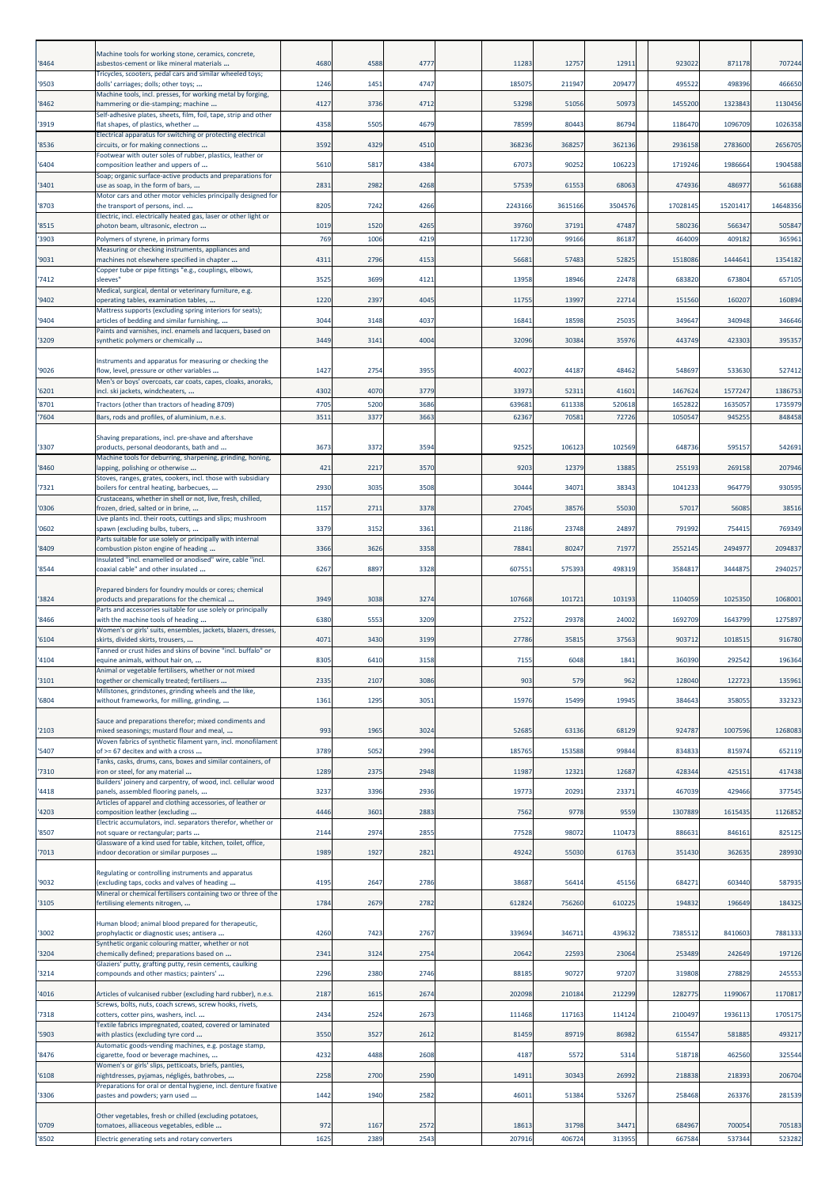| | | | | | | | | | | |
|---|---|---|---|---|---|---|---|---|---|---|
| '8464 | Machine tools for working stone, ceramics, concrete, asbestos-cement or like mineral materials ... | 4680 | 4588 | 4777 | 11283 | 12757 | 12911 | 923022 | 871178 | 707244 |
| '9503 | Tricycles, scooters, pedal cars and similar wheeled toys; dolls' carriages; dolls; other toys; ... | 1246 | 1451 | 4747 | 185075 | 211947 | 209477 | 495522 | 498396 | 466650 |
| '8462 | Machine tools, incl. presses, for working metal by forging, hammering or die-stamping; machine ... | 4127 | 3736 | 4712 | 53298 | 51056 | 50973 | 1455200 | 1323843 | 1130456 |
| '3919 | Self-adhesive plates, sheets, film, foil, tape, strip and other flat shapes, of plastics, whether ... | 4358 | 5505 | 4679 | 78599 | 80443 | 86794 | 1186470 | 1096709 | 1026358 |
| '8536 | Electrical apparatus for switching or protecting electrical circuits, or for making connections ... | 3592 | 4329 | 4510 | 368236 | 368257 | 362136 | 2936158 | 2783600 | 2656705 |
| '6404 | Footwear with outer soles of rubber, plastics, leather or composition leather and uppers of ... | 5610 | 5817 | 4384 | 67073 | 90252 | 106223 | 1719246 | 1986664 | 1904588 |
| '3401 | Soap; organic surface-active products and preparations for use as soap, in the form of bars, ... | 2831 | 2982 | 4268 | 57539 | 61553 | 68063 | 474936 | 486977 | 561688 |
| '8703 | Motor cars and other motor vehicles principally designed for the transport of persons, incl. ... | 8205 | 7242 | 4266 | 2243166 | 3615166 | 3504576 | 17028145 | 15201417 | 14648356 |
| '8515 | Electric, incl. electrically heated gas, laser or other light or photon beam, ultrasonic, electron ... | 1019 | 1520 | 4265 | 39760 | 37191 | 47487 | 580236 | 566347 | 505847 |
| '3903 | Polymers of styrene, in primary forms | 769 | 1006 | 4219 | 117230 | 99166 | 86187 | 464009 | 409182 | 365961 |
| '9031 | Measuring or checking instruments, appliances and machines not elsewhere specified in chapter ... | 4311 | 2796 | 4153 | 56681 | 57483 | 52825 | 1518086 | 1444641 | 1354182 |
| '7412 | Copper tube or pipe fittings "e.g., couplings, elbows, sleeves" | 3525 | 3699 | 4121 | 13958 | 18946 | 22478 | 683820 | 673804 | 657105 |
| '9402 | Medical, surgical, dental or veterinary furniture, e.g. operating tables, examination tables, ... | 1220 | 2397 | 4045 | 11755 | 13997 | 22714 | 151560 | 160207 | 160894 |
| '9404 | Mattress supports (excluding spring interiors for seats); articles of bedding and similar furnishing, ... | 3044 | 3148 | 4037 | 16841 | 18598 | 25035 | 349647 | 340948 | 346646 |
| '3209 | Paints and varnishes, incl. enamels and lacquers, based on synthetic polymers or chemically ... | 3449 | 3141 | 4004 | 32096 | 30384 | 35976 | 443749 | 423303 | 395357 |
| '9026 | Instruments and apparatus for measuring or checking the flow, level, pressure or other variables ... | 1427 | 2754 | 3955 | 40027 | 44187 | 48462 | 548697 | 533630 | 527412 |
| '6201 | Men's or boys' overcoats, car coats, capes, cloaks, anoraks, incl. ski jackets, windcheaters, ... | 4302 | 4070 | 3779 | 33973 | 52311 | 41601 | 1467624 | 1577247 | 1386753 |
| '8701 | Tractors (other than tractors of heading 8709) | 7705 | 5200 | 3686 | 639681 | 611338 | 520618 | 1652822 | 1635057 | 1735979 |
| '7604 | Bars, rods and profiles, of aluminium, n.e.s. | 3511 | 3377 | 3663 | 62367 | 70581 | 72726 | 1050547 | 945255 | 848458 |
| '3307 | Shaving preparations, incl. pre-shave and aftershave products, personal deodorants, bath and ... | 3673 | 3372 | 3594 | 92525 | 106123 | 102569 | 648736 | 595157 | 542691 |
| '8460 | Machine tools for deburring, sharpening, grinding, honing, lapping, polishing or otherwise ... | 421 | 2217 | 3570 | 9203 | 12379 | 13885 | 255193 | 269158 | 207946 |
| '7321 | Stoves, ranges, grates, cookers, incl. those with subsidiary boilers for central heating, barbecues, ... | 2930 | 3035 | 3508 | 30444 | 34071 | 38343 | 1041233 | 964779 | 930595 |
| '0306 | Crustaceans, whether in shell or not, live, fresh, chilled, frozen, dried, salted or in brine, ... | 1157 | 2711 | 3378 | 27045 | 38576 | 55030 | 57017 | 56085 | 38516 |
| '0602 | Live plants incl. their roots, cuttings and slips; mushroom spawn (excluding bulbs, tubers, ... | 3379 | 3152 | 3361 | 21186 | 23748 | 24897 | 791992 | 754415 | 769349 |
| '8409 | Parts suitable for use solely or principally with internal combustion piston engine of heading ... | 3366 | 3626 | 3358 | 78841 | 80247 | 71977 | 2552145 | 2494977 | 2094837 |
| '8544 | Insulated "incl. enamelled or anodised" wire, cable "incl. coaxial cable" and other insulated ... | 6267 | 8897 | 3328 | 607551 | 575393 | 498319 | 3584817 | 3444875 | 2940257 |
| '3824 | Prepared binders for foundry moulds or cores; chemical products and preparations for the chemical ... | 3949 | 3038 | 3274 | 107668 | 101721 | 103193 | 1104059 | 1025350 | 1068001 |
| '8466 | Parts and accessories suitable for use solely or principally with the machine tools of heading ... | 6380 | 5553 | 3209 | 27522 | 29378 | 24002 | 1692709 | 1643799 | 1275897 |
| '6104 | Women's or girls' suits, ensembles, jackets, blazers, dresses, skirts, divided skirts, trousers, ... | 4071 | 3430 | 3199 | 27786 | 35815 | 37563 | 903712 | 1018515 | 916780 |
| '4104 | Tanned or crust hides and skins of bovine "incl. buffalo" or equine animals, without hair on, ... | 8305 | 6410 | 3158 | 7155 | 6048 | 1841 | 360390 | 292542 | 196364 |
| '3101 | Animal or vegetable fertilisers, whether or not mixed together or chemically treated; fertilisers ... | 2335 | 2107 | 3086 | 903 | 579 | 962 | 128040 | 122723 | 135961 |
| '6804 | Millstones, grindstones, grinding wheels and the like, without frameworks, for milling, grinding, ... | 1361 | 1295 | 3051 | 15976 | 15499 | 19945 | 384643 | 358055 | 332323 |
| '2103 | Sauce and preparations therefor; mixed condiments and mixed seasonings; mustard flour and meal, ... | 993 | 1965 | 3024 | 52685 | 63136 | 68129 | 924787 | 1007596 | 1268083 |
| '5407 | Woven fabrics of synthetic filament yarn, incl. monofilament of >= 67 decitex and with a cross ... | 3789 | 5052 | 2994 | 185765 | 153588 | 99844 | 834833 | 815974 | 652119 |
| '7310 | Tanks, casks, drums, cans, boxes and similar containers, of iron or steel, for any material ... | 1289 | 2375 | 2948 | 11987 | 12321 | 12687 | 428344 | 425151 | 417438 |
| '4418 | Builders' joinery and carpentry, of wood, incl. cellular wood panels, assembled flooring panels, ... | 3237 | 3396 | 2936 | 19773 | 20291 | 23371 | 467039 | 429466 | 377545 |
| '4203 | Articles of apparel and clothing accessories, of leather or composition leather (excluding ... | 4446 | 3601 | 2883 | 7562 | 9778 | 9559 | 1307889 | 1615435 | 1126852 |
| '8507 | Electric accumulators, incl. separators therefor, whether or not square or rectangular; parts ... | 2144 | 2974 | 2855 | 77528 | 98072 | 110473 | 886631 | 846161 | 825125 |
| '7013 | Glassware of a kind used for table, kitchen, toilet, office, indoor decoration or similar purposes ... | 1989 | 1927 | 2821 | 49242 | 55030 | 61763 | 351430 | 362635 | 289930 |
| '9032 | Regulating or controlling instruments and apparatus (excluding taps, cocks and valves of heading ... | 4195 | 2647 | 2786 | 38687 | 56414 | 45156 | 684271 | 603440 | 587935 |
| '3105 | Mineral or chemical fertilisers containing two or three of the fertilising elements nitrogen, ... | 1784 | 2679 | 2782 | 612824 | 756260 | 610225 | 194832 | 196649 | 184325 |
| '3002 | Human blood; animal blood prepared for therapeutic, prophylactic or diagnostic uses; antisera ... | 4260 | 7423 | 2767 | 339694 | 346711 | 439632 | 7385512 | 8410603 | 7881333 |
| '3204 | Synthetic organic colouring matter, whether or not chemically defined; preparations based on ... | 2341 | 3124 | 2754 | 20642 | 22593 | 23064 | 253489 | 242649 | 197126 |
| '3214 | Glaziers' putty, grafting putty, resin cements, caulking compounds and other mastics; painters' ... | 2296 | 2380 | 2746 | 88185 | 90727 | 97207 | 319808 | 278829 | 245553 |
| '4016 | Articles of vulcanised rubber (excluding hard rubber), n.e.s. | 2187 | 1615 | 2674 | 202098 | 210184 | 212299 | 1282775 | 1199067 | 1170817 |
| '7318 | Screws, bolts, nuts, coach screws, screw hooks, rivets, cotters, cotter pins, washers, incl. ... | 2434 | 2524 | 2673 | 111468 | 117163 | 114124 | 2100497 | 1936113 | 1705175 |
| '5903 | Textile fabrics impregnated, coated, covered or laminated with plastics (excluding tyre cord ... | 3550 | 3527 | 2612 | 81459 | 89719 | 86982 | 615547 | 581885 | 493217 |
| '8476 | Automatic goods-vending machines, e.g. postage stamp, cigarette, food or beverage machines, ... | 4232 | 4488 | 2608 | 4187 | 5572 | 5314 | 518718 | 462560 | 325544 |
| '6108 | Women's or girls' slips, petticoats, briefs, panties, nightdresses, pyjamas, négligés, bathrobes, ... | 2258 | 2700 | 2590 | 14911 | 30343 | 26992 | 218838 | 218393 | 206704 |
| '3306 | Preparations for oral or dental hygiene, incl. denture fixative pastes and powders; yarn used ... | 1442 | 1940 | 2582 | 46011 | 51384 | 53267 | 258468 | 263376 | 281539 |
| '0709 | Other vegetables, fresh or chilled (excluding potatoes, tomatoes, alliaceous vegetables, edible ... | 972 | 1167 | 2572 | 18613 | 31798 | 34471 | 684967 | 700054 | 705183 |
| '8502 | Electric generating sets and rotary converters | 1625 | 2389 | 2543 | 207916 | 406724 | 313955 | 667584 | 537344 | 523282 |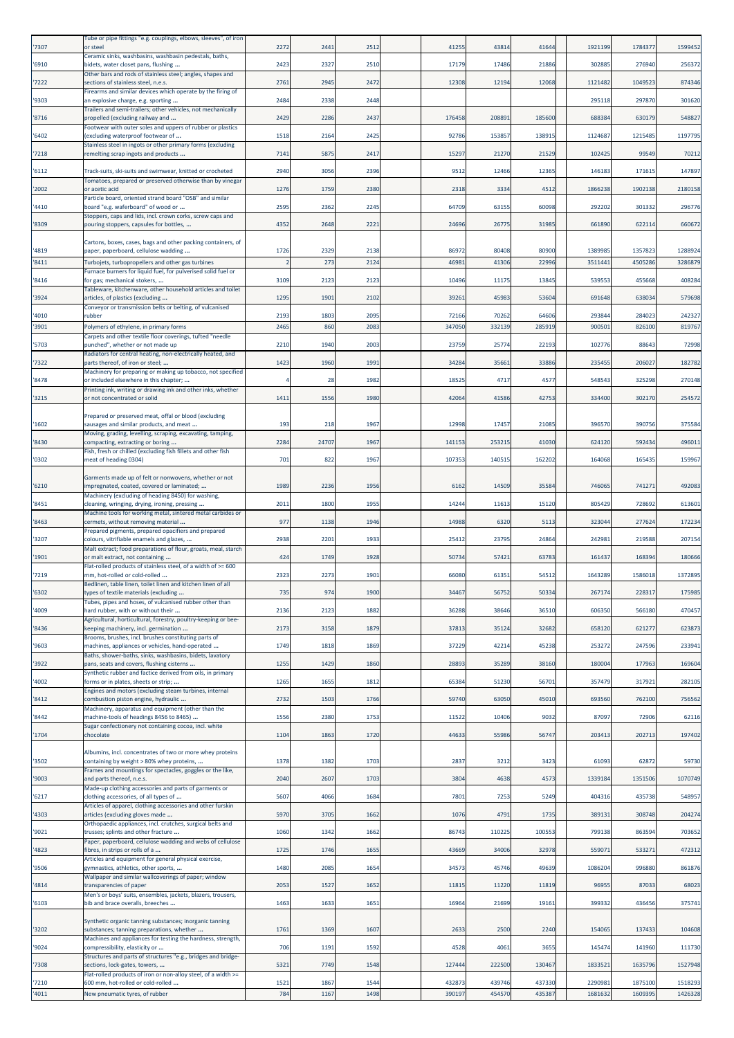| '7307 | Tube or pipe fittings "e.g. couplings, elbows, sleeves", of iron or steel | 2272 | 2441 | 2512 | 41255 | 43814 | 41644 | 1921199 | 1784377 | 1599452 |
|---|---|---|---|---|---|---|---|---|---|---|
| '6910 | Ceramic sinks, washbasins, washbasin pedestals, baths, bidets, water closet pans, flushing ... | 2423 | 2327 | 2510 | 17179 | 17486 | 21886 | 302885 | 276940 | 256372 |
| '7222 | Other bars and rods of stainless steel; angles, shapes and sections of stainless steel, n.e.s. | 2761 | 2945 | 2472 | 12308 | 12194 | 12068 | 1121482 | 1049523 | 874346 |
| '9303 | Firearms and similar devices which operate by the firing of an explosive charge, e.g. sporting ... | 2484 | 2338 | 2448 | | | | 295118 | 297870 | 301620 |
| '8716 | Trailers and semi-trailers; other vehicles, not mechanically propelled (excluding railway and ... | 2429 | 2286 | 2437 | 176458 | 208891 | 185600 | 688384 | 630179 | 548827 |
| '6402 | Footwear with outer soles and uppers of rubber or plastics (excluding waterproof footwear of ... | 1518 | 2164 | 2425 | 92786 | 153857 | 138915 | 1124687 | 1215485 | 1197795 |
| '7218 | Stainless steel in ingots or other primary forms (excluding remelting scrap ingots and products ... | 7141 | 5875 | 2417 | 15297 | 21270 | 21529 | 102425 | 99549 | 70212 |
| '6112 | Track-suits, ski-suits and swimwear, knitted or crocheted | 2940 | 3056 | 2396 | 9512 | 12466 | 12365 | 146183 | 171615 | 147897 |
| '2002 | Tomatoes, prepared or preserved otherwise than by vinegar or acetic acid | 1276 | 1759 | 2380 | 2318 | 3334 | 4512 | 1866238 | 1902138 | 2180158 |
| '4410 | Particle board, oriented strand board "OSB" and similar board "e.g. waferboard" of wood or ... | 2595 | 2362 | 2245 | 64709 | 63155 | 60098 | 292202 | 301332 | 296776 |
| '8309 | Stoppers, caps and lids, incl. crown corks, screw caps and pouring stoppers, capsules for bottles, ... | 4352 | 2648 | 2221 | 24696 | 26775 | 31985 | 661890 | 622114 | 660672 |
| '4819 | Cartons, boxes, cases, bags and other packing containers, of paper, paperboard, cellulose wadding ... | 1726 | 2329 | 2138 | 86972 | 80408 | 80900 | 1389985 | 1357823 | 1288924 |
| '8411 | Turbojets, turbopropellers and other gas turbines | 2 | 273 | 2124 | 46981 | 41306 | 22996 | 3511441 | 4505286 | 3286879 |
| '8416 | Furnace burners for liquid fuel, for pulverised solid fuel or for gas; mechanical stokers, ... | 3109 | 2123 | 2123 | 10496 | 11175 | 13845 | 539553 | 455668 | 408284 |
| '3924 | Tableware, kitchenware, other household articles and toilet articles, of plastics (excluding ... | 1295 | 1901 | 2102 | 39261 | 45983 | 53604 | 691648 | 638034 | 579698 |
| '4010 | Conveyor or transmission belts or belting, of vulcanised rubber | 2193 | 1803 | 2095 | 72166 | 70262 | 64606 | 293844 | 284023 | 242327 |
| '3901 | Polymers of ethylene, in primary forms | 2465 | 860 | 2083 | 347050 | 332139 | 285919 | 900501 | 826100 | 819767 |
| '5703 | Carpets and other textile floor coverings, tufted "needle punched", whether or not made up | 2210 | 1940 | 2003 | 23759 | 25774 | 22193 | 102776 | 88643 | 72998 |
| '7322 | Radiators for central heating, non-electrically heated, and parts thereof, of iron or steel; ... | 1423 | 1960 | 1991 | 34284 | 35661 | 33886 | 235455 | 206027 | 182782 |
| '8478 | Machinery for preparing or making up tobacco, not specified or included elsewhere in this chapter; ... | 4 | 28 | 1982 | 18525 | 4717 | 4577 | 548543 | 325298 | 270148 |
| '3215 | Printing ink, writing or drawing ink and other inks, whether or not concentrated or solid | 1411 | 1556 | 1980 | 42064 | 41586 | 42753 | 334400 | 302170 | 254572 |
| '1602 | Prepared or preserved meat, offal or blood (excluding sausages and similar products, and meat ... | 193 | 218 | 1967 | 12998 | 17457 | 21085 | 396570 | 390756 | 375584 |
| '8430 | Moving, grading, levelling, scraping, excavating, tamping, compacting, extracting or boring ... | 2284 | 24707 | 1967 | 141153 | 253215 | 41030 | 624120 | 592434 | 496011 |
| '0302 | Fish, fresh or chilled (excluding fish fillets and other fish meat of heading 0304) | 701 | 822 | 1967 | 107353 | 140515 | 162202 | 164068 | 165435 | 159967 |
| '6210 | Garments made up of felt or nonwovens, whether or not impregnated, coated, covered or laminated; ... | 1989 | 2236 | 1956 | 6162 | 14509 | 35584 | 746065 | 741271 | 492083 |
| '8451 | Machinery (excluding of heading 8450) for washing, cleaning, wringing, drying, ironing, pressing ... | 2011 | 1800 | 1955 | 14244 | 11613 | 15120 | 805429 | 728692 | 613601 |
| '8463 | Machine tools for working metal, sintered metal carbides or cermets, without removing material ... | 977 | 1138 | 1946 | 14988 | 6320 | 5113 | 323044 | 277624 | 172234 |
| '3207 | Prepared pigments, prepared opacifiers and prepared colours, vitrifiable enamels and glazes, ... | 2938 | 2201 | 1933 | 25412 | 23795 | 24864 | 242981 | 219588 | 207154 |
| '1901 | Malt extract; food preparations of flour, groats, meal, starch or malt extract, not containing ... | 424 | 1749 | 1928 | 50734 | 57421 | 63783 | 161437 | 168394 | 180666 |
| '7219 | Flat-rolled products of stainless steel, of a width of >= 600 mm, hot-rolled or cold-rolled ... | 2323 | 2273 | 1901 | 66080 | 61351 | 54512 | 1643289 | 1586018 | 1372895 |
| '6302 | Bedlinen, table linen, toilet linen and kitchen linen of all types of textile materials (excluding ... | 735 | 974 | 1900 | 34467 | 56752 | 50334 | 267174 | 228317 | 175985 |
| '4009 | Tubes, pipes and hoses, of vulcanised rubber other than hard rubber, with or without their ... | 2136 | 2123 | 1882 | 36288 | 38646 | 36510 | 606350 | 566180 | 470457 |
| '8436 | Agricultural, horticultural, forestry, poultry-keeping or bee-keeping machinery, incl. germination ... | 2173 | 3158 | 1879 | 37813 | 35124 | 32682 | 658120 | 621277 | 623873 |
| '9603 | Brooms, brushes, incl. brushes constituting parts of machines, appliances or vehicles, hand-operated ... | 1749 | 1818 | 1869 | 37229 | 42214 | 45238 | 253272 | 247596 | 233941 |
| '3922 | Baths, shower-baths, sinks, washbasins, bidets, lavatory pans, seats and covers, flushing cisterns ... | 1255 | 1429 | 1860 | 28893 | 35289 | 38160 | 180004 | 177963 | 169604 |
| '4002 | Synthetic rubber and factice derived from oils, in primary forms or in plates, sheets or strip; ... | 1265 | 1655 | 1812 | 65384 | 51230 | 56701 | 357479 | 317921 | 282105 |
| '8412 | Engines and motors (excluding steam turbines, internal combustion piston engine, hydraulic ... | 2732 | 1503 | 1766 | 59740 | 63050 | 45010 | 693560 | 762100 | 756562 |
| '8442 | Machinery, apparatus and equipment (other than the machine-tools of headings 8456 to 8465) ... | 1556 | 2380 | 1753 | 11522 | 10406 | 9032 | 87097 | 72906 | 62116 |
| '1704 | Sugar confectionery not containing cocoa, incl. white chocolate | 1104 | 1863 | 1720 | 44633 | 55986 | 56747 | 203413 | 202713 | 197402 |
| '3502 | Albumins, incl. concentrates of two or more whey proteins containing by weight > 80% whey proteins, ... | 1378 | 1382 | 1703 | 2837 | 3212 | 3423 | 61093 | 62872 | 59730 |
| '9003 | Frames and mountings for spectacles, goggles or the like, and parts thereof, n.e.s. | 2040 | 2607 | 1703 | 3804 | 4638 | 4573 | 1339184 | 1351506 | 1070749 |
| '6217 | Made-up clothing accessories and parts of garments or clothing accessories, of all types of ... | 5607 | 4066 | 1684 | 7801 | 7253 | 5249 | 404316 | 435738 | 548957 |
| '4303 | Articles of apparel, clothing accessories and other furskin articles (excluding gloves made ... | 5970 | 3705 | 1662 | 1076 | 4791 | 1735 | 389131 | 308748 | 204274 |
| '9021 | Orthopaedic appliances, incl. crutches, surgical belts and trusses; splints and other fracture ... | 1060 | 1342 | 1662 | 86743 | 110225 | 100553 | 799138 | 863594 | 703652 |
| '4823 | Paper, paperboard, cellulose wadding and webs of cellulose fibres, in strips or rolls of a ... | 1725 | 1746 | 1655 | 43669 | 34006 | 32978 | 559071 | 533271 | 472312 |
| '9506 | Articles and equipment for general physical exercise, gymnastics, athletics, other sports, ... | 1480 | 2085 | 1654 | 34573 | 45746 | 49639 | 1086204 | 996880 | 861876 |
| '4814 | Wallpaper and similar wallcoverings of paper; window transparencies of paper | 2053 | 1527 | 1652 | 11815 | 11220 | 11819 | 96955 | 87033 | 68023 |
| '6103 | Men's or boys' suits, ensembles, jackets, blazers, trousers, bib and brace overalls, breeches ... | 1463 | 1633 | 1651 | 16964 | 21699 | 19161 | 399332 | 436456 | 375741 |
| '3202 | Synthetic organic tanning substances; inorganic tanning substances; tanning preparations, whether ... | 1761 | 1369 | 1607 | 2633 | 2500 | 2240 | 154065 | 137433 | 104608 |
| '9024 | Machines and appliances for testing the hardness, strength, compressibility, elasticity or ... | 706 | 1191 | 1592 | 4528 | 4061 | 3655 | 145474 | 141960 | 111730 |
| '7308 | Structures and parts of structures "e.g., bridges and bridge-sections, lock-gates, towers, ... | 5321 | 7749 | 1548 | 127444 | 222500 | 130467 | 1833521 | 1635796 | 1527948 |
| '7210 | Flat-rolled products of iron or non-alloy steel, of a width >= 600 mm, hot-rolled or cold-rolled ... | 1521 | 1867 | 1544 | 432873 | 439746 | 437330 | 2290981 | 1875100 | 1518293 |
| '4011 | New pneumatic tyres, of rubber | 784 | 1167 | 1498 | 390197 | 454570 | 435387 | 1681632 | 1609395 | 1426328 |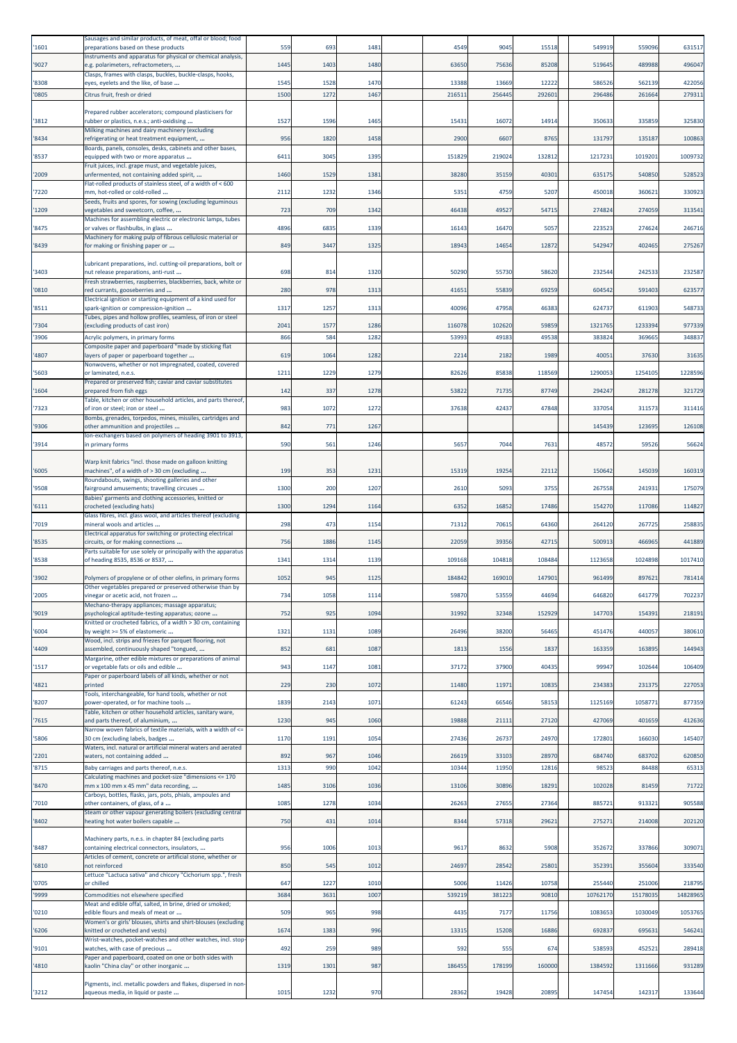| '1601 | Sausages and similar products, of meat, offal or blood; food preparations based on these products | 559 | 693 | 1481 | 4549 | 9045 | 15518 | 549919 | 559096 | 631517 |
|---|---|---|---|---|---|---|---|---|---|---|
| '9027 | Instruments and apparatus for physical or chemical analysis, e.g. polarimeters, refractometers, ... | 1445 | 1403 | 1480 | 63650 | 75636 | 85208 | 519645 | 489988 | 496047 |
| '8308 | Clasps, frames with clasps, buckles, buckle-clasps, hooks, eyes, eyelets and the like, of base ... | 1545 | 1528 | 1470 | 13388 | 13669 | 12222 | 586526 | 562139 | 422056 |
| '0805 | Citrus fruit, fresh or dried | 1500 | 1272 | 1467 | 216511 | 256445 | 292601 | 296486 | 261664 | 279311 |
| '3812 | Prepared rubber accelerators; compound plasticisers for rubber or plastics, n.e.s.; anti-oxidising ... | 1527 | 1596 | 1465 | 15431 | 16072 | 14914 | 350633 | 335859 | 325830 |
| '8434 | Milking machines and dairy machinery (excluding refrigerating or heat treatment equipment, ... | 956 | 1820 | 1458 | 2900 | 6607 | 8765 | 131797 | 135187 | 100863 |
| '8537 | Boards, panels, consoles, desks, cabinets and other bases, equipped with two or more apparatus ... | 6411 | 3045 | 1395 | 151829 | 219024 | 132812 | 1217231 | 1019201 | 1009732 |
| '2009 | Fruit juices, incl. grape must, and vegetable juices, unfermented, not containing added spirit, ... | 1460 | 1529 | 1381 | 38280 | 35159 | 40301 | 635175 | 540850 | 528523 |
| '7220 | Flat-rolled products of stainless steel, of a width of < 600 mm, hot-rolled or cold-rolled ... | 2112 | 1232 | 1346 | 5351 | 4759 | 5207 | 450018 | 360621 | 330923 |
| '1209 | Seeds, fruits and spores, for sowing (excluding leguminous vegetables and sweetcorn, coffee, ... | 723 | 709 | 1342 | 46438 | 49527 | 54715 | 274824 | 274059 | 313541 |
| '8475 | Machines for assembling electric or electronic lamps, tubes or valves or flashbulbs, in glass ... | 4896 | 6835 | 1339 | 16143 | 16470 | 5057 | 223523 | 274624 | 246716 |
| '8439 | Machinery for making pulp of fibrous cellulosic material or for making or finishing paper or ... | 849 | 3447 | 1325 | 18943 | 14654 | 12872 | 542947 | 402465 | 275267 |
| '3403 | Lubricant preparations, incl. cutting-oil preparations, bolt or nut release preparations, anti-rust ... | 698 | 814 | 1320 | 50290 | 55730 | 58620 | 232544 | 242533 | 232587 |
| '0810 | Fresh strawberries, raspberries, blackberries, back, white or red currants, gooseberries and ... | 280 | 978 | 1313 | 41651 | 55839 | 69259 | 604542 | 591403 | 623577 |
| '8511 | Electrical ignition or starting equipment of a kind used for spark-ignition or compression-ignition ... | 1317 | 1257 | 1313 | 40096 | 47958 | 46383 | 624737 | 611903 | 548733 |
| '7304 | Tubes, pipes and hollow profiles, seamless, of iron or steel (excluding products of cast iron) | 2041 | 1577 | 1286 | 116078 | 102620 | 59859 | 1321765 | 1233394 | 977339 |
| '3906 | Acrylic polymers, in primary forms | 866 | 584 | 1282 | 53993 | 49183 | 49538 | 383824 | 369665 | 348837 |
| '4807 | Composite paper and paperboard "made by sticking flat layers of paper or paperboard together ... | 619 | 1064 | 1282 | 2214 | 2182 | 1989 | 40051 | 37630 | 31635 |
| '5603 | Nonwovens, whether or not impregnated, coated, covered or laminated, n.e.s. | 1211 | 1229 | 1279 | 82626 | 85838 | 118569 | 1290053 | 1254105 | 1228596 |
| '1604 | Prepared or preserved fish; caviar and caviar substitutes prepared from fish eggs | 142 | 337 | 1278 | 53822 | 71735 | 87749 | 294247 | 281278 | 321729 |
| '7323 | Table, kitchen or other household articles, and parts thereof, of iron or steel; iron or steel ... | 983 | 1072 | 1272 | 37638 | 42437 | 47848 | 337054 | 311573 | 311416 |
| '9306 | Bombs, grenades, torpedos, mines, missiles, cartridges and other ammunition and projectiles ... | 842 | 771 | 1267 | | | | 145439 | 123695 | 126108 |
| '3914 | Ion-exchangers based on polymers of heading 3901 to 3913, in primary forms | 590 | 561 | 1246 | 5657 | 7044 | 7631 | 48572 | 59526 | 56624 |
| '6005 | Warp knit fabrics "incl. those made on galloon knitting machines", of a width of > 30 cm (excluding ... | 199 | 353 | 1231 | 15319 | 19254 | 22112 | 150642 | 145039 | 160319 |
| '9508 | Roundabouts, swings, shooting galleries and other fairground amusements; travelling circuses ... | 1300 | 200 | 1207 | 2610 | 5093 | 3755 | 267558 | 241931 | 175079 |
| '6111 | Babies' garments and clothing accessories, knitted or crocheted (excluding hats) | 1300 | 1294 | 1164 | 6352 | 16852 | 17486 | 154270 | 117086 | 114827 |
| '7019 | Glass fibres, incl. glass wool, and articles thereof (excluding mineral wools and articles ... | 298 | 473 | 1154 | 71312 | 70615 | 64360 | 264120 | 267725 | 258835 |
| '8535 | Electrical apparatus for switching or protecting electrical circuits, or for making connections ... | 756 | 1886 | 1145 | 22059 | 39356 | 42715 | 500913 | 466965 | 441889 |
| '8538 | Parts suitable for use solely or principally with the apparatus of heading 8535, 8536 or 8537, ... | 1341 | 1314 | 1139 | 109168 | 104818 | 108484 | 1123658 | 1024898 | 1017410 |
| '3902 | Polymers of propylene or of other olefins, in primary forms | 1052 | 945 | 1125 | 184842 | 169010 | 147901 | 961499 | 897621 | 781414 |
| '2005 | Other vegetables prepared or preserved otherwise than by vinegar or acetic acid, not frozen ... | 734 | 1058 | 1114 | 59870 | 53559 | 44694 | 646820 | 641779 | 702237 |
| '9019 | Mechano-therapy appliances; massage apparatus; psychological aptitude-testing apparatus; ozone ... | 752 | 925 | 1094 | 31992 | 32348 | 152929 | 147703 | 154391 | 218191 |
| '6004 | Knitted or crocheted fabrics, of a width > 30 cm, containing by weight >= 5% of elastomeric ... | 1321 | 1131 | 1089 | 26496 | 38200 | 56465 | 451476 | 440057 | 380610 |
| '4409 | Wood, incl. strips and friezes for parquet flooring, not assembled, continuously shaped "tongued, ... | 852 | 681 | 1087 | 1813 | 1556 | 1837 | 163359 | 163895 | 144943 |
| '1517 | Margarine, other edible mixtures or preparations of animal or vegetable fats or oils and edible ... | 943 | 1147 | 1081 | 37172 | 37900 | 40435 | 99947 | 102644 | 106409 |
| '4821 | Paper or paperboard labels of all kinds, whether or not printed | 229 | 230 | 1072 | 11480 | 11971 | 10835 | 234383 | 231375 | 227053 |
| '8207 | Tools, interchangeable, for hand tools, whether or not power-operated, or for machine tools ... | 1839 | 2143 | 1071 | 61243 | 66546 | 58153 | 1125169 | 1058771 | 877359 |
| '7615 | Table, kitchen or other household articles, sanitary ware, and parts thereof, of aluminium, ... | 1230 | 945 | 1060 | 19888 | 21111 | 27120 | 427069 | 401659 | 412636 |
| '5806 | Narrow woven fabrics of textile materials, with a width of <= 30 cm (excluding labels, badges ... | 1170 | 1191 | 1054 | 27436 | 26737 | 24970 | 172801 | 166030 | 145407 |
| '2201 | Waters, incl. natural or artificial mineral waters and aerated waters, not containing added ... | 892 | 967 | 1046 | 26619 | 33103 | 28970 | 684740 | 683702 | 620850 |
| '8715 | Baby carriages and parts thereof, n.e.s. | 1313 | 990 | 1042 | 10344 | 11950 | 12816 | 98523 | 84488 | 65313 |
| '8470 | Calculating machines and pocket-size "dimensions <= 170 mm x 100 mm x 45 mm" data recording, ... | 1485 | 3106 | 1036 | 13106 | 30896 | 18291 | 102028 | 81459 | 71722 |
| '7010 | Carboys, bottles, flasks, jars, pots, phials, ampoules and other containers, of glass, of a ... | 1085 | 1278 | 1034 | 26263 | 27655 | 27364 | 885721 | 913321 | 905588 |
| '8402 | Steam or other vapour generating boilers (excluding central heating hot water boilers capable ... | 750 | 431 | 1014 | 8344 | 57318 | 29621 | 275271 | 214008 | 202120 |
| '8487 | Machinery parts, n.e.s. in chapter 84 (excluding parts containing electrical connectors, insulators, ... | 956 | 1006 | 1013 | 9617 | 8632 | 5908 | 352672 | 337866 | 309071 |
| '6810 | Articles of cement, concrete or artificial stone, whether or not reinforced | 850 | 545 | 1012 | 24697 | 28542 | 25801 | 352391 | 355604 | 333540 |
| '0705 | Lettuce "Lactuca sativa" and chicory "Cichorium spp.", fresh or chilled | 647 | 1227 | 1010 | 5006 | 11426 | 10758 | 255440 | 251006 | 218795 |
| '9999 | Commodities not elsewhere specified | 3684 | 3631 | 1007 | 539219 | 381223 | 90810 | 10762170 | 15178035 | 14828965 |
| '0210 | Meat and edible offal, salted, in brine, dried or smoked; edible flours and meals of meat or ... | 509 | 965 | 998 | 4435 | 7177 | 11756 | 1083653 | 1030049 | 1053765 |
| '6206 | Women's or girls' blouses, shirts and shirt-blouses (excluding knitted or crocheted and vests) | 1674 | 1383 | 996 | 13315 | 15208 | 16886 | 692837 | 695631 | 546241 |
| '9101 | Wrist-watches, pocket-watches and other watches, incl. stop-watches, with case of precious ... | 492 | 259 | 989 | 592 | 555 | 674 | 538593 | 452521 | 289418 |
| '4810 | Paper and paperboard, coated on one or both sides with kaolin "China clay" or other inorganic ... | 1319 | 1301 | 987 | 186455 | 178199 | 160000 | 1384592 | 1311666 | 931289 |
| '3212 | Pigments, incl. metallic powders and flakes, dispersed in non-aqueous media, in liquid or paste ... | 1015 | 1232 | 970 | 28362 | 19428 | 20895 | 147454 | 142317 | 133644 |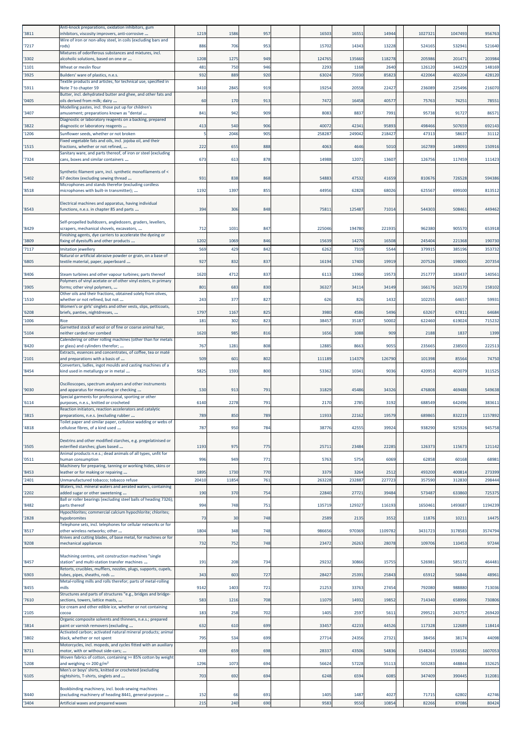| '3811 | Anti-knock preparations, oxidation inhibitors, gum inhibitors, viscosity improvers, anti-corrosive ... | 1219 | 1586 | 957 | 16503 | 16551 | 14944 | 1027321 | 1047493 | 956763 |
|---|---|---|---|---|---|---|---|---|---|---|
| '7217 | Wire of iron or non-alloy steel, in coils (excluding bars and rods) | 886 | 706 | 953 | 15702 | 14343 | 13228 | 524165 | 532941 | 521640 |
| '3302 | Mixtures of odoriferous substances and mixtures, incl. alcoholic solutions, based on one or ... | 1208 | 1275 | 949 | 124765 | 135660 | 118278 | 205986 | 201471 | 203984 |
| '1101 | Wheat or meslin flour | 481 | 750 | 946 | 2293 | 1168 | 2640 | 126120 | 144229 | 148169 |
| '3925 | Builders' ware of plastics, n.e.s. | 932 | 889 | 920 | 63024 | 75930 | 85823 | 422064 | 402204 | 428120 |
| '5911 | Textile products and articles, for technical use, specified in Note 7 to chapter 59 | 3410 | 2845 | 919 | 19254 | 20558 | 22427 | 236089 | 225496 | 216070 |
| '0405 | Butter, incl. dehydrated butter and ghee, and other fats and oils derived from milk; dairy ... | 60 | 170 | 913 | 7472 | 16458 | 40577 | 75763 | 74251 | 78551 |
| '3407 | Modelling pastes, incl. those put up for children's amusement; preparations known as "dental ... | 841 | 942 | 909 | 8083 | 8837 | 7991 | 95738 | 91727 | 86571 |
| '3822 | Diagnostic or laboratory reagents on a backing, prepared diagnostic or laboratory reagents ... | 413 | 540 | 906 | 40072 | 42341 | 95893 | 498466 | 507659 | 692143 |
| '1206 | Sunflower seeds, whether or not broken | 5 | 2046 | 905 | 258287 | 249042 | 218427 | 47313 | 58637 | 31112 |
| '1515 | Fixed vegetable fats and oils, incl. jojoba oil, and their fractions, whether or not refined, ... | 222 | 655 | 888 | 4063 | 4646 | 5010 | 162789 | 149093 | 150916 |
| '7324 | Sanitary ware, and parts thereof, of iron or steel (excluding cans, boxes and similar containers ... | 673 | 613 | 878 | 14988 | 12071 | 13607 | 126756 | 117459 | 111423 |
| '5402 | Synthetic filament yarn, incl. synthetic monofilaments of < 67 decitex (excluding sewing thread ... | 931 | 838 | 868 | 54883 | 47532 | 41659 | 810676 | 726528 | 594386 |
| '8518 | Microphones and stands therefor (excluding cordless microphones with built-in transmitter); ... | 1192 | 1397 | 855 | 44956 | 62828 | 68026 | 625567 | 699100 | 813512 |
| '8543 | Electrical machines and apparatus, having individual functions, n.e.s. in chapter 85 and parts ... | 394 | 306 | 848 | 75811 | 125487 | 71014 | 544303 | 508461 | 449462 |
| '8429 | Self-propelled bulldozers, angledozers, graders, levellers, scrapers, mechanical shovels, excavators, ... | 712 | 1031 | 847 | 225046 | 194780 | 221935 | 962380 | 905570 | 653918 |
| '3809 | Finishing agents, dye carriers to accelerate the dyeing or fixing of dyestuffs and other products ... | 1202 | 1069 | 846 | 15639 | 14270 | 16508 | 245404 | 221368 | 190730 |
| '7117 | Imitation jewellery | 569 | 429 | 842 | 6262 | 7319 | 5544 | 379915 | 385196 | 353732 |
| '6805 | Natural or artificial abrasive powder or grain, on a base of textile material, paper, paperboard ... | 927 | 832 | 837 | 16194 | 17400 | 19919 | 207526 | 198005 | 207354 |
| '8406 | Steam turbines and other vapour turbines; parts thereof | 1620 | 4712 | 837 | 6113 | 13960 | 19573 | 251777 | 183437 | 140561 |
| '3905 | Polymers of vinyl acetate or of other vinyl esters, in primary forms; other vinyl polymers, ... | 801 | 683 | 830 | 36327 | 34114 | 34149 | 166176 | 162170 | 158102 |
| '1510 | Other oils and their fractions, obtained solely from olives, whether or not refined, but not ... | 243 | 377 | 827 | 626 | 826 | 1432 | 102255 | 64657 | 59931 |
| '6208 | Women's or girls' singlets and other vests, slips, petticoats, briefs, panties, nightdresses, ... | 1797 | 1167 | 825 | 3980 | 4586 | 5496 | 63267 | 67811 | 64684 |
| '1006 | Rice | 181 | 302 | 823 | 38457 | 35187 | 50002 | 622460 | 619024 | 715232 |
| '5104 | Garnetted stock of wool or of fine or coarse animal hair, neither carded nor combed | 1620 | 985 | 816 | 1656 | 1088 | 909 | 2188 | 1837 | 1399 |
| '8420 | Calendering or other rolling machines (other than for metals or glass) and cylinders therefor; ... | 767 | 1281 | 808 | 12885 | 8663 | 9055 | 235665 | 238503 | 222513 |
| '2101 | Extracts, essences and concentrates, of coffee, tea or maté and preparations with a basis of ... | 509 | 601 | 802 | 111189 | 114379 | 126790 | 101398 | 85564 | 74750 |
| '8454 | Converters, ladles, ingot moulds and casting machines of a kind used in metallurgy or in metal ... | 5825 | 1593 | 800 | 53362 | 10341 | 9036 | 420953 | 402079 | 311525 |
| '9030 | Oscilloscopes, spectrum analysers and other instruments and apparatus for measuring or checking ... | 530 | 913 | 791 | 31829 | 45486 | 34326 | 476808 | 469488 | 549638 |
| '6114 | Special garments for professional, sporting or other purposes, n.e.s., knitted or crocheted | 6140 | 2278 | 791 | 2170 | 2785 | 3192 | 688549 | 642496 | 383611 |
| '3815 | Reaction initiators, reaction accelerators and catalytic preparations, n.e.s. (excluding rubber ... | 789 | 850 | 789 | 11933 | 22162 | 19579 | 689865 | 832219 | 1157892 |
| '4818 | Toilet paper and similar paper, cellulose wadding or webs of cellulose fibres, of a kind used ... | 787 | 950 | 784 | 38776 | 42555 | 39924 | 938290 | 925926 | 945758 |
| '3505 | Dextrins and other modified starches, e.g. pregelatinised or esterified starches; glues based ... | 1193 | 975 | 775 | 25711 | 23484 | 22285 | 126373 | 115673 | 121142 |
| '0511 | Animal products n.e.s.; dead animals of all types, unfit for human consumption | 996 | 949 | 771 | 5763 | 5754 | 6069 | 62858 | 60168 | 68981 |
| '8453 | Machinery for preparing, tanning or working hides, skins or leather or for making or repairing ... | 1895 | 1730 | 770 | 3379 | 3264 | 2512 | 493200 | 400814 | 273399 |
| '2401 | Unmanufactured tobacco; tobacco refuse | 20410 | 11854 | 761 | 263228 | 232887 | 227723 | 357590 | 312830 | 298444 |
| '2202 | Waters, incl. mineral waters and aerated waters, containing added sugar or other sweetening ... | 190 | 370 | 754 | 22840 | 27721 | 39484 | 573487 | 633860 | 725375 |
| '8482 | Ball or roller bearings (excluding steel balls of heading 7326); parts thereof | 994 | 748 | 751 | 135719 | 129327 | 116193 | 1650461 | 1493687 | 1194239 |
| '2828 | Hypochlorites; commercial calcium hypochlorite; chlorites; hypobromites | 73 | 30 | 748 | 2589 | 2135 | 3552 | 11876 | 10211 | 14475 |
| '8517 | Telephone sets, incl. telephones for cellular networks or for other wireless networks; other ... | 1804 | 348 | 748 | 986656 | 970369 | 1109782 | 3431723 | 3178583 | 3574794 |
| '8208 | Knives and cutting blades, of base metal, for machines or for mechanical appliances | 732 | 752 | 748 | 23472 | 26263 | 28078 | 109706 | 110453 | 97244 |
| '8457 | Machining centres, unit construction machines "single station" and multi-station transfer machines ... | 191 | 208 | 734 | 29232 | 30866 | 15755 | 526981 | 585172 | 464481 |
| '6903 | Retorts, crucibles, mufflers, nozzles, plugs, supports, cupels, tubes, pipes, sheaths, rods ... | 343 | 603 | 727 | 28427 | 25391 | 25843 | 65912 | 56846 | 48961 |
| '8455 | Metal-rolling mills and rolls therefor; parts of metal-rolling mills | 9142 | 1403 | 721 | 21253 | 33763 | 27454 | 792080 | 988880 | 713036 |
| '7610 | Structures and parts of structures "e.g., bridges and bridge-sections, towers, lattice masts, ... | 583 | 1216 | 708 | 11079 | 14932 | 19852 | 714340 | 658996 | 730806 |
| '2105 | Ice cream and other edible ice, whether or not containing cocoa | 183 | 258 | 702 | 1405 | 2597 | 5611 | 299521 | 243757 | 269420 |
| '3814 | Organic composite solvents and thinners, n.e.s.; prepared paint or varnish removers (excluding ... | 632 | 610 | 699 | 33457 | 42233 | 44526 | 117328 | 122689 | 118414 |
| '3802 | Activated carbon; activated natural mineral products; animal black, whether or not spent | 795 | 534 | 699 | 27714 | 24356 | 27321 | 38456 | 38174 | 44098 |
| '8711 | Motorcycles, incl. mopeds, and cycles fitted with an auxiliary motor, with or without side-cars; ... | 439 | 659 | 698 | 28337 | 43506 | 54836 | 1548264 | 1556582 | 1607053 |
| '5208 | Woven fabrics of cotton, containing >= 85% cotton by weight and weighing <= 200 g/m² | 1296 | 1073 | 694 | 56624 | 57228 | 55113 | 503283 | 448844 | 332625 |
| '6105 | Men's or boys' shirts, knitted or crocheted (excluding nightshirts, T-shirts, singlets and ... | 703 | 692 | 694 | 6248 | 6594 | 6085 | 347409 | 390445 | 312081 |
| '8440 | Bookbinding machinery, incl. book-sewing machines (excluding machinery of heading 8441, general-purpose ... | 152 | 66 | 691 | 1405 | 1487 | 4027 | 71715 | 62802 | 42746 |
| '3404 | Artificial waxes and prepared waxes | 215 | 240 | 690 | 9583 | 9550 | 10854 | 82266 | 87086 | 80424 |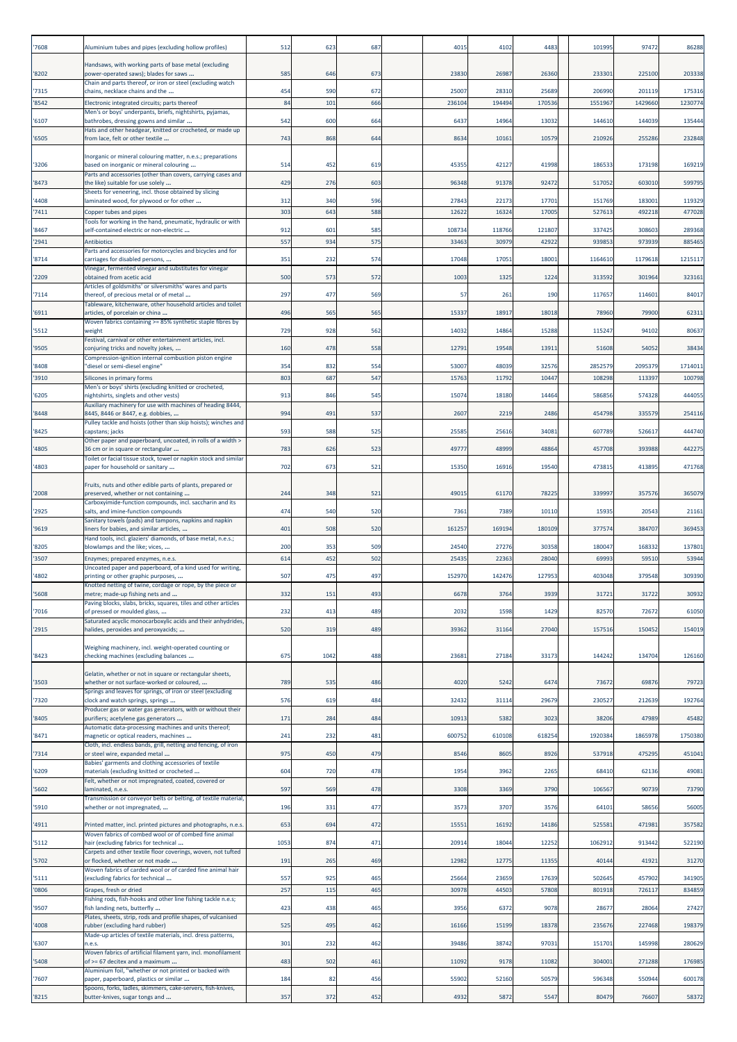| '7608 | Aluminium tubes and pipes (excluding hollow profiles) | 512 | 623 | 687 | | 4015 | 4102 | 4483 | | 101995 | 97472 | 86288 |
|---|---|---|---|---|---|---|---|---|---|---|---|---|
| '8202 | Handsaws, with working parts of base metal (excluding power-operated saws); blades for saws ... | 585 | 646 | 673 | | 23830 | 26987 | 26360 | | 233301 | 225100 | 203338 |
| '7315 | Chain and parts thereof, or iron or steel (excluding watch chains, necklace chains and the ... | 454 | 590 | 672 | | 25007 | 28310 | 25689 | | 206990 | 201119 | 175316 |
| '8542 | Electronic integrated circuits; parts thereof | 84 | 101 | 666 | | 236104 | 194494 | 170536 | | 1551967 | 1429660 | 1230774 |
| '6107 | Men's or boys' underpants, briefs, nightshirts, pyjamas, bathrobes, dressing gowns and similar ... | 542 | 600 | 664 | | 6437 | 14964 | 13032 | | 144610 | 144039 | 135444 |
| '6505 | Hats and other headgear, knitted or crocheted, or made up from lace, felt or other textile ... | 743 | 868 | 644 | | 8634 | 10161 | 10579 | | 210926 | 255286 | 232848 |
| '3206 | Inorganic or mineral colouring matter, n.e.s.; preparations based on inorganic or mineral colouring ... | 514 | 452 | 619 | | 45355 | 42127 | 41998 | | 186533 | 173198 | 169219 |
| '8473 | Parts and accessories (other than covers, carrying cases and the like) suitable for use solely ... | 429 | 276 | 603 | | 96348 | 91378 | 92472 | | 517052 | 603010 | 599795 |
| '4408 | Sheets for veneering, incl. those obtained by slicing laminated wood, for plywood or for other ... | 312 | 340 | 596 | | 27843 | 22173 | 17701 | | 151769 | 183001 | 119329 |
| '7411 | Copper tubes and pipes | 303 | 643 | 588 | | 12622 | 16324 | 17005 | | 527613 | 492218 | 477028 |
| '8467 | Tools for working in the hand, pneumatic, hydraulic or with self-contained electric or non-electric ... | 912 | 601 | 585 | | 108734 | 118766 | 121807 | | 337425 | 308603 | 289368 |
| '2941 | Antibiotics | 557 | 934 | 575 | | 33463 | 30979 | 42922 | | 939853 | 973939 | 885465 |
| '8714 | Parts and accessories for motorcycles and bicycles and for carriages for disabled persons, ... | 351 | 232 | 574 | | 17048 | 17051 | 18001 | | 1164610 | 1179618 | 1215117 |
| '2209 | Vinegar, fermented vinegar and substitutes for vinegar obtained from acetic acid | 500 | 573 | 572 | | 1003 | 1325 | 1224 | | 313592 | 301964 | 323161 |
| '7114 | Articles of goldsmiths' or silversmiths' wares and parts thereof, of precious metal or of metal ... | 297 | 477 | 569 | | 57 | 261 | 190 | | 117657 | 114601 | 84017 |
| '6911 | Tableware, kitchenware, other household articles and toilet articles, of porcelain or china ... | 496 | 565 | 565 | | 15337 | 18917 | 18018 | | 78960 | 79900 | 62311 |
| '5512 | Woven fabrics containing >= 85% synthetic staple fibres by weight | 729 | 928 | 562 | | 14032 | 14864 | 15288 | | 115247 | 94102 | 80637 |
| '9505 | Festival, carnival or other entertainment articles, incl. conjuring tricks and novelty jokes, ... | 160 | 478 | 558 | | 12791 | 19548 | 13911 | | 51608 | 54052 | 38434 |
| '8408 | Compression-ignition internal combustion piston engine "diesel or semi-diesel engine" | 354 | 832 | 554 | | 53007 | 48039 | 32576 | | 2852579 | 2095379 | 1714011 |
| '3910 | Silicones in primary forms | 803 | 687 | 547 | | 15763 | 11792 | 10447 | | 108298 | 113397 | 100798 |
| '6205 | Men's or boys' shirts (excluding knitted or crocheted, nightshirts, singlets and other vests) | 913 | 846 | 545 | | 15074 | 18180 | 14464 | | 586856 | 574328 | 444055 |
| '8448 | Auxiliary machinery for use with machines of heading 8444, 8445, 8446 or 8447, e.g. dobbies, ... | 994 | 491 | 537 | | 2607 | 2219 | 2486 | | 454798 | 335579 | 254116 |
| '8425 | Pulley tackle and hoists (other than skip hoists); winches and capstans; jacks | 593 | 588 | 525 | | 25585 | 25616 | 34081 | | 607789 | 526617 | 444740 |
| '4805 | Other paper and paperboard, uncoated, in rolls of a width > 36 cm or in square or rectangular ... | 783 | 626 | 523 | | 49777 | 48999 | 48864 | | 457708 | 393988 | 442275 |
| '4803 | Toilet or facial tissue stock, towel or napkin stock and similar paper for household or sanitary ... | 702 | 673 | 521 | | 15350 | 16916 | 19540 | | 473815 | 413895 | 471768 |
| '2008 | Fruits, nuts and other edible parts of plants, prepared or preserved, whether or not containing ... | 244 | 348 | 521 | | 49015 | 61170 | 78225 | | 339997 | 357576 | 365079 |
| '2925 | Carboxyimide-function compounds, incl. saccharin and its salts, and imine-function compounds | 474 | 540 | 520 | | 7361 | 7389 | 10110 | | 15935 | 20543 | 21161 |
| '9619 | Sanitary towels (pads) and tampons, napkins and napkin liners for babies, and similar articles, ... | 401 | 508 | 520 | | 161257 | 169194 | 180109 | | 377574 | 384707 | 369453 |
| '8205 | Hand tools, incl. glaziers' diamonds, of base metal, n.e.s.; blowlamps and the like; vices, ... | 200 | 353 | 509 | | 24540 | 27276 | 30358 | | 180047 | 168332 | 137801 |
| '3507 | Enzymes; prepared enzymes, n.e.s. | 614 | 452 | 502 | | 25435 | 22363 | 28040 | | 69993 | 59510 | 53944 |
| '4802 | Uncoated paper and paperboard, of a kind used for writing, printing or other graphic purposes, ... | 507 | 475 | 497 | | 152970 | 142476 | 127953 | | 403048 | 379548 | 309390 |
| '5608 | Knotted netting of twine, cordage or rope, by the piece or metre; made-up fishing nets and ... | 332 | 151 | 493 | | 6678 | 3764 | 3939 | | 31721 | 31722 | 30932 |
| '7016 | Paving blocks, slabs, bricks, squares, tiles and other articles of pressed or moulded glass, ... | 232 | 413 | 489 | | 2032 | 1598 | 1429 | | 82570 | 72672 | 61050 |
| '2915 | Saturated acyclic monocarboxylic acids and their anhydrides, halides, peroxides and peroxyacids; ... | 520 | 319 | 489 | | 39362 | 31164 | 27040 | | 157516 | 150452 | 154019 |
| '8423 | Weighing machinery, incl. weight-operated counting or checking machines (excluding balances ... | 675 | 1042 | 488 | | 23681 | 27184 | 33173 | | 144242 | 134704 | 126160 |
| '3503 | Gelatin, whether or not in square or rectangular sheets, whether or not surface-worked or coloured, ... | 789 | 535 | 486 | | 4020 | 5242 | 6474 | | 73672 | 69876 | 79723 |
| '7320 | Springs and leaves for springs, of iron or steel (excluding clock and watch springs, springs ... | 576 | 619 | 484 | | 32432 | 31114 | 29679 | | 230527 | 212639 | 192764 |
| '8405 | Producer gas or water gas generators, with or without their purifiers; acetylene gas generators ... | 171 | 284 | 484 | | 10913 | 5382 | 3023 | | 38206 | 47989 | 45482 |
| '8471 | Automatic data-processing machines and units thereof; magnetic or optical readers, machines ... | 241 | 232 | 481 | | 600752 | 610108 | 618254 | | 1920384 | 1865978 | 1750380 |
| '7314 | Cloth, incl. endless bands, grill, netting and fencing, of iron or steel wire, expanded metal ... | 975 | 450 | 479 | | 8546 | 8605 | 8926 | | 537918 | 475295 | 451041 |
| '6209 | Babies' garments and clothing accessories of textile materials (excluding knitted or crocheted ... | 604 | 720 | 478 | | 1954 | 3962 | 2265 | | 68410 | 62136 | 49081 |
| '5602 | Felt, whether or not impregnated, coated, covered or laminated, n.e.s. | 597 | 569 | 478 | | 3308 | 3369 | 3790 | | 106567 | 90739 | 73790 |
| '5910 | Transmission or conveyor belts or belting, of textile material, whether or not impregnated, ... | 196 | 331 | 477 | | 3573 | 3707 | 3576 | | 64101 | 58656 | 56005 |
| '4911 | Printed matter, incl. printed pictures and photographs, n.e.s. | 653 | 694 | 472 | | 15551 | 16192 | 14186 | | 525581 | 471981 | 357582 |
| '5112 | Woven fabrics of combed wool or of combed fine animal hair (excluding fabrics for technical ... | 1053 | 874 | 471 | | 20914 | 18044 | 12252 | | 1062912 | 913442 | 522190 |
| '5702 | Carpets and other textile floor coverings, woven, not tufted or flocked, whether or not made ... | 191 | 265 | 469 | | 12982 | 12775 | 11355 | | 40144 | 41921 | 31270 |
| '5111 | Woven fabrics of carded wool or of carded fine animal hair (excluding fabrics for technical ... | 557 | 925 | 465 | | 25664 | 23659 | 17639 | | 502645 | 457902 | 341905 |
| '0806 | Grapes, fresh or dried | 257 | 115 | 465 | | 30978 | 44503 | 57808 | | 801918 | 726117 | 834859 |
| '9507 | Fishing rods, fish-hooks and other line fishing tackle n.e.s; fish landing nets, butterfly ... | 423 | 438 | 465 | | 3956 | 6372 | 9078 | | 28677 | 28064 | 27427 |
| '4008 | Plates, sheets, strip, rods and profile shapes, of vulcanised rubber (excluding hard rubber) | 525 | 495 | 462 | | 16166 | 15199 | 18378 | | 235676 | 227468 | 198379 |
| '6307 | Made-up articles of textile materials, incl. dress patterns, n.e.s. | 301 | 232 | 462 | | 39486 | 38742 | 97031 | | 151701 | 145998 | 280629 |
| '5408 | Woven fabrics of artificial filament yarn, incl. monofilament of >= 67 decitex and a maximum ... | 483 | 502 | 461 | | 11092 | 9178 | 11082 | | 304001 | 271288 | 176985 |
| '7607 | Aluminium foil, "whether or not printed or backed with paper, paperboard, plastics or similar ... | 184 | 82 | 456 | | 55902 | 52160 | 50579 | | 596348 | 550944 | 600178 |
| '8215 | Spoons, forks, ladles, skimmers, cake-servers, fish-knives, butter-knives, sugar tongs and ... | 357 | 372 | 452 | | 4932 | 5872 | 5547 | | 80479 | 76607 | 58372 |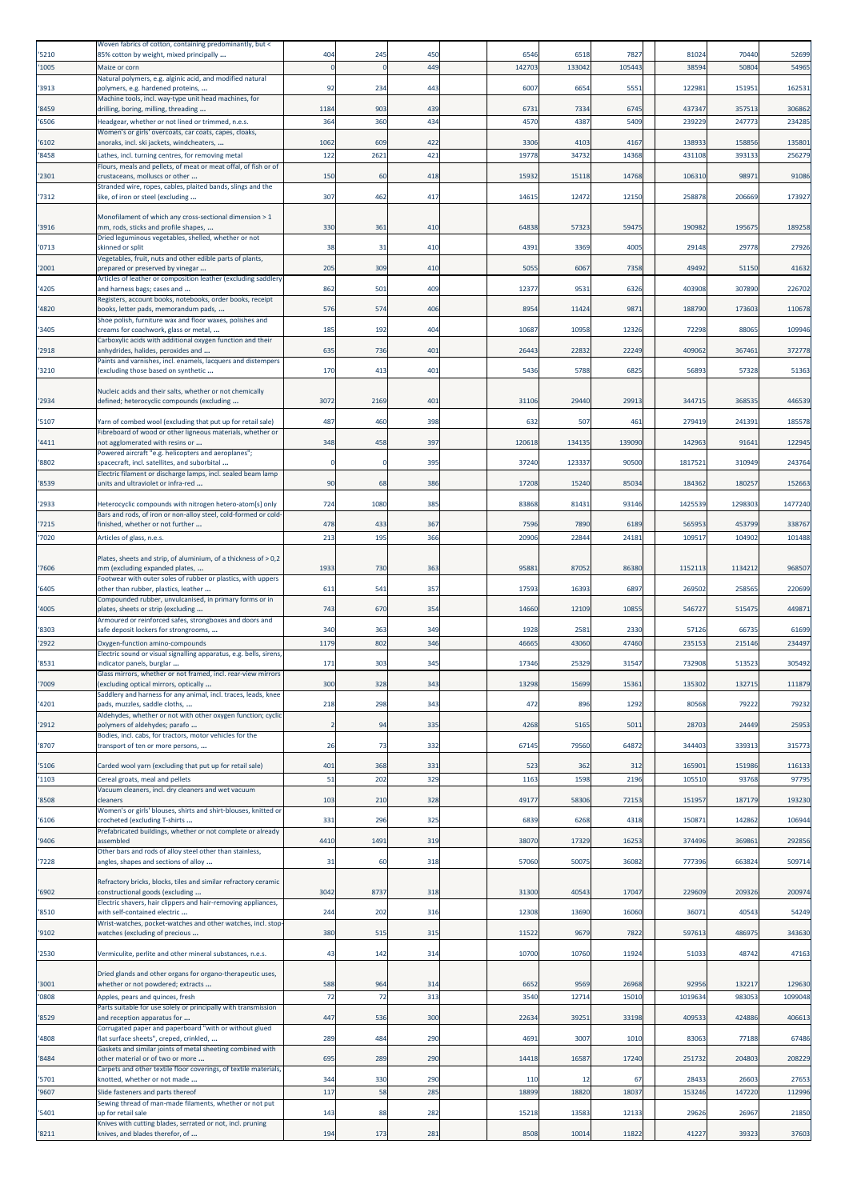| | | | | | | | | | | |
|---|---|---|---|---|---|---|---|---|---|---|
| '5210 | Woven fabrics of cotton, containing predominantly, but < 85% cotton by weight, mixed principally ... | 404 | 245 | 450 | 6546 | 6518 | 7827 | 81024 | 70440 | 52699 |
| '1005 | Maize or corn | 0 | 0 | 449 | 142703 | 133042 | 105443 | 38594 | 50804 | 54965 |
| '3913 | Natural polymers, e.g. alginic acid, and modified natural polymers, e.g. hardened proteins, ... | 92 | 234 | 443 | 6007 | 6654 | 5551 | 122981 | 151951 | 162531 |
| '8459 | Machine tools, incl. way-type unit head machines, for drilling, boring, milling, threading ... | 1184 | 903 | 439 | 6731 | 7334 | 6745 | 437347 | 357513 | 306862 |
| '6506 | Headgear, whether or not lined or trimmed, n.e.s. | 364 | 360 | 434 | 4570 | 4387 | 5409 | 239229 | 247773 | 234285 |
| '6102 | Women's or girls' overcoats, car coats, capes, cloaks, anoraks, incl. ski jackets, windcheaters, ... | 1062 | 609 | 422 | 3306 | 4103 | 4167 | 138933 | 158856 | 135801 |
| '8458 | Lathes, incl. turning centres, for removing metal | 122 | 2621 | 421 | 19778 | 34732 | 14368 | 431108 | 393133 | 256279 |
| '2301 | Flours, meals and pellets, of meat or meat offal, of fish or of crustaceans, molluscs or other ... | 150 | 60 | 418 | 15932 | 15118 | 14768 | 106310 | 98971 | 91086 |
| '7312 | Stranded wire, ropes, cables, plaited bands, slings and the like, of iron or steel (excluding ... | 307 | 462 | 417 | 14615 | 12472 | 12150 | 258878 | 206669 | 173927 |
| '3916 | Monofilament of which any cross-sectional dimension > 1 mm, rods, sticks and profile shapes, ... | 330 | 361 | 410 | 64838 | 57323 | 59475 | 190982 | 195675 | 189258 |
| '0713 | Dried leguminous vegetables, shelled, whether or not skinned or split | 38 | 31 | 410 | 4391 | 3369 | 4005 | 29148 | 29778 | 27926 |
| '2001 | Vegetables, fruit, nuts and other edible parts of plants, prepared or preserved by vinegar ... | 205 | 309 | 410 | 5055 | 6067 | 7358 | 49492 | 51150 | 41632 |
| '4205 | Articles of leather or composition leather (excluding saddlery and harness bags; cases and ... | 862 | 501 | 409 | 12377 | 9531 | 6326 | 403908 | 307890 | 226702 |
| '4820 | Registers, account books, notebooks, order books, receipt books, letter pads, memorandum pads, ... | 576 | 574 | 406 | 8954 | 11424 | 9871 | 188790 | 173603 | 110678 |
| '3405 | Shoe polish, furniture wax and floor waxes, polishes and creams for coachwork, glass or metal, ... | 185 | 192 | 404 | 10687 | 10958 | 12326 | 72298 | 88065 | 109946 |
| '2918 | Carboxylic acids with additional oxygen function and their anhydrides, halides, peroxides and ... | 635 | 736 | 401 | 26443 | 22832 | 22249 | 409062 | 367461 | 372778 |
| '3210 | Paints and varnishes, incl. enamels, lacquers and distempers (excluding those based on synthetic ... | 170 | 413 | 401 | 5436 | 5788 | 6825 | 56893 | 57328 | 51363 |
| '2934 | Nucleic acids and their salts, whether or not chemically defined; heterocyclic compounds (excluding ... | 3072 | 2169 | 401 | 31106 | 29440 | 29913 | 344715 | 368535 | 446539 |
| '5107 | Yarn of combed wool (excluding that put up for retail sale) | 487 | 460 | 398 | 632 | 507 | 461 | 279419 | 241391 | 185578 |
| '4411 | Fibreboard of wood or other ligneous materials, whether or not agglomerated with resins or ... | 348 | 458 | 397 | 120618 | 134135 | 139090 | 142963 | 91641 | 122945 |
| '8802 | Powered aircraft "e.g. helicopters and aeroplanes"; spacecraft, incl. satellites, and suborbital ... | 0 | 0 | 395 | 37240 | 123337 | 90500 | 1817521 | 310949 | 243764 |
| '8539 | Electric filament or discharge lamps, incl. sealed beam lamp units and ultraviolet or infra-red ... | 90 | 68 | 386 | 17208 | 15240 | 85034 | 184362 | 180257 | 152663 |
| '2933 | Heterocyclic compounds with nitrogen hetero-atom[s] only | 724 | 1080 | 385 | 83868 | 81431 | 93146 | 1425539 | 1298303 | 1477240 |
| '7215 | Bars and rods, of iron or non-alloy steel, cold-formed or cold-finished, whether or not further ... | 478 | 433 | 367 | 7596 | 7890 | 6189 | 565953 | 453799 | 338767 |
| '7020 | Articles of glass, n.e.s. | 213 | 195 | 366 | 20906 | 22844 | 24181 | 109517 | 104902 | 101488 |
| '7606 | Plates, sheets and strip, of aluminium, of a thickness of > 0,2 mm (excluding expanded plates, ... | 1933 | 730 | 363 | 95881 | 87052 | 86380 | 1152113 | 1134212 | 968507 |
| '6405 | Footwear with outer soles of rubber or plastics, with uppers other than rubber, plastics, leather ... | 611 | 541 | 357 | 17593 | 16393 | 6897 | 269502 | 258565 | 220699 |
| '4005 | Compounded rubber, unvulcanised, in primary forms or in plates, sheets or strip (excluding ... | 743 | 670 | 354 | 14660 | 12109 | 10855 | 546727 | 515475 | 449871 |
| '8303 | Armoured or reinforced safes, strongboxes and doors and safe deposit lockers for strongrooms, ... | 340 | 363 | 349 | 1928 | 2581 | 2330 | 57126 | 66735 | 61699 |
| '2922 | Oxygen-function amino-compounds | 1179 | 802 | 346 | 46665 | 43060 | 47460 | 235153 | 215146 | 234497 |
| '8531 | Electric sound or visual signalling apparatus, e.g. bells, sirens, indicator panels, burglar ... | 171 | 303 | 345 | 17346 | 25329 | 31547 | 732908 | 513523 | 305492 |
| '7009 | Glass mirrors, whether or not framed, incl. rear-view mirrors (excluding optical mirrors, optically ... | 300 | 328 | 343 | 13298 | 15699 | 15361 | 135302 | 132715 | 111879 |
| '4201 | Saddlery and harness for any animal, incl. traces, leads, knee pads, muzzles, saddle cloths, ... | 218 | 298 | 343 | 472 | 896 | 1292 | 80568 | 79222 | 79232 |
| '2912 | Aldehydes, whether or not with other oxygen function; cyclic polymers of aldehydes; parafo ... | 2 | 94 | 335 | 4268 | 5165 | 5011 | 28703 | 24449 | 25953 |
| '8707 | Bodies, incl. cabs, for tractors, motor vehicles for the transport of ten or more persons, ... | 26 | 73 | 332 | 67145 | 79560 | 64872 | 344403 | 339313 | 315773 |
| '5106 | Carded wool yarn (excluding that put up for retail sale) | 401 | 368 | 331 | 523 | 362 | 312 | 165901 | 151986 | 116133 |
| '1103 | Cereal groats, meal and pellets | 51 | 202 | 329 | 1163 | 1598 | 2196 | 105510 | 93768 | 97795 |
| '8508 | Vacuum cleaners, incl. dry cleaners and wet vacuum cleaners | 103 | 210 | 328 | 49177 | 58306 | 72153 | 151957 | 187179 | 193230 |
| '6106 | Women's or girls' blouses, shirts and shirt-blouses, knitted or crocheted (excluding T-shirts ... | 331 | 296 | 325 | 6839 | 6268 | 4318 | 150871 | 142862 | 106944 |
| '9406 | Prefabricated buildings, whether or not complete or already assembled | 4410 | 1491 | 319 | 38070 | 17329 | 16253 | 374496 | 369861 | 292856 |
| '7228 | Other bars and rods of alloy steel other than stainless, angles, shapes and sections of alloy ... | 31 | 60 | 318 | 57060 | 50075 | 36082 | 777396 | 663824 | 509714 |
| '6902 | Refractory bricks, blocks, tiles and similar refractory ceramic constructional goods (excluding ... | 3042 | 8737 | 318 | 31300 | 40543 | 17047 | 229609 | 209326 | 200974 |
| '8510 | Electric shavers, hair clippers and hair-removing appliances, with self-contained electric ... | 244 | 202 | 316 | 12308 | 13690 | 16060 | 36071 | 40543 | 54249 |
| '9102 | Wrist-watches, pocket-watches and other watches, incl. stop-watches (excluding of precious ... | 380 | 515 | 315 | 11522 | 9679 | 7822 | 597613 | 486975 | 343630 |
| '2530 | Vermiculite, perlite and other mineral substances, n.e.s. | 43 | 142 | 314 | 10700 | 10760 | 11924 | 51033 | 48742 | 47163 |
| '3001 | Dried glands and other organs for organo-therapeutic uses, whether or not powdered; extracts ... | 588 | 964 | 314 | 6652 | 9569 | 26968 | 92956 | 132217 | 129630 |
| '0808 | Apples, pears and quinces, fresh | 72 | 72 | 313 | 3540 | 12714 | 15010 | 1019634 | 983053 | 1099048 |
| '8529 | Parts suitable for use solely or principally with transmission and reception apparatus for ... | 447 | 536 | 300 | 22634 | 39251 | 33198 | 409533 | 424886 | 406613 |
| '4808 | Corrugated paper and paperboard "with or without glued flat surface sheets", creped, crinkled, ... | 289 | 484 | 290 | 4691 | 3007 | 1010 | 83063 | 77188 | 67486 |
| '8484 | Gaskets and similar joints of metal sheeting combined with other material or of two or more ... | 695 | 289 | 290 | 14418 | 16587 | 17240 | 251732 | 204803 | 208229 |
| '5701 | Carpets and other textile floor coverings, of textile materials, knotted, whether or not made ... | 344 | 330 | 290 | 110 | 12 | 67 | 28433 | 26603 | 27653 |
| '9607 | Slide fasteners and parts thereof | 117 | 58 | 285 | 18899 | 18820 | 18037 | 153246 | 147220 | 112996 |
| '5401 | Sewing thread of man-made filaments, whether or not put up for retail sale | 143 | 88 | 282 | 15218 | 13583 | 12133 | 29626 | 26967 | 21850 |
| '8211 | Knives with cutting blades, serrated or not, incl. pruning knives, and blades therefor, of ... | 194 | 173 | 281 | 8508 | 10014 | 11822 | 41227 | 39323 | 37603 |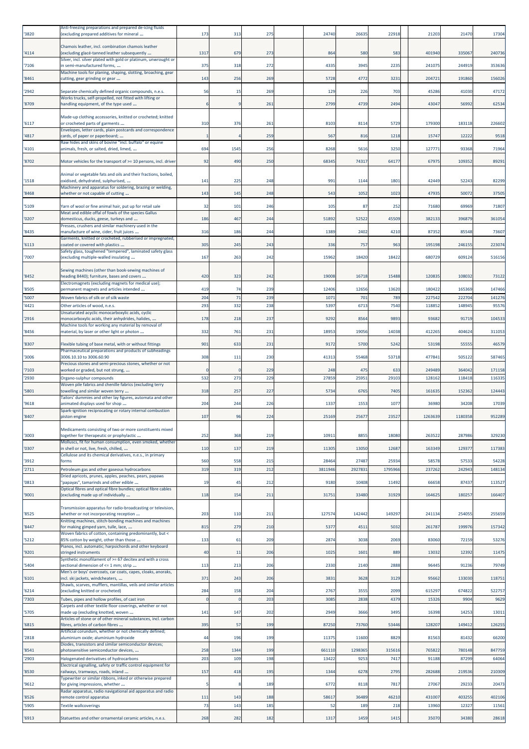| | | | | | | | | | | |
|---|---|---|---|---|---|---|---|---|---|---|
| '3820 | Anti-freezing preparations and prepared de-icing fluids (excluding prepared additives for mineral ... | 173 | 313 | 275 | 24740 | 26635 | 22918 | 21203 | 21470 | 17304 |
| '4114 | Chamois leather, incl. combination chamois leather (excluding glacé-tanned leather subsequently ... | 1317 | 679 | 273 | 864 | 580 | 583 | 401940 | 335067 | 240736 |
| '7106 | Silver, incl. silver plated with gold or platinum, unwrought or in semi-manufactured forms, ... | 375 | 318 | 272 | 4335 | 3945 | 2235 | 241075 | 244919 | 353636 |
| '8461 | Machine tools for planing, shaping, slotting, broaching, gear cutting, gear grinding or gear ... | 143 | 256 | 269 | 5728 | 4772 | 3231 | 204721 | 191860 | 156026 |
| '2942 | Separate chemically defined organic compounds, n.e.s. | 56 | 15 | 269 | 129 | 226 | 703 | 45286 | 41030 | 47172 |
| '8709 | Works trucks, self-propelled, not fitted with lifting or handling equipment, of the type used ... | 6 | 9 | 261 | 2799 | 4739 | 2494 | 43047 | 56992 | 62534 |
| '6117 | Made-up clothing accessories, knitted or crocheted; knitted or crocheted parts of garments ... | 310 | 376 | 261 | 8103 | 8114 | 5729 | 179300 | 183118 | 226602 |
| '4817 | Envelopes, letter cards, plain postcards and correspondence cards, of paper or paperboard; ... | 1 | 4 | 259 | 567 | 816 | 1218 | 15747 | 12222 | 9518 |
| '4101 | Raw hides and skins of bovine "incl. buffalo" or equine animals, fresh, or salted, dried, limed, ... | 694 | 1545 | 256 | 8268 | 5616 | 3250 | 127771 | 93368 | 71964 |
| '8702 | Motor vehicles for the transport of >= 10 persons, incl. driver | 92 | 490 | 250 | 68345 | 74317 | 64177 | 67975 | 109352 | 89291 |
| '1518 | Animal or vegetable fats and oils and their fractions, boiled, oxidised, dehydrated, sulphurised, ... | 141 | 225 | 248 | 991 | 1144 | 1801 | 42449 | 52243 | 82299 |
| '8468 | Machinery and apparatus for soldering, brazing or welding, whether or not capable of cutting ... | 143 | 145 | 248 | 543 | 1052 | 1023 | 47935 | 50072 | 37505 |
| '5109 | Yarn of wool or fine animal hair, put up for retail sale | 32 | 101 | 246 | 105 | 87 | 252 | 71680 | 69969 | 71807 |
| '0207 | Meat and edible offal of fowls of the species Gallus domesticus, ducks, geese, turkeys and ... | 186 | 467 | 244 | 51892 | 52522 | 45509 | 382133 | 396879 | 361054 |
| '8435 | Presses, crushers and similar machinery used in the manufacture of wine, cider, fruit juices ... | 316 | 186 | 244 | 1389 | 2402 | 4210 | 87352 | 85548 | 73607 |
| '6113 | Garments, knitted or crocheted, rubberised or impregnated, coated or covered with plastics ... | 305 | 245 | 243 | 336 | 757 | 963 | 195198 | 246155 | 223074 |
| '7007 | Safety glass, toughened "tempered", laminated safety glass (excluding multiple-walled insulating ... | 167 | 263 | 242 | 15962 | 18420 | 18422 | 680729 | 609124 | 516156 |
| '8452 | Sewing machines (other than book-sewing machines of heading 8440); furniture, bases and covers ... | 420 | 323 | 242 | 19008 | 16718 | 15488 | 120835 | 108032 | 73122 |
| '8505 | Electromagnets (excluding magnets for medical use); permanent magnets and articles intended ... | 419 | 74 | 239 | 12406 | 12656 | 13620 | 180422 | 165369 | 147466 |
| '5007 | Woven fabrics of silk or of silk waste | 204 | 71 | 239 | 1071 | 701 | 789 | 227542 | 222704 | 141276 |
| '4421 | Other articles of wood, n.e.s. | 293 | 332 | 238 | 5397 | 6713 | 7540 | 118852 | 148945 | 95576 |
| '2916 | Unsaturated acyclic monocarboxylic acids, cyclic monocarboxylic acids, their anhydrides, halides, ... | 178 | 218 | 237 | 9292 | 8564 | 9893 | 93682 | 91719 | 104533 |
| '8456 | Machine tools for working any material by removal of material, by laser or other light or photon ... | 332 | 761 | 231 | 18953 | 19056 | 14038 | 412265 | 404624 | 311053 |
| '8307 | Flexible tubing of base metal, with or without fittings | 901 | 633 | 231 | 9172 | 5700 | 5242 | 53198 | 55555 | 46579 |
| '3006 | Pharmaceutical preparations and products of subheadings 3006.10.10 to 3006.60.90 | 308 | 111 | 230 | 41313 | 55468 | 53718 | 477841 | 505122 | 587465 |
| '7103 | Precious stones and semi-precious stones, whether or not worked or graded, but not strung, ... | 0 | 0 | 229 | 248 | 475 | 633 | 249489 | 364042 | 171158 |
| '2930 | Organo-sulphur compounds | 532 | 273 | 229 | 27859 | 25951 | 29103 | 128162 | 118418 | 116335 |
| '5801 | Woven pile fabrics and chenille fabrics (excluding terry towelling and similar woven terry ... | 318 | 257 | 227 | 5734 | 6765 | 7405 | 161635 | 152362 | 124443 |
| '9618 | Tailors' dummies and other lay figures, automata and other animated displays used for shop ... | 204 | 244 | 226 | 1337 | 1553 | 1077 | 36980 | 34208 | 17039 |
| '8407 | Spark-ignition reciprocating or rotary internal combustion piston engine | 107 | 96 | 224 | 25169 | 25677 | 23527 | 1263639 | 1180358 | 952289 |
| '3003 | Medicaments consisting of two or more constituents mixed together for therapeutic or prophylactic ... | 252 | 368 | 219 | 10911 | 8855 | 18080 | 263522 | 287986 | 329230 |
| '0307 | Molluscs, fit for human consumption, even smoked, whether in shell or not, live, fresh, chilled, ... | 110 | 137 | 219 | 11305 | 13050 | 12687 | 163349 | 129377 | 117383 |
| '3912 | Cellulose and its chemical derivatives, n.e.s., in primary forms | 560 | 558 | 215 | 28464 | 27487 | 25934 | 58578 | 57533 | 54228 |
| '2711 | Petroleum gas and other gaseous hydrocarbons | 319 | 319 | 212 | 3811946 | 2927831 | 1795966 | 237262 | 242943 | 148134 |
| '0813 | Dried apricots, prunes, apples, peaches, pears, papaws "papayas", tamarinds and other edible ... | 19 | 45 | 212 | 9180 | 10408 | 11492 | 66658 | 87437 | 113527 |
| '9001 | Optical fibres and optical fibre bundles; optical fibre cables (excluding made up of individually ... | 118 | 154 | 211 | 31751 | 33480 | 31929 | 164625 | 180257 | 166407 |
| '8525 | Transmission apparatus for radio-broadcasting or television, whether or not incorporating reception ... | 203 | 110 | 211 | 127574 | 142442 | 149297 | 241134 | 254055 | 255659 |
| '8447 | Knitting machines, stitch-bonding machines and machines for making gimped yarn, tulle, lace, ... | 815 | 279 | 210 | 5377 | 4511 | 5032 | 261787 | 199976 | 157342 |
| '5212 | Woven fabrics of cotton, containing predominantly, but < 85% cotton by weight, other than those ... | 133 | 61 | 209 | 2874 | 3038 | 2069 | 83060 | 72159 | 53276 |
| '9201 | Pianos, incl. automatic; harpsichords and other keyboard stringed instruments | 40 | 11 | 206 | 1025 | 1601 | 889 | 13032 | 12392 | 11475 |
| '5404 | Synthetic monofilament of >= 67 decitex and with a cross sectional dimension of <= 1 mm; strip ... | 113 | 213 | 206 | 2330 | 2140 | 2888 | 96445 | 91236 | 79749 |
| '6101 | Men's or boys' overcoats, car coats, capes, cloaks, anoraks, incl. ski jackets, windcheaters, ... | 371 | 243 | 206 | 3831 | 3628 | 3129 | 95662 | 133030 | 118751 |
| '6214 | Shawls, scarves, mufflers, mantillas, veils and similar articles (excluding knitted or crocheted) | 284 | 158 | 204 | 2767 | 3555 | 2099 | 615297 | 674822 | 522757 |
| '7303 | Tubes, pipes and hollow profiles, of cast iron | 0 | 0 | 203 | 3085 | 2838 | 4379 | 15326 | 9904 | 9629 |
| '5705 | Carpets and other textile floor coverings, whether or not made up (excluding knotted, woven ... | 141 | 147 | 202 | 2949 | 3666 | 3495 | 16398 | 14253 | 13011 |
| '6815 | Articles of stone or of other mineral substances, incl. carbon fibres, articles of carbon fibres ... | 395 | 57 | 199 | 87250 | 73760 | 53446 | 128207 | 149412 | 126255 |
| '2818 | Artificial corundum, whether or not chemically defined; aluminium oxide; aluminium hydroxide | 44 | 196 | 199 | 11375 | 11600 | 8829 | 81563 | 81432 | 66200 |
| '8541 | Diodes, transistors and similar semiconductor devices; photosensitive semiconductor devices, ... | 258 | 1344 | 199 | 661110 | 1298365 | 315616 | 765822 | 780148 | 847759 |
| '2903 | Halogenated derivatives of hydrocarbons | 203 | 109 | 198 | 13422 | 9253 | 7417 | 91188 | 87299 | 64064 |
| '8530 | Electrical signalling, safety or traffic control equipment for railways, tramways, roads, inland ... | 157 | 418 | 195 | 1344 | 6278 | 2795 | 282688 | 219536 | 210309 |
| '9612 | Typewriter or similar ribbons, inked or otherwise prepared for giving impressions, whether ... | 5 | 8 | 189 | 6772 | 8118 | 7817 | 27067 | 29233 | 20473 |
| '8526 | Radar apparatus, radio navigational aid apparatus and radio remote control apparatus | 111 | 143 | 188 | 58617 | 36489 | 46210 | 431007 | 403255 | 402106 |
| '5905 | Textile wallcoverings | 73 | 143 | 185 | 52 | 189 | 218 | 13960 | 12327 | 11561 |
| '6913 | Statuettes and other ornamental ceramic articles, n.e.s. | 268 | 282 | 182 | 1317 | 1459 | 1415 | 35070 | 34380 | 28618 |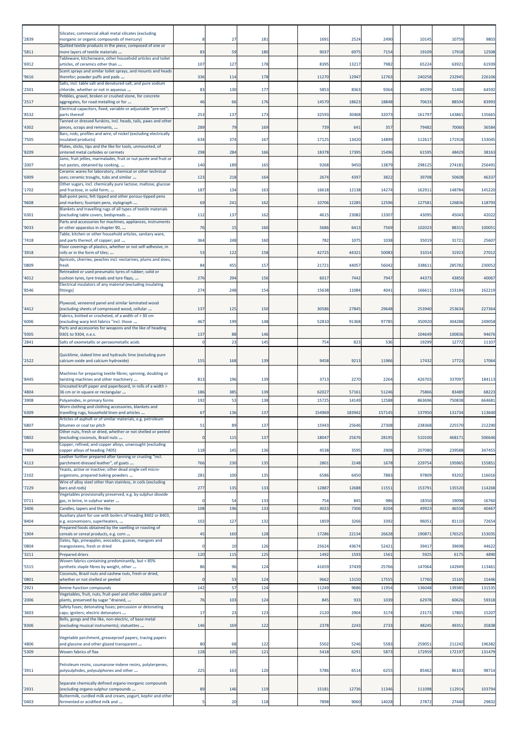| '2839 | Silicates; commercial alkali metal silicates (excluding inorganic or organic compounds of mercury) | 8 | 27 | 181 | 1691 | 2524 | 2490 | 10145 | 10759 | 9803 |
|---|---|---|---|---|---|---|---|---|---|---|
| '5811 | Quilted textile products in the piece, composed of one or more layers of textile materials ... | 83 | 59 | 180 | 9037 | 6975 | 7154 | 19109 | 17918 | 12508 |
| '6912 | Tableware, kitchenware, other household articles and toilet articles, of ceramics other than ... | 107 | 127 | 178 | 8395 | 13217 | 7982 | 65224 | 63921 | 61939 |
| '9616 | Scent sprays and similar toilet sprays, and mounts and heads therefor; powder puffs and pads ... | 336 | 114 | 178 | 11270 | 12947 | 12763 | 240258 | 232945 | 226106 |
| '2501 | Salts, incl. table salt and denatured salt, and pure sodium chloride, whether or not in aqueous ... | 83 | 130 | 177 | 5853 | 8363 | 9364 | 49299 | 51400 | 64592 |
| '2517 | Pebbles, gravel, broken or crushed stone, for concrete aggregates, for road metalling or for ... | 46 | 66 | 176 | 14570 | 18623 | 18848 | 70633 | 88504 | 83993 |
| '8532 | Electrical capacitors, fixed, variable or adjustable "pre-set"; parts thereof | 253 | 137 | 173 | 32593 | 30468 | 32073 | 161797 | 143861 | 135665 |
| '4302 | Tanned or dressed furskins, incl. heads, tails, paws and other pieces, scraps and remnants, ... | 289 | 79 | 169 | 739 | 641 | 357 | 79482 | 70060 | 36584 |
| '7505 | Bars, rods, profiles and wire, of nickel (excluding electrically insulated products) | 634 | 374 | 167 | 17125 | 13420 | 14899 | 112617 | 171918 | 133045 |
| '8209 | Plates, sticks, tips and the like for tools, unmounted, of sintered metal carbides or cermets | 298 | 284 | 166 | 18378 | 17395 | 15496 | 61595 | 48429 | 38163 |
| '2007 | Jams, fruit jellies, marmalades, fruit or nut purée and fruit or nut pastes, obtained by cooking, ... | 140 | 189 | 165 | 9268 | 9450 | 13879 | 298125 | 274181 | 256491 |
| '6909 | Ceramic wares for laboratory, chemical or other technical uses; ceramic troughs, tubs and similar ... | 123 | 218 | 164 | 2674 | 4397 | 3822 | 39708 | 50608 | 46337 |
| '1702 | Other sugars, incl. chemically pure lactose, maltose, glucose and fructose, in solid form; ... | 187 | 134 | 163 | 16618 | 12138 | 14274 | 162911 | 148784 | 145220 |
| '9608 | Ball-point pens; felt tipped and other porous-tipped pens and markers; fountain pens, stylograph ... | 69 | 241 | 162 | 10706 | 12285 | 12596 | 127581 | 126836 | 118793 |
| '6301 | Blankets and travelling rugs of all types of textile materials (excluding table covers, bedspreads ... | 112 | 137 | 162 | 4615 | 23082 | 13307 | 43095 | 45043 | 42022 |
| '9033 | Parts and accessories for machines, appliances, instruments or other apparatus in chapter 90, ... | 76 | 15 | 160 | 5686 | 6413 | 7569 | 102023 | 88315 | 100051 |
| '7418 | Table, kitchen or other household articles, sanitary ware, and parts thereof, of copper; pot ... | 364 | 248 | 160 | 782 | 1075 | 1038 | 35019 | 31721 | 25607 |
| '3918 | Floor coverings of plastics, whether or not self-adhesive, in rolls or in the form of tiles; ... | 53 | 122 | 158 | 42725 | 44321 | 50083 | 31014 | 31923 | 27012 |
| '0809 | Apricots, cherries, peaches incl. nectarines, plums and sloes, fresh | 84 | 455 | 157 | 21721 | 44057 | 56042 | 338611 | 285782 | 230052 |
| '4012 | Retreaded or used pneumatic tyres of rubber; solid or cushion tyres, tyre treads and tyre flaps, ... | 276 | 294 | 156 | 6017 | 7442 | 7947 | 44373 | 43850 | 40067 |
| '8546 | Electrical insulators of any material (excluding insulating fittings) | 274 | 248 | 154 | 15638 | 11084 | 4041 | 166611 | 153184 | 162219 |
| '4412 | Plywood, veneered panel and similar laminated wood (excluding sheets of compressed wood, cellular ... | 137 | 125 | 150 | 30586 | 27845 | 29648 | 253940 | 253634 | 227364 |
| '6006 | Fabrics, knitted or crocheted, of a width of > 30 cm (excluding warp knit fabrics "incl. those ... | 467 | 199 | 148 | 52810 | 91368 | 97785 | 350920 | 304288 | 249058 |
| '9305 | Parts and accessories for weapons and the like of heading 9301 to 9304, n.e.s. | 137 | 88 | 146 | | | | 104649 | 100836 | 94676 |
| '2841 | Salts of oxometallic or peroxometallic acids | 0 | 23 | 145 | 754 | 823 | 536 | 19299 | 12772 | 11107 |
| '2522 | Quicklime, slaked lime and hydraulic lime (excluding pure calcium oxide and calcium hydroxide) | 155 | 168 | 139 | 9458 | 9213 | 11966 | 17432 | 17723 | 17064 |
| '8445 | Machines for preparing textile fibres; spinning, doubling or twisting machines and other machinery ... | 813 | 196 | 139 | 3713 | 2270 | 2264 | 426703 | 337097 | 184113 |
| '4804 | Uncoated kraft paper and paperboard, in rolls of a width > 36 cm or in square or rectangular ... | 186 | 385 | 139 | 62027 | 57161 | 51246 | 75866 | 83489 | 68223 |
| '3908 | Polyamides, in primary forms | 192 | 53 | 138 | 15725 | 14149 | 12588 | 863696 | 750838 | 664681 |
| '6309 | Worn clothing and clothing accessories, blankets and travelling rugs, household linen and articles ... | 67 | 136 | 137 | 154969 | 183942 | 157145 | 137950 | 131734 | 113640 |
| '6807 | Articles of asphalt or of similar materials, e.g. petroleum bitumen or coal tar pitch | 51 | 89 | 137 | 15943 | 25646 | 27308 | 238368 | 225570 | 212290 |
| '0802 | Other nuts, fresh or dried, whether or not shelled or peeled (excluding coconuts, Brazil nuts ... | 0 | 115 | 137 | 18047 | 25676 | 28195 | 510100 | 468171 | 506646 |
| '7403 | Copper, refined, and copper alloys, unwrought (excluding copper alloys of heading 7405) | 118 | 145 | 136 | 4538 | 3595 | 2908 | 207080 | 239588 | 347455 |
| '4113 | Leather further prepared after tanning or crusting "incl. parchment-dressed leather", of goats ... | 766 | 230 | 135 | 2801 | 2148 | 1678 | 229754 | 195965 | 155851 |
| '2102 | Yeasts, active or inactive; other dead single-cell micro-organisms, prepared baking powders ... | 281 | 100 | 135 | 6586 | 6450 | 7883 | 97809 | 93202 | 116016 |
| '7229 | Wire of alloy steel other than stainless, in coils (excluding bars and rods) | 277 | 135 | 133 | 12887 | 12688 | 11551 | 153791 | 135520 | 114268 |
| '0711 | Vegetables provisionally preserved, e.g. by sulphur dioxide gas, in brine, in sulphur water ... | 0 | 54 | 133 | 754 | 845 | 986 | 18350 | 19098 | 16760 |
| '3406 | Candles, tapers and the like | 108 | 196 | 133 | 4023 | 7306 | 8204 | 49923 | 46558 | 40467 |
| '8404 | Auxiliary plant for use with boilers of heading 8402 or 8403, e.g. economizers, superheaters, ... | 102 | 127 | 132 | 1859 | 3266 | 3392 | 96051 | 81110 | 72654 |
| '1904 | Prepared foods obtained by the swelling or roasting of cereals or cereal products, e.g. corn ... | 45 | 160 | 128 | 17286 | 22134 | 26628 | 190871 | 176525 | 153035 |
| '0804 | Dates, figs, pineapples, avocados, guavas, mangoes and mangosteens, fresh or dried | 0 | 10 | 126 | 25624 | 43674 | 52421 | 39417 | 39698 | 44622 |
| '3211 | Prepared driers | 120 | 115 | 125 | 1492 | 1593 | 1561 | 5925 | 6175 | 4890 |
| '5515 | Woven fabrics containing predominantly, but < 85% synthetic staple fibres by weight, other ... | 86 | 96 | 124 | 41659 | 37439 | 25766 | 147064 | 142949 | 113461 |
| '0801 | Coconuts, Brazil nuts and cashew nuts, fresh or dried, whether or not shelled or peeled | 0 | 53 | 124 | 9662 | 13150 | 17555 | 17760 | 15165 | 15446 |
| '2921 | Amine-function compounds | 142 | 57 | 124 | 11249 | 9686 | 11954 | 136048 | 139385 | 131535 |
| '2006 | Vegetables, fruit, nuts, fruit-peel and other edible parts of plants, preserved by sugar "drained, ... | 76 | 103 | 124 | 845 | 933 | 1039 | 62978 | 60626 | 59318 |
| '3603 | Safety fuses; detonating fuses; percussion or detonating caps; igniters; electric detonators ... | 17 | 23 | 123 | 2120 | 2904 | 3174 | 23173 | 17805 | 15207 |
| '8306 | Bells, gongs and the like, non-electric, of base metal (excluding musical instruments); statuettes ... | 146 | 169 | 122 | 2378 | 2243 | 2733 | 48245 | 49351 | 35838 |
| '4806 | Vegetable parchment, greaseproof papers, tracing papers and glassine and other glazed transparent ... | 80 | 68 | 122 | 5502 | 5246 | 5583 | 259051 | 211242 | 196382 |
| '5309 | Woven fabrics of flax | 128 | 105 | 121 | 5418 | 6291 | 5873 | 172959 | 172197 | 131479 |
| '3911 | Petroleum resins, coumarone-indene resins, polyterpenes, polysulphides, polysulphones and other ... | 225 | 163 | 120 | 5786 | 6514 | 6255 | 85462 | 86103 | 98714 |
| '2931 | Separate chemically defined organo-inorganic compounds (excluding organo-sulphur compounds ... | 89 | 146 | 119 | 15181 | 12736 | 11346 | 111098 | 112914 | 103794 |
| '0403 | Buttermilk, curdled milk and cream, yogurt, kephir and other fermented or acidified milk and ... | 5 | 20 | 118 | 7898 | 9060 | 14028 | 27872 | 27440 | 29832 |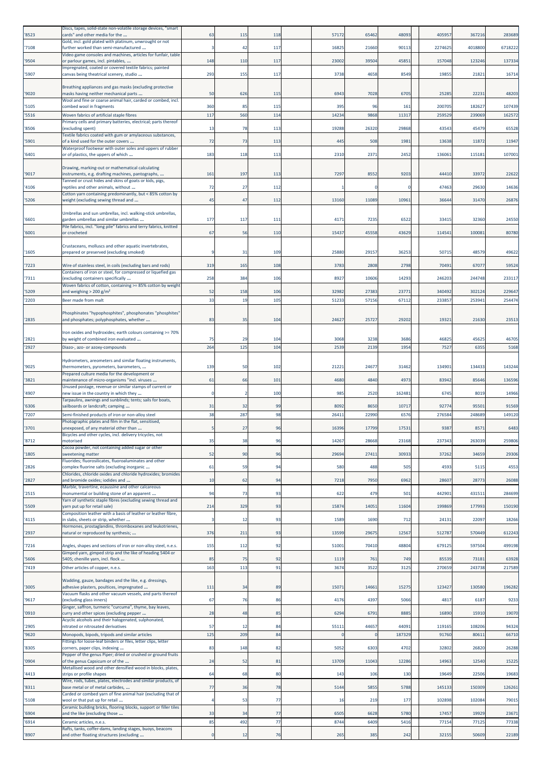| | | | | | | | | | | |
|---|---|---|---|---|---|---|---|---|---|---|
| '8523 | Discs, tapes, solid-state non-volatile storage devices, "smart cards" and other media for the ... | 63 | 115 | 118 | 57172 | 65462 | 48093 | 405957 | 367216 | 283689 |
| '7108 | Gold, incl. gold plated with platinum, unwrought or not further worked than semi-manufactured ... | 3 | 42 | 117 | 16825 | 21660 | 90113 | 2274625 | 4018800 | 6718222 |
| '9504 | Video game consoles and machines, articles for funfair, table or parlour games, incl. pintables, ... | 148 | 110 | 117 | 23002 | 39504 | 45851 | 157048 | 123246 | 137334 |
| '5907 | Impregnated, coated or covered textile fabrics; painted canvas being theatrical scenery, studio ... | 293 | 155 | 117 | 3738 | 4658 | 8549 | 19855 | 21821 | 16714 |
| '9020 | Breathing appliances and gas masks (excluding protective masks having neither mechanical parts ... | 50 | 626 | 115 | 6943 | 7028 | 6705 | 25285 | 22231 | 48203 |
| '5105 | Wool and fine or coarse animal hair, carded or combed, incl. combed wool in fragments | 360 | 85 | 115 | 395 | 96 | 161 | 200705 | 182627 | 107439 |
| '5516 | Woven fabrics of artificial staple fibres | 117 | 560 | 114 | 14234 | 9868 | 11317 | 259529 | 239069 | 162572 |
| '8506 | Primary cells and primary batteries, electrical; parts thereof (excluding spent) | 13 | 78 | 113 | 19288 | 26320 | 29868 | 43543 | 45479 | 65528 |
| '5901 | Textile fabrics coated with gum or amylaceous substances, of a kind used for the outer covers ... | 72 | 73 | 113 | 445 | 508 | 1981 | 13638 | 11872 | 11947 |
| '6401 | Waterproof footwear with outer soles and uppers of rubber or of plastics, the uppers of which ... | 183 | 118 | 113 | 2310 | 2371 | 2452 | 136061 | 115181 | 107001 |
| '9017 | Drawing, marking-out or mathematical calculating instruments, e.g. drafting machines, pantographs, ... | 161 | 197 | 113 | 7297 | 8552 | 9203 | 44410 | 33972 | 22622 |
| '4106 | Tanned or crust hides and skins of goats or kids, pigs, reptiles and other animals, without ... | 72 | 27 | 112 | 1 | 0 | 0 | 47463 | 29630 | 14636 |
| '5206 | Cotton yarn containing predominantly, but < 85% cotton by weight (excluding sewing thread and ... | 45 | 47 | 112 | 13160 | 11089 | 10961 | 36644 | 31470 | 26876 |
| '6601 | Umbrellas and sun umbrellas, incl. walking-stick umbrellas, garden umbrellas and similar umbrellas ... | 177 | 117 | 111 | 4171 | 7235 | 6522 | 33415 | 32360 | 24550 |
| '6001 | Pile fabrics, incl. "long pile" fabrics and terry fabrics, knitted or crocheted | 67 | 56 | 110 | 15437 | 45558 | 43629 | 114541 | 100081 | 80780 |
| '1605 | Crustaceans, molluscs and other aquatic invertebrates, prepared or preserved (excluding smoked) | 9 | 31 | 109 | 25880 | 29157 | 36253 | 50715 | 48579 | 49622 |
| '7223 | Wire of stainless steel, in coils (excluding bars and rods) | 319 | 165 | 108 | 3783 | 2808 | 2798 | 70491 | 67077 | 59524 |
| '7311 | Containers of iron or steel, for compressed or liquefied gas (excluding containers specifically ... | 258 | 384 | 106 | 8927 | 10606 | 14293 | 246203 | 244748 | 233117 |
| '5209 | Woven fabrics of cotton, containing >= 85% cotton by weight and weighing > 200 g/m² | 52 | 158 | 106 | 32982 | 27383 | 23771 | 340492 | 302124 | 229647 |
| '2203 | Beer made from malt | 33 | 19 | 105 | 51233 | 57156 | 67112 | 233857 | 253941 | 254474 |
| '2835 | Phosphinates "hypophosphites", phosphonates "phosphites" and phosphates; polyphosphates, whether ... | 83 | 35 | 104 | 24627 | 25727 | 29202 | 19321 | 21630 | 23513 |
| '2821 | Iron oxides and hydroxides; earth colours containing >= 70% by weight of combined iron evaluated ... | 75 | 29 | 104 | 3068 | 3238 | 3686 | 46825 | 45625 | 46705 |
| '2927 | Diazo-, azo- or azoxy-compounds | 264 | 125 | 104 | 2539 | 2139 | 1954 | 7527 | 6355 | 5168 |
| '9025 | Hydrometers, areometers and similar floating instruments, thermometers, pyrometers, barometers, ... | 139 | 50 | 102 | 21221 | 24677 | 31462 | 134901 | 134433 | 143244 |
| '3821 | Prepared culture media for the development or maintenance of micro-organisms "incl. viruses ... | 61 | 66 | 101 | 4680 | 4840 | 4973 | 83942 | 85646 | 136596 |
| '4907 | Unused postage, revenue or similar stamps of current or new issue in the country in which they ... | 0 | 2 | 100 | 985 | 2520 | 162481 | 6745 | 8019 | 14966 |
| '6306 | Tarpaulins, awnings and sunblinds; tents; sails for boats, sailboards or landcraft; camping ... | 31 | 32 | 99 | 8092 | 8650 | 10717 | 92774 | 95501 | 91569 |
| '7207 | Semi-finished products of iron or non-alloy steel | 38 | 287 | 98 | 26411 | 22990 | 6576 | 276584 | 248689 | 149120 |
| '3701 | Photographic plates and film in the flat, sensitised, unexposed, of any material other than ... | 5 | 27 | 96 | 16396 | 17799 | 17531 | 9387 | 8571 | 6483 |
| '8712 | Bicycles and other cycles, incl. delivery tricycles, not motorised | 35 | 38 | 96 | 14267 | 28668 | 23168 | 237343 | 263039 | 259806 |
| '1805 | Cocoa powder, not containing added sugar or other sweetening matter | 52 | 90 | 96 | 29694 | 27411 | 30933 | 37262 | 34659 | 29306 |
| '2826 | Fluorides; fluorosilicates, fluoroaluminates and other complex fluorine salts (excluding inorganic ... | 61 | 59 | 94 | 580 | 488 | 505 | 4593 | 5115 | 4553 |
| '2827 | Chlorides, chloride oxides and chloride hydroxides; bromides and bromide oxides; iodides and ... | 10 | 62 | 94 | 7218 | 7950 | 6962 | 28607 | 28773 | 26088 |
| '2515 | Marble, travertine, ecaussine and other calcareous monumental or building stone of an apparent ... | 94 | 73 | 93 | 622 | 479 | 501 | 442901 | 431511 | 284699 |
| '5509 | Yarn of synthetic staple fibres (excluding sewing thread and yarn put up for retail sale) | 214 | 329 | 93 | 15874 | 14051 | 11604 | 199869 | 177993 | 150190 |
| '4115 | Composition leather with a basis of leather or leather fibre, in slabs, sheets or strip, whether ... | 3 | 12 | 93 | 1589 | 1690 | 712 | 24131 | 22097 | 18266 |
| '2937 | Hormones, prostaglandins, thromboxanes and leukotrienes, natural or reproduced by synthesis; ... | 376 | 211 | 93 | 13599 | 29675 | 12567 | 512787 | 570449 | 612243 |
| '7216 | Angles, shapes and sections of iron or non-alloy steel, n.e.s. | 155 | 112 | 92 | 51001 | 70410 | 48804 | 679125 | 597504 | 499198 |
| '5606 | Gimped yarn, gimped strip and the like of heading 5404 or 5405; chenille yarn, incl. flock ... | 85 | 75 | 92 | 1119 | 761 | 749 | 85539 | 73181 | 63928 |
| '7419 | Other articles of copper, n.e.s. | 163 | 113 | 91 | 3674 | 3522 | 3125 | 270659 | 243738 | 217589 |
| '3005 | Wadding, gauze, bandages and the like, e.g. dressings, adhesive plasters, poultices, impregnated ... | 111 | 34 | 89 | 15071 | 14661 | 15275 | 123427 | 130580 | 196282 |
| '9617 | Vacuum flasks and other vacuum vessels, and parts thereof (excluding glass inners) | 67 | 76 | 86 | 4176 | 4397 | 5066 | 4817 | 6187 | 9233 |
| '0910 | Ginger, saffron, turmeric "curcuma", thyme, bay leaves, curry and other spices (excluding pepper ... | 28 | 48 | 85 | 6294 | 6791 | 8885 | 16890 | 15910 | 19070 |
| '2905 | Acyclic alcohols and their halogenated, sulphonated, nitrated or nitrosated derivatives | 57 | 12 | 84 | 55111 | 44657 | 44091 | 119165 | 108206 | 94324 |
| '9620 | Monopods, bipods, tripods and similar articles | 125 | 209 | 84 | 0 | 0 | 187329 | 91760 | 80611 | 66710 |
| '8305 | Fittings for loose-leaf binders or files, letter clips, letter corners, paper clips, indexing ... | 83 | 148 | 82 | 5052 | 6303 | 4702 | 32802 | 26820 | 26288 |
| '0904 | Pepper of the genus Piper; dried or crushed or ground fruits of the genus Capsicum or of the ... | 24 | 52 | 81 | 13709 | 11043 | 12286 | 14963 | 12540 | 15225 |
| '4413 | Metallised wood and other densified wood in blocks, plates, strips or profile shapes | 64 | 68 | 80 | 143 | 106 | 130 | 19649 | 22506 | 19683 |
| '8311 | Wire, rods, tubes, plates, electrodes and similar products, of base metal or of metal carbides, ... | 77 | 36 | 78 | 5144 | 5855 | 5788 | 145133 | 150309 | 126261 |
| '5108 | Carded or combed yarn of fine animal hair (excluding that of wool or that put up for retail ... | 4 | 53 | 77 | 16 | 219 | 177 | 102898 | 102084 | 79015 |
| '6904 | Ceramic building bricks, flooring blocks, support or filler tiles and the like (excluding those ... | 33 | 34 | 77 | 6505 | 6628 | 5780 | 17457 | 19929 | 23671 |
| '6914 | Ceramic articles, n.e.s. | 85 | 492 | 77 | 8744 | 6409 | 5416 | 77154 | 77125 | 77338 |
| '8907 | Rafts, tanks, coffer-dams, landing stages, buoys, beacons and other floating structures (excluding ... | 0 | 12 | 76 | 265 | 385 | 242 | 32155 | 50609 | 22189 |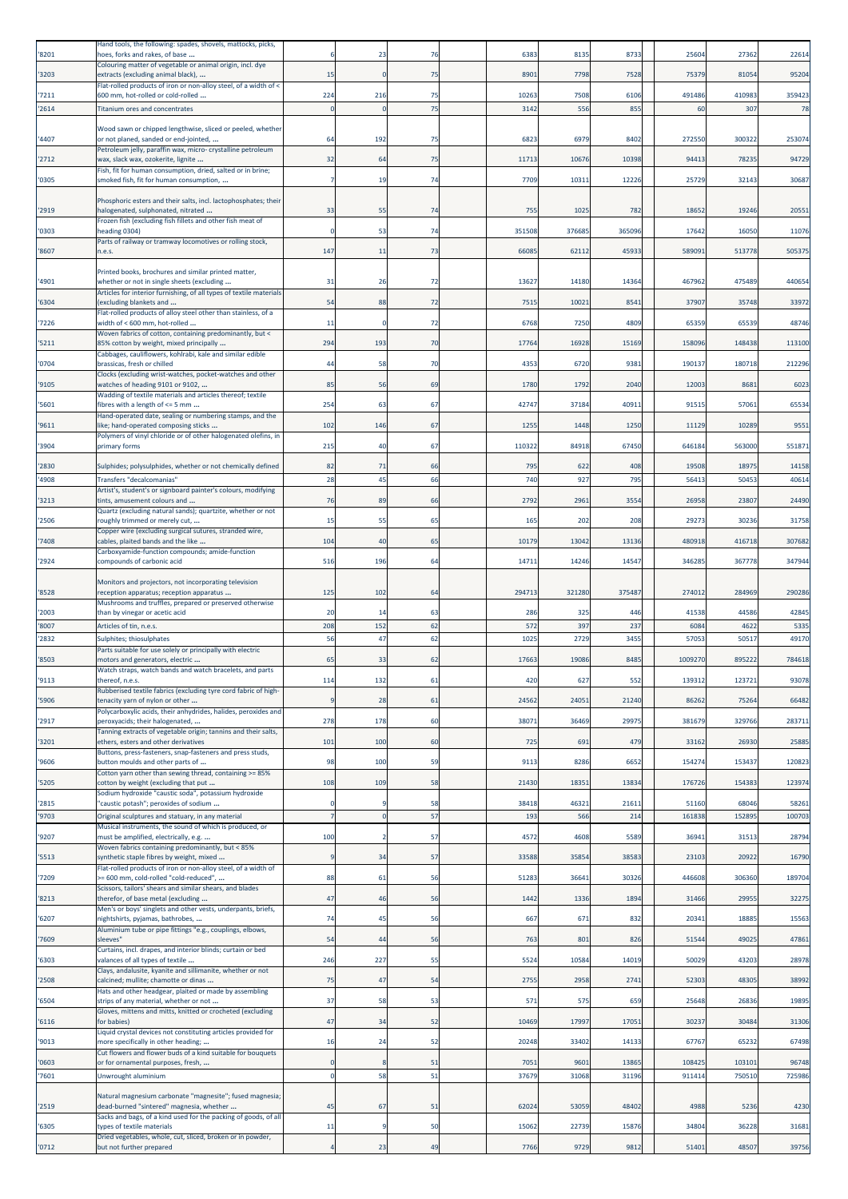| | | | | | | | | | | |
|---|---|---|---|---|---|---|---|---|---|---|
| '8201 | Hand tools, the following: spades, shovels, mattocks, picks, hoes, forks and rakes, of base ... | 6 | 23 | 76 | 6383 | 8135 | 8733 | 25604 | 27362 | 22614 |
| '3203 | Colouring matter of vegetable or animal origin, incl. dye extracts (excluding animal black), ... | 15 | 0 | 75 | 8901 | 7798 | 7528 | 75379 | 81054 | 95204 |
| '7211 | Flat-rolled products of iron or non-alloy steel, of a width of < 600 mm, hot-rolled or cold-rolled ... | 224 | 216 | 75 | 10263 | 7508 | 6106 | 491486 | 410983 | 359423 |
| '2614 | Titanium ores and concentrates | 0 | 0 | 75 | 3142 | 556 | 855 | 60 | 307 | 78 |
| '4407 | Wood sawn or chipped lengthwise, sliced or peeled, whether or not planed, sanded or end-jointed, ... | 64 | 192 | 75 | 6823 | 6979 | 8402 | 272550 | 300322 | 253074 |
| '2712 | Petroleum jelly, paraffin wax, micro- crystalline petroleum wax, slack wax, ozokerite, lignite ... | 32 | 64 | 75 | 11713 | 10676 | 10398 | 94413 | 78235 | 94729 |
| '0305 | Fish, fit for human consumption, dried, salted or in brine; smoked fish, fit for human consumption, ... | 7 | 19 | 74 | 7709 | 10311 | 12226 | 25729 | 32143 | 30687 |
| '2919 | Phosphoric esters and their salts, incl. lactophosphates; their halogenated, sulphonated, nitrated ... | 33 | 55 | 74 | 755 | 1025 | 782 | 18652 | 19246 | 20551 |
| '0303 | Frozen fish (excluding fish fillets and other fish meat of heading 0304) | 0 | 53 | 74 | 351508 | 376685 | 365096 | 17642 | 16050 | 11076 |
| '8607 | Parts of railway or tramway locomotives or rolling stock, n.e.s. | 147 | 11 | 73 | 66085 | 62112 | 45933 | 589091 | 513778 | 505375 |
| '4901 | Printed books, brochures and similar printed matter, whether or not in single sheets (excluding ... | 31 | 26 | 72 | 13627 | 14180 | 14364 | 467962 | 475489 | 440654 |
| '6304 | Articles for interior furnishing, of all types of textile materials (excluding blankets and ... | 54 | 88 | 72 | 7515 | 10021 | 8541 | 37907 | 35748 | 33972 |
| '7226 | Flat-rolled products of alloy steel other than stainless, of a width of < 600 mm, hot-rolled ... | 11 | 0 | 72 | 6768 | 7250 | 4809 | 65359 | 65539 | 48746 |
| '5211 | Woven fabrics of cotton, containing predominantly, but < 85% cotton by weight, mixed principally ... | 294 | 193 | 70 | 17764 | 16928 | 15169 | 158096 | 148438 | 113100 |
| '0704 | Cabbages, cauliflowers, kohlrabi, kale and similar edible brassicas, fresh or chilled | 44 | 58 | 70 | 4353 | 6720 | 9381 | 190137 | 180718 | 212296 |
| '9105 | Clocks (excluding wrist-watches, pocket-watches and other watches of heading 9101 or 9102, ... | 85 | 56 | 69 | 1780 | 1792 | 2040 | 12003 | 8681 | 6023 |
| '5601 | Wadding of textile materials and articles thereof; textile fibres with a length of <= 5 mm ... | 254 | 63 | 67 | 42747 | 37184 | 40911 | 91515 | 57061 | 65534 |
| '9611 | Hand-operated date, sealing or numbering stamps, and the like; hand-operated composing sticks ... | 102 | 146 | 67 | 1255 | 1448 | 1250 | 11129 | 10289 | 9551 |
| '3904 | Polymers of vinyl chloride or of other halogenated olefins, in primary forms | 215 | 40 | 67 | 110322 | 84918 | 67450 | 646184 | 563000 | 551871 |
| '2830 | Sulphides; polysulphides, whether or not chemically defined | 82 | 71 | 66 | 795 | 622 | 408 | 19508 | 18975 | 14158 |
| '4908 | Transfers "decalcomanias" | 28 | 45 | 66 | 740 | 927 | 795 | 56413 | 50453 | 40614 |
| '3213 | Artist's, student's or signboard painter's colours, modifying tints, amusement colours and ... | 76 | 89 | 66 | 2792 | 2961 | 3554 | 26958 | 23807 | 24490 |
| '2506 | Quartz (excluding natural sands); quartzite, whether or not roughly trimmed or merely cut, ... | 15 | 55 | 65 | 165 | 202 | 208 | 29273 | 30236 | 31758 |
| '7408 | Copper wire (excluding surgical sutures, stranded wire, cables, plaited bands and the like ... | 104 | 40 | 65 | 10179 | 13042 | 13136 | 480918 | 416718 | 307682 |
| '2924 | Carboxyamide-function compounds; amide-function compounds of carbonic acid | 516 | 196 | 64 | 14711 | 14246 | 14547 | 346285 | 367778 | 347944 |
| '8528 | Monitors and projectors, not incorporating television reception apparatus; reception apparatus ... | 125 | 102 | 64 | 294713 | 321280 | 375487 | 274012 | 284969 | 290286 |
| '2003 | Mushrooms and truffles, prepared or preserved otherwise than by vinegar or acetic acid | 20 | 14 | 63 | 286 | 325 | 446 | 41538 | 44586 | 42845 |
| '8007 | Articles of tin, n.e.s. | 208 | 152 | 62 | 572 | 397 | 237 | 6084 | 4622 | 5335 |
| '2832 | Sulphites; thiosulphates | 56 | 47 | 62 | 1025 | 2729 | 3455 | 57053 | 50517 | 49170 |
| '8503 | Parts suitable for use solely or principally with electric motors and generators, electric ... | 65 | 33 | 62 | 17663 | 19086 | 8485 | 1009270 | 895222 | 784618 |
| '9113 | Watch straps, watch bands and watch bracelets, and parts thereof, n.e.s. | 114 | 132 | 61 | 420 | 627 | 552 | 139312 | 123721 | 93078 |
| '5906 | Rubberised textile fabrics (excluding tyre cord fabric of high-tenacity yarn of nylon or other ... | 9 | 28 | 61 | 24562 | 24051 | 21240 | 86262 | 75264 | 66482 |
| '2917 | Polycarboxylic acids, their anhydrides, halides, peroxides and peroxyacids; their halogenated, ... | 278 | 178 | 60 | 38071 | 36469 | 29975 | 381679 | 329766 | 283711 |
| '3201 | Tanning extracts of vegetable origin; tannins and their salts, ethers, esters and other derivatives | 101 | 100 | 60 | 725 | 691 | 479 | 33162 | 26930 | 25885 |
| '9606 | Buttons, press-fasteners, snap-fasteners and press studs, button moulds and other parts of ... | 98 | 100 | 59 | 9113 | 8286 | 6652 | 154274 | 153437 | 120823 |
| '5205 | Cotton yarn other than sewing thread, containing >= 85% cotton by weight (excluding that put ... | 108 | 109 | 58 | 21430 | 18351 | 13834 | 176726 | 154383 | 123974 |
| '2815 | Sodium hydroxide "caustic soda", potassium hydroxide "caustic potash"; peroxides of sodium ... | 0 | 9 | 58 | 38418 | 46321 | 21611 | 51160 | 68046 | 58261 |
| '9703 | Original sculptures and statuary, in any material | 7 | 0 | 57 | 193 | 566 | 214 | 161838 | 152895 | 100703 |
| '9207 | Musical instruments, the sound of which is produced, or must be amplified, electrically, e.g. ... | 100 | 2 | 57 | 4572 | 4608 | 5589 | 36941 | 31513 | 28794 |
| '5513 | Woven fabrics containing predominantly, but < 85% synthetic staple fibres by weight, mixed ... | 9 | 34 | 57 | 33588 | 35854 | 38583 | 23103 | 20922 | 16790 |
| '7209 | Flat-rolled products of iron or non-alloy steel, of a width of >= 600 mm, cold-rolled "cold-reduced", ... | 88 | 61 | 56 | 51283 | 36641 | 30326 | 446608 | 306360 | 189704 |
| '8213 | Scissors, tailors' shears and similar shears, and blades therefor, of base metal (excluding ... | 47 | 46 | 56 | 1442 | 1336 | 1894 | 31466 | 29955 | 32275 |
| '6207 | Men's or boys' singlets and other vests, underpants, briefs, nightshirts, pyjamas, bathrobes, ... | 74 | 45 | 56 | 667 | 671 | 832 | 20341 | 18885 | 15563 |
| '7609 | Aluminium tube or pipe fittings "e.g., couplings, elbows, sleeves" | 54 | 44 | 56 | 763 | 801 | 826 | 51544 | 49025 | 47861 |
| '6303 | Curtains, incl. drapes, and interior blinds; curtain or bed valances of all types of textile ... | 246 | 227 | 55 | 5524 | 10584 | 14019 | 50029 | 43203 | 28978 |
| '2508 | Clays, andalusite, kyanite and sillimanite, whether or not calcined; mullite; chamotte or dinas ... | 75 | 47 | 54 | 2755 | 2958 | 2741 | 52303 | 48305 | 38992 |
| '6504 | Hats and other headgear, plaited or made by assembling strips of any material, whether or not ... | 37 | 58 | 53 | 571 | 575 | 659 | 25648 | 26836 | 19895 |
| '6116 | Gloves, mittens and mitts, knitted or crocheted (excluding for babies) | 47 | 34 | 52 | 10469 | 17997 | 17051 | 30237 | 30484 | 31306 |
| '9013 | Liquid crystal devices not constituting articles provided for more specifically in other heading; ... | 16 | 24 | 52 | 20248 | 33402 | 14133 | 67767 | 65232 | 67498 |
| '0603 | Cut flowers and flower buds of a kind suitable for bouquets or for ornamental purposes, fresh, ... | 0 | 8 | 51 | 7051 | 9601 | 13865 | 108425 | 103101 | 96748 |
| '7601 | Unwrought aluminium | 0 | 58 | 51 | 37679 | 31068 | 31196 | 911414 | 750510 | 725986 |
| '2519 | Natural magnesium carbonate "magnesite"; fused magnesia; dead-burned "sintered" magnesia, whether ... | 45 | 67 | 51 | 62024 | 53059 | 48402 | 4988 | 5236 | 4230 |
| '6305 | Sacks and bags, of a kind used for the packing of goods, of all types of textile materials | 11 | 9 | 50 | 15062 | 22739 | 15876 | 34804 | 36228 | 31681 |
| '0712 | Dried vegetables, whole, cut, sliced, broken or in powder, but not further prepared | 4 | 23 | 49 | 7766 | 9729 | 9812 | 51401 | 48507 | 39756 |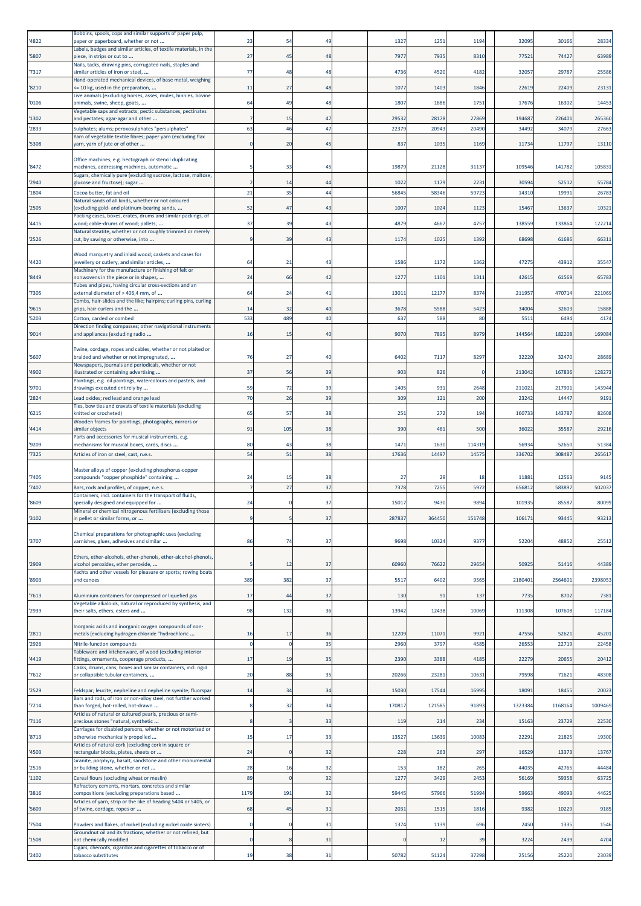| '4822 | Bobbins, spools, cops and similar supports of paper pulp, paper or paperboard, whether or not ... | 23 | 54 | 49 | 1327 | 1251 | 1194 | 32095 | 30166 | 28334 |
|---|---|---|---|---|---|---|---|---|---|---|
| '5807 | Labels, badges and similar articles, of textile materials, in the piece, in strips or cut to ... | 27 | 45 | 48 | 7977 | 7935 | 8310 | 77521 | 74427 | 63989 |
| '7317 | Nails, tacks, drawing pins, corrugated nails, staples and similar articles of iron or steel, ... | 77 | 48 | 48 | 4736 | 4520 | 4182 | 32057 | 29787 | 25586 |
| '8210 | Hand-operated mechanical devices, of base metal, weighing <= 10 kg, used in the preparation, ... | 11 | 27 | 48 | 1077 | 1403 | 1846 | 22619 | 22409 | 23131 |
| '0106 | Live animals (excluding horses, asses, mules, hinnies, bovine animals, swine, sheep, goats, ... | 64 | 49 | 48 | 1807 | 1686 | 1751 | 17676 | 16302 | 14453 |
| '1302 | Vegetable saps and extracts; pectic substances, pectinates and pectates; agar-agar and other ... | 7 | 15 | 47 | 29532 | 28178 | 27869 | 194687 | 226401 | 265360 |
| '2833 | Sulphates; alums; peroxosulphates "persulphates" | 63 | 46 | 47 | 22379 | 20943 | 20490 | 34492 | 34079 | 27663 |
| '5308 | Yarn of vegetable textile fibres; paper yarn (excluding flax yarn, yarn of jute or of other ... | 0 | 20 | 45 | 837 | 1035 | 1169 | 11734 | 11797 | 13110 |
| '8472 | Office machines, e.g. hectograph or stencil duplicating machines, addressing machines, automatic ... | 5 | 33 | 45 | 19879 | 21128 | 31137 | 109546 | 141782 | 105831 |
| '2940 | Sugars, chemically pure (excluding sucrose, lactose, maltose, glucose and fructose); sugar ... | 2 | 14 | 44 | 1022 | 1179 | 2231 | 30594 | 52512 | 55784 |
| '1804 | Cocoa butter, fat and oil | 21 | 35 | 44 | 56845 | 58346 | 59723 | 14310 | 19991 | 26783 |
| '2505 | Natural sands of all kinds, whether or not coloured (excluding gold- and platinum-bearing sands, ... | 52 | 47 | 43 | 1007 | 1024 | 1123 | 15467 | 13637 | 10321 |
| '4415 | Packing cases, boxes, crates, drums and similar packings, of wood; cable-drums of wood; pallets, ... | 37 | 39 | 43 | 4879 | 4667 | 4757 | 138559 | 133864 | 122214 |
| '2526 | Natural steatite, whether or not roughly trimmed or merely cut, by sawing or otherwise, into ... | 9 | 39 | 43 | 1174 | 1025 | 1392 | 68698 | 61686 | 66311 |
| '4420 | Wood marquetry and inlaid wood; caskets and cases for jewellery or cutlery, and similar articles, ... | 64 | 21 | 43 | 1586 | 1172 | 1362 | 47275 | 43912 | 35547 |
| '8449 | Machinery for the manufacture or finishing of felt or nonwovens in the piece or in shapes, ... | 24 | 66 | 42 | 1277 | 1101 | 1311 | 42615 | 61569 | 65783 |
| '7305 | Tubes and pipes, having circular cross-sections and an external diameter of > 406,4 mm, of ... | 64 | 24 | 41 | 13011 | 12177 | 8374 | 211957 | 470714 | 221069 |
| '9615 | Combs, hair-slides and the like; hairpins; curling pins, curling grips, hair-curlers and the ... | 14 | 32 | 40 | 3678 | 5588 | 5423 | 34004 | 32603 | 15888 |
| '5203 | Cotton, carded or combed | 533 | 489 | 40 | 637 | 588 | 80 | 5511 | 6494 | 4174 |
| '9014 | Direction finding compasses; other navigational instruments and appliances (excluding radio ... | 16 | 15 | 40 | 9070 | 7895 | 8979 | 144564 | 182208 | 169084 |
| '5607 | Twine, cordage, ropes and cables, whether or not plaited or braided and whether or not impregnated, ... | 76 | 27 | 40 | 6402 | 7117 | 8297 | 32220 | 32470 | 28689 |
| '4902 | Newspapers, journals and periodicals, whether or not illustrated or containing advertising ... | 37 | 56 | 39 | 903 | 826 | 0 | 213042 | 167836 | 128273 |
| '9701 | Paintings, e.g. oil paintings, watercolours and pastels, and drawings executed entirely by ... | 59 | 72 | 39 | 1405 | 931 | 2648 | 211021 | 217901 | 143944 |
| '2824 | Lead oxides; red lead and orange lead | 70 | 26 | 39 | 309 | 121 | 200 | 23242 | 14447 | 9191 |
| '6215 | Ties, bow ties and cravats of textile materials (excluding knitted or crocheted) | 65 | 57 | 38 | 251 | 272 | 194 | 160733 | 143787 | 82608 |
| '4414 | Wooden frames for paintings, photographs, mirrors or similar objects | 91 | 105 | 38 | 390 | 461 | 500 | 36022 | 35587 | 29216 |
| '9209 | Parts and accessories for musical instruments, e.g. mechanisms for musical boxes, cards, discs ... | 80 | 43 | 38 | 1471 | 1630 | 114319 | 56934 | 52650 | 51384 |
| '7325 | Articles of iron or steel, cast, n.e.s. | 54 | 51 | 38 | 17636 | 14497 | 14575 | 336702 | 308487 | 265617 |
| '7405 | Master alloys of copper (excluding phosphorus-copper compounds "copper phosphide" containing ... | 24 | 15 | 38 | 27 | 29 | 18 | 11881 | 12563 | 9145 |
| '7407 | Bars, rods and profiles, of copper, n.e.s. | 7 | 27 | 37 | 7378 | 7255 | 5972 | 656812 | 583897 | 502037 |
| '8609 | Containers, incl. containers for the transport of fluids, specially designed and equipped for ... | 24 | 0 | 37 | 15017 | 9430 | 9894 | 101935 | 85587 | 80099 |
| '3102 | Mineral or chemical nitrogenous fertilisers (excluding those in pellet or similar forms, or ... | 9 | 5 | 37 | 287837 | 364450 | 151748 | 106171 | 93445 | 93213 |
| '3707 | Chemical preparations for photographic uses (excluding varnishes, glues, adhesives and similar ... | 86 | 74 | 37 | 9698 | 10324 | 9377 | 52204 | 48852 | 25512 |
| '2909 | Ethers, ether-alcohols, ether-phenols, ether-alcohol-phenols, alcohol peroxides, ether peroxide, ... | 5 | 12 | 37 | 60960 | 76622 | 29654 | 50925 | 51416 | 44389 |
| '8903 | Yachts and other vessels for pleasure or sports; rowing boats and canoes | 389 | 382 | 37 | 5517 | 6402 | 9565 | 2180401 | 2564601 | 2398053 |
| '7613 | Aluminium containers for compressed or liquefied gas | 17 | 44 | 37 | 130 | 91 | 137 | 7735 | 8702 | 7381 |
| '2939 | Vegetable alkaloids, natural or reproduced by synthesis, and their salts, ethers, esters and ... | 98 | 132 | 36 | 13942 | 12438 | 10069 | 111308 | 107608 | 117184 |
| '2811 | Inorganic acids and inorganic oxygen compounds of non-metals (excluding hydrogen chloride "hydrochloric ... | 16 | 17 | 36 | 12209 | 11071 | 9921 | 47556 | 52621 | 45201 |
| '2926 | Nitrile-function compounds | 0 | 0 | 35 | 2960 | 3797 | 4585 | 26553 | 22719 | 22458 |
| '4419 | Tableware and kitchenware, of wood (excluding interior fittings, ornaments, cooperage products, ... | 17 | 19 | 35 | 2390 | 3388 | 4185 | 22279 | 20655 | 20412 |
| '7612 | Casks, drums, cans, boxes and similar containers, incl. rigid or collapsible tubular containers, ... | 20 | 88 | 35 | 20266 | 23281 | 10631 | 79598 | 71621 | 48308 |
| '2529 | Feldspar; leucite, nepheline and nepheline syenite; fluorspar | 14 | 34 | 34 | 15030 | 17544 | 16995 | 18091 | 18455 | 20023 |
| '7214 | Bars and rods, of iron or non-alloy steel, not further worked than forged, hot-rolled, hot-drawn ... | 8 | 32 | 34 | 170817 | 121585 | 91893 | 1323384 | 1168164 | 1009469 |
| '7116 | Articles of natural or cultured pearls, precious or semi-precious stones "natural, synthetic ... | 8 | 3 | 33 | 119 | 214 | 234 | 15163 | 23729 | 22530 |
| '8713 | Carriages for disabled persons, whether or not motorised or otherwise mechanically propelled ... | 15 | 17 | 33 | 13527 | 13639 | 10083 | 22291 | 21825 | 19300 |
| '4503 | Articles of natural cork (excluding cork in square or rectangular blocks, plates, sheets or ... | 24 | 0 | 32 | 228 | 263 | 297 | 16529 | 13373 | 13767 |
| '2516 | Granite, porphyry, basalt, sandstone and other monumental or building stone, whether or not ... | 28 | 16 | 32 | 153 | 182 | 265 | 44035 | 42765 | 44484 |
| '1102 | Cereal flours (excluding wheat or meslin) | 89 | 0 | 32 | 1277 | 3429 | 2453 | 56169 | 59358 | 63725 |
| '3816 | Refractory cements, mortars, concretes and similar compositions (excluding preparations based ... | 1179 | 191 | 32 | 59445 | 57966 | 51994 | 59663 | 49093 | 44625 |
| '5609 | Articles of yarn, strip or the like of heading 5404 or 5405, or of twine, cordage, ropes or ... | 68 | 45 | 31 | 2031 | 1515 | 1816 | 9382 | 10229 | 9185 |
| '7504 | Powders and flakes, of nickel (excluding nickel oxide sinters) | 0 | 0 | 31 | 1374 | 1139 | 696 | 2450 | 1335 | 1546 |
| '1508 | Groundnut oil and its fractions, whether or not refined, but not chemically modified | 0 | 8 | 31 | 0 | 12 | 39 | 3224 | 2439 | 4704 |
| '2402 | Cigars, cheroots, cigarillos and cigarettes of tobacco or of tobacco substitutes | 19 | 38 | 31 | 50782 | 51124 | 37298 | 25156 | 25220 | 23039 |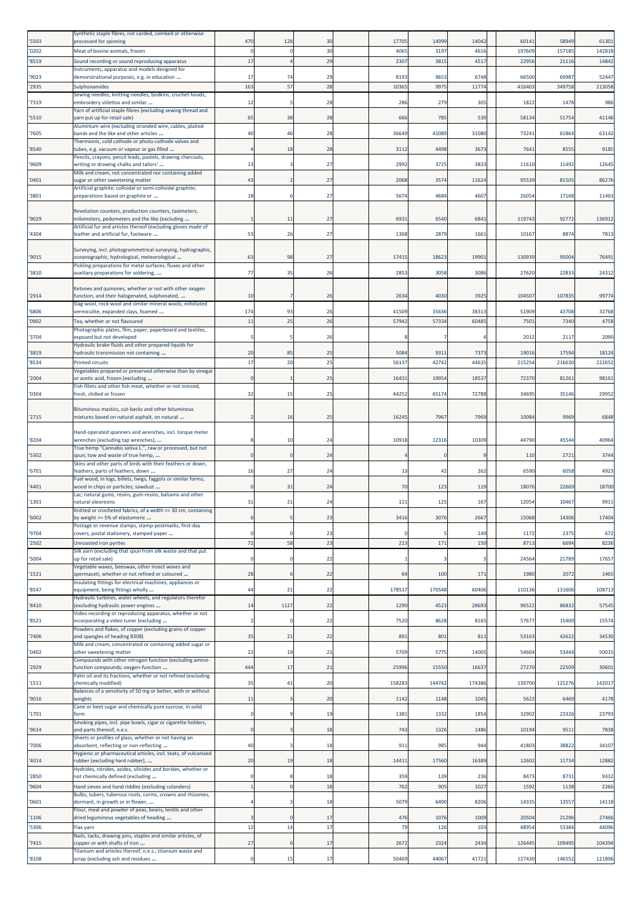| '5503 | Synthetic staple fibres, not carded, combed or otherwise processed for spinning | 470 | 128 | 30 | 17705 | 14999 | 14042 | 60141 | 58949 | 61301 |
|---|---|---|---|---|---|---|---|---|---|---|
| '0202 | Meat of bovine animals, frozen | 0 | 0 | 30 | 4065 | 3197 | 4616 | 197609 | 157185 | 142818 |
| '8519 | Sound recording or sound reproducing apparatus | 17 | 4 | 29 | 2307 | 3815 | 4517 | 22956 | 21116 | 14842 |
| '9023 | Instruments, apparatus and models designed for demonstrational purposes, e.g. in education ... | 17 | 74 | 29 | 8193 | 9653 | 6748 | 66500 | 69987 | 52447 |
| '2935 | Sulphonamides | 163 | 57 | 28 | 10365 | 9975 | 11774 | 416403 | 349758 | 213058 |
| '7319 | Sewing needles, knitting needles, bodkins, crochet hoods, embroidery stilettos and similar ... | 12 | 5 | 28 | 286 | 279 | 305 | 1822 | 1478 | 986 |
| '5510 | Yarn of artificial staple fibres (excluding sewing thread and yarn put up for retail sale) | 65 | 38 | 28 | 666 | 785 | 539 | 58134 | 51754 | 41146 |
| '7605 | Aluminium wire (excluding stranded wire, cables, plaited bands and the like and other articles ... | 40 | 46 | 28 | 36649 | 41089 | 31080 | 73241 | 61864 | 63142 |
| '8540 | Thermionic, cold cathode or photo-cathode valves and tubes, e.g. vacuum or vapour or gas filled ... | 4 | 18 | 28 | 3112 | 4498 | 3673 | 7641 | 8555 | 9185 |
| '9609 | Pencils, crayons, pencil leads, pastels, drawing charcoals, writing or drawing chalks and tailors' ... | 13 | 3 | 27 | 2992 | 3725 | 3833 | 11610 | 11492 | 12645 |
| '0401 | Milk and cream, not concentrated nor containing added sugar or other sweetening matter | 43 | 2 | 27 | 2068 | 3574 | 11624 | 95539 | 81505 | 86276 |
| '3801 | Artificial graphite; colloidal or semi-colloidal graphite; preparations based on graphite or ... | 18 | 6 | 27 | 5674 | 4684 | 4607 | 26054 | 17168 | 11463 |
| '9029 | Revolution counters, production counters, taximeters, milometers, pedometers and the like (excluding ... | 1 | 11 | 27 | 6931 | 6540 | 6841 | 119743 | 92772 | 136912 |
| '4304 | Artificial fur and articles thereof (excluding gloves made of leather and artificial fur, footware ... | 53 | 26 | 27 | 1368 | 2879 | 1661 | 10167 | 8874 | 7813 |
| '9015 | Surveying, incl. photogrammetrical surveying, hydrographic, oceanographic, hydrological, meteorological ... | 63 | 98 | 27 | 17415 | 18623 | 19901 | 130939 | 95004 | 76491 |
| '3810 | Pickling preparations for metal surfaces; fluxes and other auxiliary preparations for soldering, ... | 77 | 35 | 26 | 2853 | 3058 | 3086 | 27620 | 22833 | 24312 |
| '2914 | Ketones and quinones, whether or not with other oxygen function, and their halogenated, sulphonated, ... | 10 | 7 | 26 | 2634 | 4030 | 3925 | 104507 | 107835 | 99774 |
| '6806 | Slag-wool, rock-wool and similar mineral wools; exfoliated vermiculite, expanded clays, foamed ... | 174 | 93 | 26 | 41509 | 35636 | 38313 | 51909 | 43708 | 32768 |
| '0902 | Tea, whether or not flavoured | 11 | 25 | 26 | 57942 | 57334 | 60485 | 7501 | 7340 | 4758 |
| '3704 | Photographic plates, film, paper, paperboard and textiles, exposed but not developed | 5 | 5 | 26 | 8 | 7 | 4 | 2012 | 2117 | 2090 |
| '3819 | Hydraulic brake fluids and other prepared liquids for hydraulic transmission not containing ... | 20 | 85 | 25 | 5084 | 9311 | 7373 | 19016 | 17594 | 18124 |
| '8534 | Printed circuits | 17 | 20 | 25 | 56137 | 42742 | 44635 | 215254 | 216630 | 222652 |
| '2004 | Vegetables prepared or preserved otherwise than by vinegar or acetic acid, frozen (excluding ... | 0 | 1 | 25 | 16431 | 19954 | 18537 | 72370 | 81261 | 98161 |
| '0304 | Fish fillets and other fish meat, whether or not minced, fresh, chilled or frozen | 32 | 15 | 25 | 44252 | 65174 | 72788 | 34695 | 35146 | 29952 |
| '2715 | Bituminous mastics, cut-backs and other bituminous mixtures based on natural asphalt, on natural ... | 2 | 16 | 25 | 16245 | 7967 | 7969 | 10084 | 9969 | 6848 |
| '8204 | Hand-operated spanners and wrenches, incl. torque meter wrenches (excluding tap wrenches), ... | 8 | 10 | 24 | 10918 | 12316 | 10309 | 44790 | 45544 | 40964 |
| '5302 | True hemp "Cannabis sativa L.", raw or processed, but not spun; tow and waste of true hemp, ... | 0 | 0 | 24 | 4 | 0 | 9 | 110 | 2721 | 3744 |
| '6701 | Skins and other parts of birds with their feathers or down, feathers, parts of feathers, down ... | 16 | 27 | 24 | 13 | 42 | 262 | 6590 | 6058 | 4923 |
| '4401 | Fuel wood, in logs, billets, twigs, faggots or similar forms; wood in chips or particles; sawdust ... | 0 | 31 | 24 | 70 | 123 | 119 | 18076 | 22669 | 18700 |
| '1301 | Lac; natural gums, resins, gum-resins, balsams and other natural oleoresins | 31 | 21 | 24 | 121 | 125 | 167 | 12054 | 10467 | 9911 |
| '6002 | Knitted or crocheted fabrics, of a width <= 30 cm, containing by weight >= 5% of elastomeric ... | 6 | 5 | 23 | 3416 | 3076 | 2667 | 15068 | 14306 | 17404 |
| '9704 | Postage or revenue stamps, stamp-postmarks, first-day covers, postal stationery, stamped paper ... | 0 | 0 | 23 | 0 | 5 | 149 | 1172 | 2375 | 672 |
| '2502 | Unroasted iron pyrites | 72 | 58 | 23 | 213 | 171 | 150 | 8713 | 6694 | 8236 |
| '5004 | Silk yarn (excluding that spun from silk waste and that put up for retail sale) | 0 | 0 | 22 | 1 | 3 | 3 | 24564 | 21789 | 17657 |
| '1521 | Vegetable waxes, beeswax, other insect waxes and spermaceti, whether or not refined or coloured ... | 28 | 6 | 22 | 64 | 100 | 171 | 1980 | 2072 | 1465 |
| '8547 | Insulating fittings for electrical machines, appliances or equipment, being fittings wholly ... | 44 | 21 | 22 | 178517 | 170548 | 60406 | 110136 | 131606 | 108713 |
| '8410 | Hydraulic turbines, water wheels, and regulators therefor (excluding hydraulic power engines ... | 14 | 1127 | 22 | 1290 | 4523 | 28693 | 96522 | 86832 | 57545 |
| '8521 | Video recording or reproducing apparatus, whether or not incorporating a video tuner (excluding ... | 2 | 0 | 22 | 7520 | 8628 | 8165 | 57677 | 15400 | 15574 |
| '7406 | Powders and flakes, of copper (excluding grains of copper and spangles of heading 8308) | 35 | 21 | 22 | 891 | 801 | 811 | 53163 | 42622 | 34530 |
| '0402 | Milk and cream, concentrated or containing added sugar or other sweetening matter | 22 | 19 | 21 | 5709 | 5775 | 14005 | 54604 | 53444 | 50015 |
| '2929 | Compounds with other nitrogen function (excluding amine-function compounds; oxygen-function ... | 444 | 17 | 21 | 25996 | 15550 | 16637 | 27270 | 22509 | 30601 |
| '1511 | Palm oil and its fractions, whether or not refined (excluding chemically modified) | 35 | 41 | 20 | 158283 | 144742 | 174386 | 139700 | 121276 | 142017 |
| '9016 | Balances of a sensitivity of 50 mg or better, with or without weights | 11 | 3 | 20 | 1142 | 1148 | 1045 | 5622 | 6469 | 4178 |
| '1701 | Cane or beet sugar and chemically pure sucrose, in solid form | 0 | 9 | 19 | 1381 | 1332 | 1854 | 32902 | 23326 | 23793 |
| '9614 | Smoking pipes, incl. pipe bowls, cigar or cigarette holders, and parts thereof, n.e.s. | 0 | 3 | 18 | 743 | 1326 | 1486 | 10194 | 9511 | 7838 |
| '7006 | Sheets or profiles of glass, whether or not having an absorbent, reflecting or non-reflecting ... | 40 | 3 | 18 | 911 | 985 | 944 | 41803 | 38822 | 34107 |
| '4014 | Hygienic or pharmaceutical articles, incl. teats, of vulcanised rubber (excluding hard rubber), ... | 20 | 19 | 18 | 14411 | 17560 | 16389 | 12602 | 11734 | 12882 |
| '2850 | Hydrides, nitrides, azides, silicides and borides, whether or not chemically defined (excluding ... | 0 | 8 | 18 | 359 | 139 | 236 | 8473 | 8731 | 9332 |
| '9604 | Hand sieves and hand riddles (excluding colanders) | 1 | 0 | 18 | 762 | 905 | 1027 | 1592 | 1138 | 2266 |
| '0601 | Bulbs, tubers, tuberous roots, corms, crowns and rhizomes, dormant, in growth or in flower, ... | 4 | 3 | 18 | 5079 | 6490 | 8206 | 14335 | 13557 | 14118 |
| '1106 | Flour, meal and powder of peas, beans, lentils and other dried leguminous vegetables of heading ... | 3 | 0 | 17 | 476 | 1076 | 1009 | 20504 | 21296 | 27466 |
| '5306 | Flax yarn | 12 | 14 | 17 | 79 | 126 | 103 | 48954 | 53384 | 44096 |
| '7415 | Nails, tacks, drawing pins, staples and similar articles, of copper or with shafts of iron ... | 27 | 6 | 17 | 2672 | 2324 | 2434 | 126445 | 109495 | 104394 |
| '8108 | Titanium and articles thereof, n.e.s.; titanium waste and scrap (excluding ash and residues ... | 0 | 15 | 17 | 50469 | 44067 | 41721 | 127430 | 146552 | 121806 |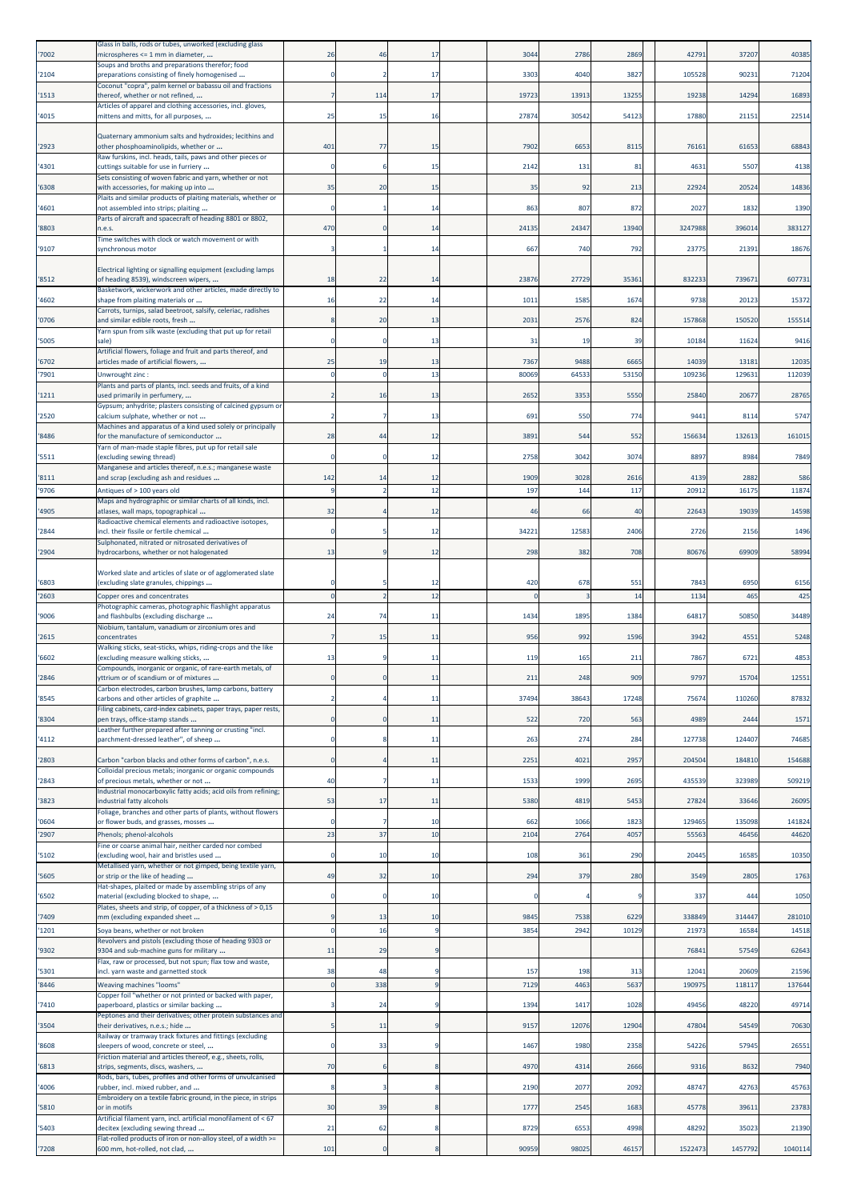| '7002 | Glass in balls, rods or tubes, unworked (excluding glass microspheres <= 1 mm in diameter, ... | 26 | 46 | 17 | 3044 | 2786 | 2869 | 42791 | 37207 | 40385 |
|---|---|---|---|---|---|---|---|---|---|---|
| '2104 | Soups and broths and preparations therefor; food preparations consisting of finely homogenised ... | 0 | 2 | 17 | 3303 | 4040 | 3827 | 105528 | 90231 | 71204 |
| '1513 | Coconut "copra", palm kernel or babassu oil and fractions thereof, whether or not refined, ... | 7 | 114 | 17 | 19723 | 13913 | 13255 | 19238 | 14294 | 16893 |
| '4015 | Articles of apparel and clothing accessories, incl. gloves, mittens and mitts, for all purposes, ... | 25 | 15 | 16 | 27874 | 30542 | 54123 | 17880 | 21151 | 22514 |
| '2923 | Quaternary ammonium salts and hydroxides; lecithins and other phosphoaminolipids, whether or ... | 401 | 77 | 15 | 7902 | 6653 | 8115 | 76161 | 61653 | 68843 |
| '4301 | Raw furskins, incl. heads, tails, paws and other pieces or cuttings suitable for use in furriery ... | 0 | 6 | 15 | 2142 | 131 | 81 | 4631 | 5507 | 4138 |
| '6308 | Sets consisting of woven fabric and yarn, whether or not with accessories, for making up into ... | 35 | 20 | 15 | 35 | 92 | 213 | 22924 | 20524 | 14836 |
| '4601 | Plaits and similar products of plaiting materials, whether or not assembled into strips; plaiting ... | 0 | 1 | 14 | 863 | 807 | 872 | 2027 | 1832 | 1390 |
| '8803 | Parts of aircraft and spacecraft of heading 8801 or 8802, n.e.s. | 470 | 0 | 14 | 24135 | 24347 | 13940 | 3247988 | 396014 | 383127 |
| '9107 | Time switches with clock or watch movement or with synchronous motor | 3 | 1 | 14 | 667 | 740 | 792 | 23775 | 21391 | 18676 |
| '8512 | Electrical lighting or signalling equipment (excluding lamps of heading 8539), windscreen wipers, ... | 18 | 22 | 14 | 23876 | 27729 | 35361 | 832233 | 739671 | 607731 |
| '4602 | Basketwork, wickerwork and other articles, made directly to shape from plaiting materials or ... | 16 | 22 | 14 | 1011 | 1585 | 1674 | 9738 | 20123 | 15372 |
| '0706 | Carrots, turnips, salad beetroot, salsify, celeriac, radishes and similar edible roots, fresh ... | 8 | 20 | 13 | 2031 | 2576 | 824 | 157868 | 150520 | 155514 |
| '5005 | Yarn spun from silk waste (excluding that put up for retail sale) | 0 | 0 | 13 | 31 | 19 | 39 | 10184 | 11624 | 9416 |
| '6702 | Artificial flowers, foliage and fruit and parts thereof, and articles made of artificial flowers, ... | 25 | 19 | 13 | 7367 | 9488 | 6665 | 14039 | 13181 | 12035 |
| '7901 | Unwrought zinc : | 0 | 0 | 13 | 80069 | 64533 | 53150 | 109236 | 129631 | 112039 |
| '1211 | Plants and parts of plants, incl. seeds and fruits, of a kind used primarily in perfumery, ... | 2 | 16 | 13 | 2652 | 3353 | 5550 | 25840 | 20677 | 28765 |
| '2520 | Gypsum; anhydrite; plasters consisting of calcined gypsum or calcium sulphate, whether or not ... | 2 | 7 | 13 | 691 | 550 | 774 | 9441 | 8114 | 5747 |
| '8486 | Machines and apparatus of a kind used solely or principally for the manufacture of semiconductor ... | 28 | 44 | 12 | 3891 | 544 | 552 | 156634 | 132613 | 161015 |
| '5511 | Yarn of man-made staple fibres, put up for retail sale (excluding sewing thread) | 0 | 0 | 12 | 2758 | 3042 | 3074 | 8897 | 8984 | 7849 |
| '8111 | Manganese and articles thereof, n.e.s.; manganese waste and scrap (excluding ash and residues ... | 142 | 14 | 12 | 1909 | 3028 | 2616 | 4139 | 2882 | 586 |
| '9706 | Antiques of > 100 years old | 9 | 2 | 12 | 197 | 144 | 117 | 20912 | 16175 | 11874 |
| '4905 | Maps and hydrographic or similar charts of all kinds, incl. atlases, wall maps, topographical ... | 32 | 4 | 12 | 46 | 66 | 40 | 22643 | 19039 | 14598 |
| '2844 | Radioactive chemical elements and radioactive isotopes, incl. their fissile or fertile chemical ... | 0 | 5 | 12 | 34221 | 12583 | 2406 | 2726 | 2156 | 1496 |
| '2904 | Sulphonated, nitrated or nitrosated derivatives of hydrocarbons, whether or not halogenated | 13 | 9 | 12 | 298 | 382 | 708 | 80676 | 69909 | 58994 |
| '6803 | Worked slate and articles of slate or of agglomerated slate (excluding slate granules, chippings ... | 0 | 5 | 12 | 420 | 678 | 551 | 7843 | 6950 | 6156 |
| '2603 | Copper ores and concentrates | 0 | 2 | 12 | 0 | 3 | 14 | 1134 | 465 | 425 |
| '9006 | Photographic cameras, photographic flashlight apparatus and flashbulbs (excluding discharge ... | 24 | 74 | 11 | 1434 | 1895 | 1384 | 64817 | 50850 | 34489 |
| '2615 | Niobium, tantalum, vanadium or zirconium ores and concentrates | 7 | 15 | 11 | 956 | 992 | 1596 | 3942 | 4551 | 5248 |
| '6602 | Walking sticks, seat-sticks, whips, riding-crops and the like (excluding measure walking sticks, ... | 13 | 9 | 11 | 119 | 165 | 211 | 7867 | 6721 | 4853 |
| '2846 | Compounds, inorganic or organic, of rare-earth metals, of yttrium or of scandium or of mixtures ... | 0 | 0 | 11 | 211 | 248 | 909 | 9797 | 15704 | 12551 |
| '8545 | Carbon electrodes, carbon brushes, lamp carbons, battery carbons and other articles of graphite ... | 2 | 4 | 11 | 37494 | 38643 | 17248 | 75674 | 110260 | 87832 |
| '8304 | Filing cabinets, card-index cabinets, paper trays, paper rests, pen trays, office-stamp stands ... | 0 | 0 | 11 | 522 | 720 | 563 | 4989 | 2444 | 1571 |
| '4112 | Leather further prepared after tanning or crusting "incl. parchment-dressed leather", of sheep ... | 0 | 8 | 11 | 263 | 274 | 284 | 127738 | 124407 | 74685 |
| '2803 | Carbon "carbon blacks and other forms of carbon", n.e.s. | 0 | 4 | 11 | 2251 | 4021 | 2957 | 204504 | 184810 | 154688 |
| '2843 | Colloidal precious metals; inorganic or organic compounds of precious metals, whether or not ... | 40 | 7 | 11 | 1533 | 1999 | 2695 | 435539 | 323989 | 509219 |
| '3823 | Industrial monocarboxylic fatty acids; acid oils from refining; industrial fatty alcohols | 53 | 17 | 11 | 5380 | 4819 | 5453 | 27824 | 33646 | 26095 |
| '0604 | Foliage, branches and other parts of plants, without flowers or flower buds, and grasses, mosses ... | 0 | 7 | 10 | 662 | 1066 | 1823 | 129465 | 135098 | 141824 |
| '2907 | Phenols; phenol-alcohols | 23 | 37 | 10 | 2104 | 2764 | 4057 | 55563 | 46456 | 44620 |
| '5102 | Fine or coarse animal hair, neither carded nor combed (excluding wool, hair and bristles used ... | 0 | 10 | 10 | 108 | 361 | 290 | 20445 | 16585 | 10350 |
| '5605 | Metallised yarn, whether or not gimped, being textile yarn, or strip or the like of heading ... | 49 | 32 | 10 | 294 | 379 | 280 | 3549 | 2805 | 1763 |
| '6502 | Hat-shapes, plaited or made by assembling strips of any material (excluding blocked to shape, ... | 0 | 0 | 10 | 0 | 4 | 9 | 337 | 444 | 1050 |
| '7409 | Plates, sheets and strip, of copper, of a thickness of > 0,15 mm (excluding expanded sheet ... | 9 | 13 | 10 | 9845 | 7538 | 6229 | 338849 | 314447 | 281010 |
| '1201 | Soya beans, whether or not broken | 0 | 16 | 9 | 3854 | 2942 | 10129 | 21973 | 16584 | 14518 |
| '9302 | Revolvers and pistols (excluding those of heading 9303 or 9304 and sub-machine guns for military ... | 11 | 29 | 9 | | | | 76841 | 57549 | 62643 |
| '5301 | Flax, raw or processed, but not spun; flax tow and waste, incl. yarn waste and garnetted stock | 38 | 48 | 9 | 157 | 198 | 313 | 12041 | 20609 | 21596 |
| '8446 | Weaving machines "looms" | 0 | 338 | 9 | 7129 | 4463 | 5637 | 190975 | 118117 | 137644 |
| '7410 | Copper foil "whether or not printed or backed with paper, paperboard, plastics or similar backing ... | 3 | 24 | 9 | 1394 | 1417 | 1028 | 49456 | 48220 | 49714 |
| '3504 | Peptones and their derivatives; other protein substances and their derivatives, n.e.s.; hide ... | 5 | 11 | 9 | 9157 | 12076 | 12904 | 47804 | 54549 | 70630 |
| '8608 | Railway or tramway track fixtures and fittings (excluding sleepers of wood, concrete or steel, ... | 0 | 33 | 9 | 1467 | 1980 | 2358 | 54226 | 57945 | 26551 |
| '6813 | Friction material and articles thereof, e.g., sheets, rolls, strips, segments, discs, washers, ... | 70 | 6 | 8 | 4970 | 4314 | 2666 | 9316 | 8632 | 7940 |
| '4006 | Rods, bars, tubes, profiles and other forms of unvulcanised rubber, incl. mixed rubber, and ... | 8 | 3 | 8 | 2190 | 2077 | 2092 | 48747 | 42763 | 45763 |
| '5810 | Embroidery on a textile fabric ground, in the piece, in strips or in motifs | 30 | 39 | 8 | 1777 | 2545 | 1683 | 45778 | 39611 | 23783 |
| '5403 | Artificial filament yarn, incl. artificial monofilament of < 67 decitex (excluding sewing thread ... | 21 | 62 | 8 | 8729 | 6553 | 4998 | 48292 | 35023 | 21390 |
| '7208 | Flat-rolled products of iron or non-alloy steel, of a width >= 600 mm, hot-rolled, not clad, ... | 101 | 0 | 8 | 90959 | 98025 | 46157 | 1522473 | 1457792 | 1040114 |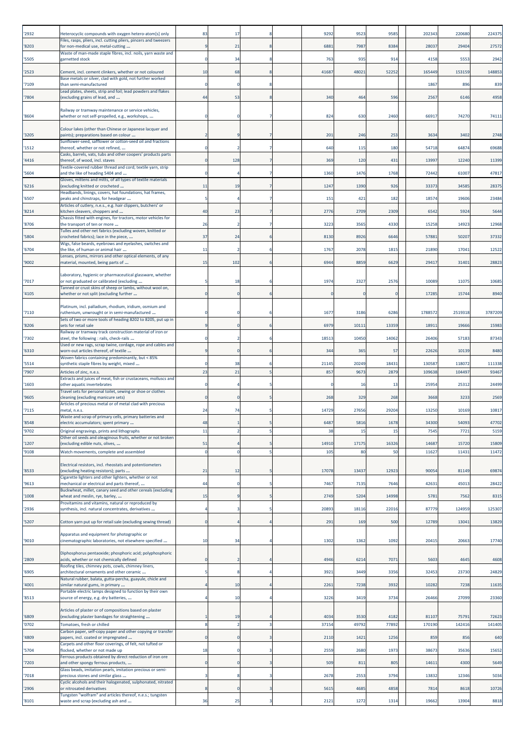| '2932 | Heterocyclic compounds with oxygen hetero-atom[s] only | 83 | 17 | 8 | | 9292 | 9523 | 9585 | | 202343 | 220680 | 224375 |
|---|---|---|---|---|---|---|---|---|---|---|---|---|
| '8203 | Files, rasps, pliers, incl. cutting pliers, pincers and tweezers for non-medical use, metal-cutting ... | 9 | 21 | 8 | | 6881 | 7987 | 8384 | | 28037 | 29404 | 27572 |
| '5505 | Waste of man-made staple fibres, incl. noils, yarn waste and garnetted stock | 0 | 34 | 8 | | 763 | 935 | 914 | | 4158 | 5553 | 2942 |
| '2523 | Cement, incl. cement clinkers, whether or not coloured | 10 | 68 | 8 | | 41687 | 48021 | 52252 | | 165449 | 153159 | 148853 |
| '7109 | Base metals or silver, clad with gold, not further worked than semi-manufactured | 0 | 0 | 8 | | | | | | 1867 | 896 | 839 |
| '7804 | Lead plates, sheets, strip and foil; lead powders and flakes (excluding grains of lead, and ... | 44 | 53 | 8 | | 340 | 464 | 596 | | 2567 | 6146 | 4958 |
| '8604 | Railway or tramway maintenance or service vehicles, whether or not self-propelled, e.g., workshops, ... | 0 | 0 | 7 | | 824 | 630 | 2460 | | 66917 | 74270 | 74111 |
| '3205 | Colour lakes (other than Chinese or Japanese lacquer and paints); preparations based on colour ... | 2 | 9 | 7 | | 201 | 246 | 253 | | 3634 | 3402 | 2748 |
| '1512 | Sunflower-seed, safflower or cotton-seed oil and fractions thereof, whether or not refined, ... | 0 | 2 | 7 | | 640 | 115 | 180 | | 54718 | 64874 | 69688 |
| '4416 | Casks, barrels, vats, tubs and other coopers' products parts thereof, of wood, incl. staves | 0 | 128 | 7 | | 369 | 120 | 431 | | 13997 | 12240 | 11399 |
| '5604 | Textile-covered rubber thread and cord; textile yarn, strip and the like of heading 5404 and ... | 0 | 4 | 7 | | 1360 | 1476 | 1768 | | 72442 | 61007 | 47817 |
| '6216 | Gloves, mittens and mitts, of all types of textile materials (excluding knitted or crocheted ... | 11 | 19 | 7 | | 1247 | 1390 | 926 | | 33373 | 34585 | 28375 |
| '6507 | Headbands, linings, covers, hat foundations, hat frames, peaks and chinstraps, for headgear ... | 5 | 4 | 7 | | 151 | 421 | 182 | | 18574 | 19606 | 23484 |
| '8214 | Articles of cutlery, n.e.s., e.g. hair clippers, butchers' or kitchen cleavers, choppers and ... | 40 | 23 | 7 | | 2776 | 2709 | 2309 | | 6542 | 5924 | 5644 |
| '8706 | Chassis fitted with engines, for tractors, motor vehicles for the transport of ten or more ... | 26 | 2 | 7 | | 3223 | 3565 | 4330 | | 15258 | 14923 | 12968 |
| '5804 | Tulles and other net fabrics (excluding woven, knitted or crocheted fabrics); lace in the piece, ... | 37 | 24 | 6 | | 8130 | 8926 | 6646 | | 57881 | 50207 | 37332 |
| '6704 | Wigs, false beards, eyebrows and eyelashes, switches and the like, of human or animal hair ... | 11 | 2 | 6 | | 1767 | 2078 | 1815 | | 21890 | 17041 | 12522 |
| '9002 | Lenses, prisms, mirrors and other optical elements, of any material, mounted, being parts of ... | 15 | 102 | 6 | | 6944 | 8859 | 6629 | | 29417 | 31401 | 28823 |
| '7017 | Laboratory, hygienic or pharmaceutical glassware, whether or not graduated or calibrated (excluding ... | 5 | 18 | 6 | | 1974 | 2327 | 2576 | | 10089 | 11075 | 10685 |
| '4105 | Tanned or crust skins of sheep or lambs, without wool on, whether or not split (excluding further ... | 0 | 0 | 6 | | 0 | 0 | 0 | | 17285 | 15744 | 8940 |
| '7110 | Platinum, incl. palladium, rhodium, iridium, osmium and ruthenium, unwrought or in semi-manufactured ... | 0 | 0 | 6 | | 1677 | 3186 | 6286 | | 1788572 | 2519318 | 3787209 |
| '8206 | Sets of two or more tools of heading 8202 to 8205, put up in sets for retail sale | 9 | 0 | 6 | | 6979 | 10111 | 13359 | | 18911 | 19666 | 15983 |
| '7302 | Railway or tramway track construction material of iron or steel, the following : rails, check-rails ... | 0 | 2 | 6 | | 18513 | 10450 | 14062 | | 26406 | 57183 | 87343 |
| '6310 | Used or new rags, scrap twine, cordage, rope and cables and worn-out articles thereof, of textile ... | 9 | 0 | 6 | | 344 | 365 | 57 | | 22626 | 10139 | 8480 |
| '5514 | Woven fabrics containing predominantly, but < 85% synthetic staple fibres by weight, mixed ... | 0 | 38 | 6 | | 21145 | 20249 | 18431 | | 130587 | 118072 | 111338 |
| '7907 | Articles of zinc, n.e.s. | 23 | 21 | 5 | | 857 | 9673 | 2879 | | 109638 | 104497 | 93467 |
| '1603 | Extracts and juices of meat, fish or crustaceans, molluscs and other aquatic invertebrates | 0 | 4 | 5 | | 0 | 16 | 13 | | 25954 | 25312 | 24499 |
| '9605 | Travel sets for personal toilet, sewing or shoe or clothes cleaning (excluding manicure sets) | 0 | 0 | 5 | | 268 | 329 | 268 | | 3668 | 3233 | 2569 |
| '7115 | Articles of precious metal or of metal clad with precious metal, n.e.s. | 24 | 74 | 5 | | 14729 | 27656 | 29204 | | 13250 | 10169 | 10817 |
| '8548 | Waste and scrap of primary cells, primary batteries and electric accumulators; spent primary ... | 48 | 1 | 5 | | 6487 | 5816 | 1678 | | 34300 | 54093 | 47702 |
| '9702 | Original engravings, prints and lithographs | 11 | 2 | 5 | | 38 | 15 | 15 | | 7545 | 7721 | 5159 |
| '1207 | Other oil seeds and oleaginous fruits, whether or not broken (excluding edible nuts, olives, ... | 51 | 4 | 5 | | 14910 | 17175 | 16326 | | 14687 | 15720 | 15809 |
| '9108 | Watch movements, complete and assembled | 0 | 0 | 5 | | 105 | 80 | 50 | | 11627 | 11431 | 11472 |
| '8533 | Electrical resistors, incl. rheostats and potentiometers (excluding heating resistors); parts ... | 21 | 12 | 5 | | 17078 | 13437 | 12923 | | 90054 | 81149 | 69874 |
| '9613 | Cigarette lighters and other lighters, whether or not mechanical or electrical and parts thereof, ... | 44 | 0 | 5 | | 7467 | 7135 | 7646 | | 42631 | 45013 | 28422 |
| '1008 | Buckwheat, millet, canary seed and other cereals (excluding wheat and meslin, rye, barley, ... | 15 | 9 | 5 | | 2749 | 5204 | 14998 | | 5781 | 7562 | 8315 |
| '2936 | Provitamins and vitamins, natural or reproduced by synthesis, incl. natural concentrates, derivatives ... | 4 | 3 | 5 | | 20893 | 18116 | 22016 | | 87779 | 124959 | 125307 |
| '5207 | Cotton yarn put up for retail sale (excluding sewing thread) | 0 | 4 | 4 | | 291 | 169 | 500 | | 12789 | 13041 | 13829 |
| '9010 | Apparatus and equipment for photographic or cinematographic laboratories, not elsewhere specified ... | 10 | 34 | 4 | | 1302 | 1362 | 1092 | | 20415 | 20663 | 17740 |
| '2809 | Diphosphorus pentaoxide; phosphoric acid; polyphosphoric acids, whether or not chemically defined | 0 | 2 | 4 | | 4946 | 6214 | 7071 | | 5603 | 4645 | 4608 |
| '6905 | Roofing tiles, chimney pots, cowls, chimney liners, architectural ornaments and other ceramic ... | 5 | 8 | 4 | | 3921 | 3449 | 3356 | | 32453 | 23730 | 24829 |
| '4001 | Natural rubber, balata, gutta-percha, guayule, chicle and similar natural gums, in primary ... | 4 | 10 | 4 | | 2261 | 7238 | 3932 | | 10282 | 7238 | 11635 |
| '8513 | Portable electric lamps designed to function by their own source of energy, e.g. dry batteries, ... | 4 | 10 | 4 | | 3226 | 3419 | 3734 | | 26466 | 27099 | 23360 |
| '6809 | Articles of plaster or of compositions based on plaster (excluding plaster bandages for straightening ... | 1 | 19 | 4 | | 4034 | 3530 | 4182 | | 81107 | 75791 | 72623 |
| '0702 | Tomatoes, fresh or chilled | 8 | 2 | 3 | | 37154 | 49792 | 77892 | | 170190 | 142416 | 141405 |
| '4809 | Carbon paper, self-copy paper and other copying or transfer papers, incl. coated or impregnated ... | 0 | 0 | 3 | | 2110 | 1421 | 1256 | | 859 | 856 | 640 |
| '5704 | Carpets and other floor coverings, of felt, not tufted or flocked, whether or not made up | 18 | 0 | 3 | | 2559 | 2680 | 1973 | | 38673 | 35636 | 15652 |
| '7203 | Ferrous products obtained by direct reduction of iron ore and other spongy ferrous products, ... | 0 | 0 | 3 | | 509 | 811 | 805 | | 14611 | 4300 | 5649 |
| '7018 | Glass beads, imitation pearls, imitation precious or semi-precious stones and similar glass ... | 3 | 8 | 3 | | 2678 | 2553 | 3794 | | 13832 | 12346 | 5034 |
| '2906 | Cyclic alcohols and their halogenated, sulphonated, nitrated or nitrosated derivatives | 8 | 0 | 3 | | 5615 | 4685 | 4858 | | 7814 | 8618 | 10726 |
| '8101 | Tungsten "wolfram" and articles thereof, n.e.s.; tungsten waste and scrap (excluding ash and ... | 36 | 25 | 3 | | 2121 | 1272 | 1314 | | 19662 | 13904 | 8818 |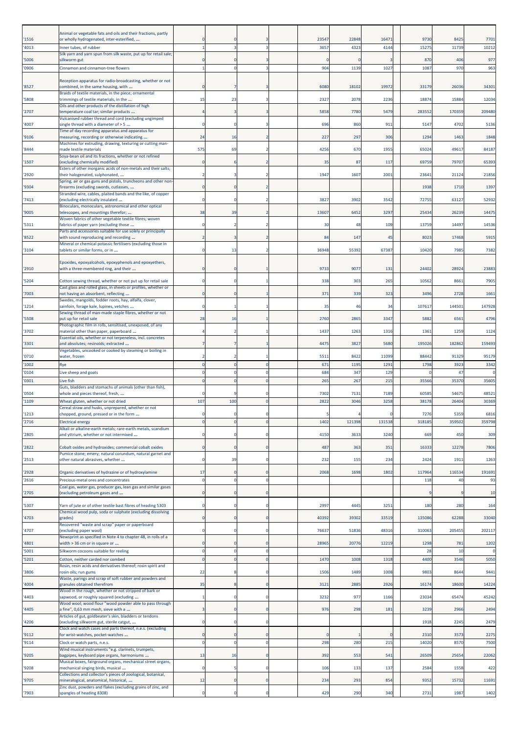| '1516 | Animal or vegetable fats and oils and their fractions, partly or wholly hydrogenated, inter-esterified, ... | 0 | 0 | 3 | | 23547 | 22848 | 16471 | | 9730 | 8425 | 7701 |
|---|---|---|---|---|---|---|---|---|---|---|---|---|
| '4013 | Inner tubes, of rubber | 1 | 3 | 3 | | 3657 | 4323 | 4144 | | 15275 | 11739 | 10212 |
| '5006 | Silk yarn and yarn spun from silk waste, put up for retail sale; silkworm gut | 0 | 0 | 3 | | 0 | 0 | 3 | | 870 | 406 | 977 |
| '0906 | Cinnamon and cinnamon-tree flowers | 1 | 0 | 3 | | 904 | 1139 | 1027 | | 1087 | 970 | 963 |
| '8527 | Reception apparatus for radio-broadcasting, whether or not combined, in the same housing, with ... | 0 | 7 | 3 | | 6080 | 18102 | 19972 | | 33179 | 26036 | 34301 |
| '5808 | Braids of textile materials, in the piece; ornamental trimmings of textile materials, in the ... | 15 | 23 | 3 | | 2327 | 2078 | 2236 | | 18874 | 15884 | 12034 |
| '2707 | Oils and other products of the distillation of high temperature coal tar; similar products ... | 4 | 3 | 3 | | 5858 | 7780 | 5479 | | 283552 | 170359 | 209480 |
| '4007 | Vulcanised rubber thread and cord (excluding ungimped single thread with a diameter of > 5 ... | 0 | 0 | 3 | | 696 | 860 | 911 | | 5147 | 4702 | 5136 |
| '9106 | Time of day recording apparatus and apparatus for measuring, recording or otherwise indicating ... | 24 | 16 | 2 | | 227 | 297 | 306 | | 1294 | 1463 | 1848 |
| '8444 | Machines for extruding, drawing, texturing or cutting man-made textile materials | 575 | 69 | 2 | | 4256 | 670 | 1955 | | 65024 | 49617 | 84187 |
| '1507 | Soya-bean oil and its fractions, whether or not refined (excluding chemically modified) | 0 | 6 | 2 | | 35 | 87 | 117 | | 69759 | 79707 | 65393 |
| '2920 | Esters of other inorganic acids of non-metals and their salts; their halogenated, sulphonated, ... | 2 | 3 | 2 | | 1947 | 1607 | 2001 | | 23641 | 21124 | 21856 |
| '9304 | Spring, air or gas guns and pistols, truncheons and other non-firearms (excluding swords, cutlasses, ... | 0 | 0 | 2 | | | | | | 1938 | 1710 | 1397 |
| '7413 | Stranded wire, cables, plaited bands and the like, of copper (excluding electrically insulated ... | 0 | 0 | 2 | | 3827 | 3902 | 3542 | | 72755 | 63127 | 52932 |
| '9005 | Binoculars, monoculars, astronomical and other optical telescopes, and mountings therefor; ... | 38 | 39 | 2 | | 13607 | 6452 | 3297 | | 25434 | 26239 | 14475 |
| '5311 | Woven fabrics of other vegetable textile fibres; woven fabrics of paper yarn (excluding those ... | 0 | 2 | 2 | | 30 | 48 | 109 | | 13759 | 14497 | 14536 |
| '8522 | Parts and accessories suitable for use solely or principally with sound reproducing and recording ... | 2 | 3 | 2 | | 84 | 147 | 45 | | 8023 | 17468 | 5915 |
| '3104 | Mineral or chemical potassic fertilisers (excluding those in tablets or similar forms, or in ... | 0 | 13 | 2 | | 36948 | 55392 | 67387 | | 10420 | 7985 | 7382 |
| '2910 | Epoxides, epoxyalcohols, epoxyphenols and epoxyethers, with a three-membered ring, and their ... | 0 | 0 | 1 | | 9733 | 9077 | 131 | | 24402 | 28924 | 23883 |
| '5204 | Cotton sewing thread, whether or not put up for retail sale | 0 | 0 | 1 | | 338 | 303 | 265 | | 10562 | 8661 | 7905 |
| '7003 | Cast glass and rolled glass, in sheets or profiles, whether or not having an absorbent, reflecting ... | 0 | 0 | 1 | | 371 | 339 | 323 | | 3496 | 2728 | 1661 |
| '1214 | Swedes, mangolds, fodder roots, hay, alfalfa, clover, sainfoin, forage kale, lupines, vetches ... | 0 | 1 | 1 | | 35 | 46 | 34 | | 107617 | 144501 | 147928 |
| '5508 | Sewing thread of man-made staple fibres, whether or not put up for retail sale | 28 | 16 | 1 | | 2760 | 2865 | 3347 | | 5882 | 6561 | 4796 |
| '3702 | Photographic film in rolls, sensitised, unexposed, of any material other than paper, paperboard ... | 4 | 2 | 1 | | 1437 | 1263 | 1316 | | 1361 | 1259 | 1124 |
| '3301 | Essential oils, whether or not terpeneless, incl. concretes and absolutes; resinoids; extracted ... | 7 | 7 | 1 | | 4475 | 3827 | 5680 | | 195026 | 182862 | 159493 |
| '0710 | Vegetables, uncooked or cooked by steaming or boiling in water, frozen | 2 | 2 | 1 | | 5511 | 8422 | 11099 | | 88442 | 91329 | 95179 |
| '1002 | Rye | 0 | 0 | 0 | | 671 | 1195 | 1291 | | 1798 | 3923 | 3342 |
| '0104 | Live sheep and goats | 0 | 0 | 0 | | 684 | 347 | 129 | | 0 | 47 | 0 |
| '0301 | Live fish | 0 | 0 | 0 | | 265 | 267 | 215 | | 35566 | 35370 | 35605 |
| '0504 | Guts, bladders and stomachs of animals (other than fish), whole and pieces thereof, fresh, ... | 0 | 9 | 0 | | 7302 | 7131 | 7189 | | 60585 | 54675 | 48521 |
| '1109 | Wheat gluten, whether or not dried | 107 | 100 | 0 | | 2822 | 3046 | 3258 | | 38178 | 26404 | 30369 |
| '1213 | Cereal straw and husks, unprepared, whether or not chopped, ground, pressed or in the form ... | 0 | 0 | 0 | | 5 | 4 | 0 | | 7276 | 5359 | 6816 |
| '2716 | Electrical energy | 0 | 0 | 0 | | 1402 | 121398 | 131538 | | 318185 | 359502 | 359798 |
| '2805 | Alkali or alkaline-earth metals; rare-earth metals, scandium and yttrium, whether or not intermixed ... | 0 | 0 | 0 | | 4150 | 3633 | 3240 | | 669 | 450 | 309 |
| '2822 | Cobalt oxides and hydroxides; commercial cobalt oxides | 0 | 0 | 0 | | 487 | 363 | 351 | | 16333 | 12278 | 7806 |
| '2513 | Pumice stone; emery; natural corundum, natural garnet and other natural abrasives, whether ... | 0 | 39 | 0 | | 232 | 155 | 234 | | 2424 | 1911 | 1263 |
| '2928 | Organic derivatives of hydrazine or of hydroxylamine | 17 | 0 | 0 | | 2068 | 1698 | 1802 | | 117964 | 116534 | 191691 |
| '2616 | Precious-metal ores and concentrates | 0 | 0 | 0 | | | | | | 118 | 40 | 93 |
| '2705 | Coal gas, water gas, producer gas, lean gas and similar gases (excluding petroleum gases and ... | 0 | 0 | 0 | | | | | | 9 | 9 | 10 |
| '5307 | Yarn of jute or of other textile bast fibres of heading 5303 | 0 | 0 | 0 | | 2997 | 4445 | 3251 | | 180 | 280 | 164 |
| '4703 | Chemical wood pulp, soda or sulphate (excluding dissolving grades) | 0 | 0 | 0 | | 40392 | 39302 | 33519 | | 135086 | 62288 | 33040 |
| '4707 | Recovered "waste and scrap" paper or paperboard (excluding paper wool) | 0 | 0 | 0 | | 76637 | 51836 | 48316 | | 310063 | 205455 | 202117 |
| '4801 | Newsprint as specified in Note 4 to chapter 48, in rolls of a width > 36 cm or in square or ... | 0 | 0 | 0 | | 28965 | 20776 | 12219 | | 1298 | 781 | 1202 |
| '5001 | Silkworm cocoons suitable for reeling | 0 | 0 | 0 | | | | | | 28 | 10 | 0 |
| '5201 | Cotton, neither carded nor combed | 0 | 0 | 0 | | 1470 | 1008 | 1318 | | 4400 | 3546 | 5050 |
| '3806 | Rosin, resin acids and derivatives thereof; rosin spirit and rosin oils; run gums | 22 | 8 | 0 | | 1506 | 1489 | 1008 | | 9803 | 8644 | 9441 |
| '4004 | Waste, parings and scrap of soft rubber and powders and granules obtained therefrom | 35 | 8 | 0 | | 3121 | 2885 | 2926 | | 16174 | 18600 | 14224 |
| '4403 | Wood in the rough, whether or not stripped of bark or sapwood, or roughly squared (excluding ... | 1 | 0 | 0 | | 3232 | 977 | 1166 | | 23034 | 65474 | 45242 |
| '4405 | Wood wool; wood flour "wood powder able to pass through a fine", 0,63 mm mesh, sieve with a ... | 3 | 0 | 0 | | 976 | 298 | 181 | | 3239 | 2966 | 2494 |
| '4206 | Articles of gut, goldbeater's skin, bladders or tendons (excluding silkworm gut, sterile catgut, ... | 0 | 0 | 0 | | | | | | 1918 | 2245 | 2479 |
| '9112 | Clock and watch cases and parts thereof, n.e.s. (excluding for wrist-watches, pocket-watches ... | 0 | 0 | 0 | | 0 | 1 | 0 | | 2310 | 3573 | 2275 |
| '9114 | Clock or watch parts, n.e.s. | 0 | 0 | 0 | | 298 | 280 | 215 | | 14020 | 8570 | 7500 |
| '9205 | Wind musical instruments "e.g. clarinets, trumpets, bagpipes, keyboard pipe organs, harmoniums ... | 13 | 16 | 0 | | 392 | 553 | 541 | | 26509 | 25654 | 22062 |
| '9208 | Musical boxes, fairground organs, mechanical street organs, mechanical singing birds, musical ... | 0 | 5 | 0 | | 106 | 133 | 137 | | 2584 | 1558 | 422 |
| '9705 | Collections and collector's pieces of zoological, botanical, mineralogical, anatomical, historical, ... | 12 | 0 | 0 | | 234 | 293 | 854 | | 9352 | 15732 | 11691 |
| '7903 | Zinc dust, powders and flakes (excluding grains of zinc, and spangles of heading 8308) | 0 | 0 | 0 | | 429 | 290 | 340 | | 2731 | 1987 | 1402 |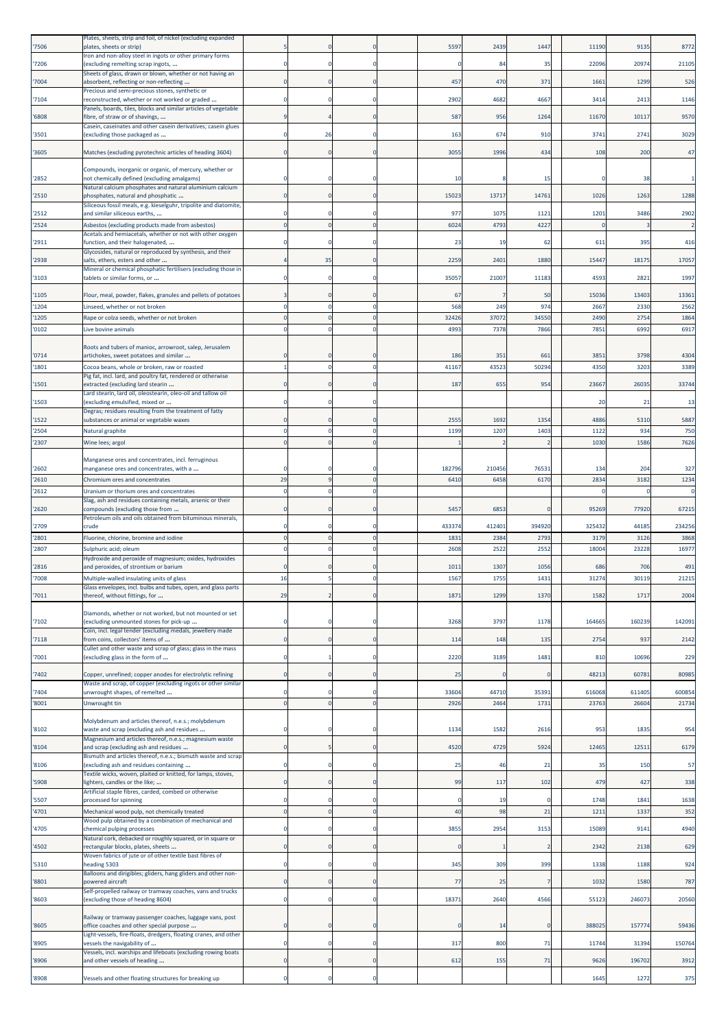| '7506 | Plates, sheets, strip and foil, of nickel (excluding expanded plates, sheets or strip) | 5 | 0 | 0 | 5597 | 2439 | 1447 | 11190 | 9135 | 8772 |
|---|---|---|---|---|---|---|---|---|---|---|
| '7206 | Iron and non-alloy steel in ingots or other primary forms (excluding remelting scrap ingots, ... | 0 | 0 | 0 | 0 | 84 | 35 | 22096 | 20974 | 21105 |
| '7004 | Sheets of glass, drawn or blown, whether or not having an absorbent, reflecting or non-reflecting ... | 0 | 0 | 0 | 457 | 470 | 371 | 1661 | 1299 | 526 |
| '7104 | Precious and semi-precious stones, synthetic or reconstructed, whether or not worked or graded ... | 0 | 0 | 0 | 2902 | 4682 | 4667 | 3414 | 2413 | 1146 |
| '6808 | Panels, boards, tiles, blocks and similar articles of vegetable fibre, of straw or of shavings, ... | 9 | 4 | 0 | 587 | 956 | 1264 | 11670 | 10117 | 9570 |
| '3501 | Casein, caseinates and other casein derivatives; casein glues (excluding those packaged as ... | 0 | 26 | 0 | 163 | 674 | 910 | 3741 | 2741 | 3029 |
| '3605 | Matches (excluding pyrotechnic articles of heading 3604) | 0 | 0 | 0 | 3055 | 1996 | 434 | 108 | 200 | 47 |
| '2852 | Compounds, inorganic or organic, of mercury, whether or not chemically defined (excluding amalgams) | 0 | 0 | 0 | 10 | 8 | 15 | 0 | 38 | 1 |
| '2510 | Natural calcium phosphates and natural aluminium calcium phosphates, natural and phosphatic ... | 0 | 0 | 0 | 15023 | 13717 | 14761 | 1026 | 1263 | 1288 |
| '2512 | Siliceous fossil meals, e.g. kieselguhr, tripolite and diatomite, and similar siliceous earths, ... | 0 | 0 | 0 | 977 | 1075 | 1121 | 1201 | 3486 | 2902 |
| '2524 | Asbestos (excluding products made from asbestos) | 0 | 0 | 0 | 6024 | 4793 | 4227 | 0 | 3 | 2 |
| '2911 | Acetals and hemiacetals, whether or not with other oxygen function, and their halogenated, ... | 0 | 0 | 0 | 23 | 19 | 62 | 611 | 395 | 416 |
| '2938 | Glycosides, natural or reproduced by synthesis, and their salts, ethers, esters and other ... | 4 | 35 | 0 | 2259 | 2401 | 1880 | 15447 | 18175 | 17057 |
| '3103 | Mineral or chemical phosphatic fertilisers (excluding those in tablets or similar forms, or ... | 0 | 0 | 0 | 35057 | 21007 | 11183 | 4593 | 2821 | 1997 |
| '1105 | Flour, meal, powder, flakes, granules and pellets of potatoes | 3 | 0 | 0 | 67 | 7 | 50 | 15036 | 13403 | 13361 |
| '1204 | Linseed, whether or not broken | 0 | 0 | 0 | 568 | 249 | 974 | 2667 | 2330 | 2562 |
| '1205 | Rape or colza seeds, whether or not broken | 0 | 0 | 0 | 32426 | 37072 | 34550 | 2490 | 2754 | 1864 |
| '0102 | Live bovine animals | 0 | 0 | 0 | 4993 | 7378 | 7866 | 7851 | 6992 | 6917 |
| '0714 | Roots and tubers of manioc, arrowroot, salep, Jerusalem artichokes, sweet potatoes and similar ... | 0 | 0 | 0 | 186 | 351 | 661 | 3851 | 3798 | 4304 |
| '1801 | Cocoa beans, whole or broken, raw or roasted | 1 | 0 | 0 | 41167 | 43523 | 50294 | 4350 | 3203 | 3389 |
| '1501 | Pig fat, incl. lard, and poultry fat, rendered or otherwise extracted (excluding lard stearin ... | 0 | 0 | 0 | 187 | 655 | 954 | 23667 | 26035 | 33744 |
| '1503 | Lard stearin, lard oil, oleostearin, oleo-oil and tallow oil (excluding emulsified, mixed or ... | 0 | 0 | 0 | | | | 20 | 21 | 13 |
| '1522 | Degras; residues resulting from the treatment of fatty substances or animal or vegetable waxes | 0 | 0 | 0 | 2555 | 1692 | 1354 | 4886 | 5310 | 5887 |
| '2504 | Natural graphite | 0 | 0 | 0 | 1199 | 1207 | 1403 | 1122 | 934 | 750 |
| '2307 | Wine lees; argol | 0 | 0 | 0 | 1 | 2 | 2 | 1030 | 1586 | 7626 |
| '2602 | Manganese ores and concentrates, incl. ferruginous manganese ores and concentrates, with a ... | 0 | 0 | 0 | 182796 | 210456 | 76531 | 134 | 204 | 327 |
| '2610 | Chromium ores and concentrates | 29 | 9 | 0 | 6410 | 6458 | 6170 | 2834 | 3182 | 1234 |
| '2612 | Uranium or thorium ores and concentrates | 0 | 0 | 0 | | | | 0 | 0 | 0 |
| '2620 | Slag, ash and residues containing metals, arsenic or their compounds (excluding those from ... | 0 | 0 | 0 | 5457 | 6853 | 0 | 95269 | 77920 | 67215 |
| '2709 | Petroleum oils and oils obtained from bituminous minerals, crude | 0 | 0 | 0 | 433374 | 412401 | 394920 | 325432 | 44185 | 234256 |
| '2801 | Fluorine, chlorine, bromine and iodine | 0 | 0 | 0 | 1831 | 2384 | 2793 | 3179 | 3126 | 3868 |
| '2807 | Sulphuric acid; oleum | 0 | 0 | 0 | 2608 | 2522 | 2552 | 18004 | 23228 | 16977 |
| '2816 | Hydroxide and peroxide of magnesium; oxides, hydroxides and peroxides, of strontium or barium | 0 | 0 | 0 | 1011 | 1307 | 1056 | 686 | 706 | 491 |
| '7008 | Multiple-walled insulating units of glass | 16 | 5 | 0 | 1567 | 1755 | 1431 | 31274 | 30119 | 21215 |
| '7011 | Glass envelopes, incl. bulbs and tubes, open, and glass parts thereof, without fittings, for ... | 29 | 2 | 0 | 1871 | 1299 | 1370 | 1582 | 1717 | 2004 |
| '7102 | Diamonds, whether or not worked, but not mounted or set (excluding unmounted stones for pick-up ... | 0 | 0 | 0 | 3268 | 3797 | 1178 | 164665 | 160239 | 142091 |
| '7118 | Coin, incl. legal tender (excluding medals, jewellery made from coins, collectors' items of ... | 0 | 0 | 0 | 114 | 148 | 135 | 2754 | 937 | 2142 |
| '7001 | Cullet and other waste and scrap of glass; glass in the mass (excluding glass in the form of ... | 0 | 1 | 0 | 2220 | 3189 | 1481 | 810 | 10696 | 229 |
| '7402 | Copper, unrefined; copper anodes for electrolytic refining | 0 | 0 | 0 | 25 | 0 | 0 | 48213 | 60781 | 80985 |
| '7404 | Waste and scrap, of copper (excluding ingots or other similar unwrought shapes, of remelted ... | 0 | 0 | 0 | 33604 | 44710 | 35391 | 616068 | 611405 | 600854 |
| '8001 | Unwrought tin | 0 | 0 | 0 | 2926 | 2464 | 1731 | 23763 | 26604 | 21734 |
| '8102 | Molybdenum and articles thereof, n.e.s.; molybdenum waste and scrap (excluding ash and residues ... | 0 | 0 | 0 | 1134 | 1582 | 2616 | 953 | 1835 | 954 |
| '8104 | Magnesium and articles thereof, n.e.s.; magnesium waste and scrap (excluding ash and residues ... | 0 | 5 | 0 | 4520 | 4729 | 5924 | 12465 | 12511 | 6179 |
| '8106 | Bismuth and articles thereof, n.e.s.; bismuth waste and scrap (excluding ash and residues containing ... | 0 | 0 | 0 | 25 | 46 | 21 | 35 | 150 | 57 |
| '5908 | Textile wicks, woven, plaited or knitted, for lamps, stoves, lighters, candles or the like; ... | 0 | 0 | 0 | 99 | 117 | 102 | 479 | 427 | 338 |
| '5507 | Artificial staple fibres, carded, combed or otherwise processed for spinning | 0 | 0 | 0 | 0 | 19 | 0 | 1748 | 1841 | 1638 |
| '4701 | Mechanical wood pulp, not chemically treated | 0 | 0 | 0 | 40 | 98 | 21 | 1211 | 1337 | 352 |
| '4705 | Wood pulp obtained by a combination of mechanical and chemical pulping processes | 0 | 0 | 0 | 3855 | 2954 | 3153 | 15089 | 9141 | 4940 |
| '4502 | Natural cork, debacked or roughly squared, or in square or rectangular blocks, plates, sheets ... | 0 | 0 | 0 | 0 | 1 | 2 | 2342 | 2138 | 629 |
| '5310 | Woven fabrics of jute or of other textile bast fibres of heading 5303 | 0 | 0 | 0 | 345 | 309 | 399 | 1338 | 1188 | 924 |
| '8801 | Balloons and dirigibles; gliders, hang gliders and other non-powered aircraft | 0 | 0 | 0 | 77 | 25 | 7 | 1032 | 1580 | 787 |
| '8603 | Self-propelled railway or tramway coaches, vans and trucks (excluding those of heading 8604) | 0 | 0 | 0 | 18371 | 2640 | 4566 | 55123 | 246073 | 20560 |
| '8605 | Railway or tramway passenger coaches, luggage vans, post office coaches and other special purpose ... | 0 | 0 | 0 | 0 | 14 | 0 | 388025 | 157774 | 59436 |
| '8905 | Light-vessels, fire-floats, dredgers, floating cranes, and other vessels the navigability of ... | 0 | 0 | 0 | 317 | 800 | 71 | 11744 | 31394 | 150764 |
| '8906 | Vessels, incl. warships and lifeboats (excluding rowing boats and other vessels of heading ... | 0 | 0 | 0 | 612 | 155 | 71 | 9626 | 196702 | 3912 |
| '8908 | Vessels and other floating structures for breaking up | 0 | 0 | 0 | | | | 1645 | 1272 | 375 |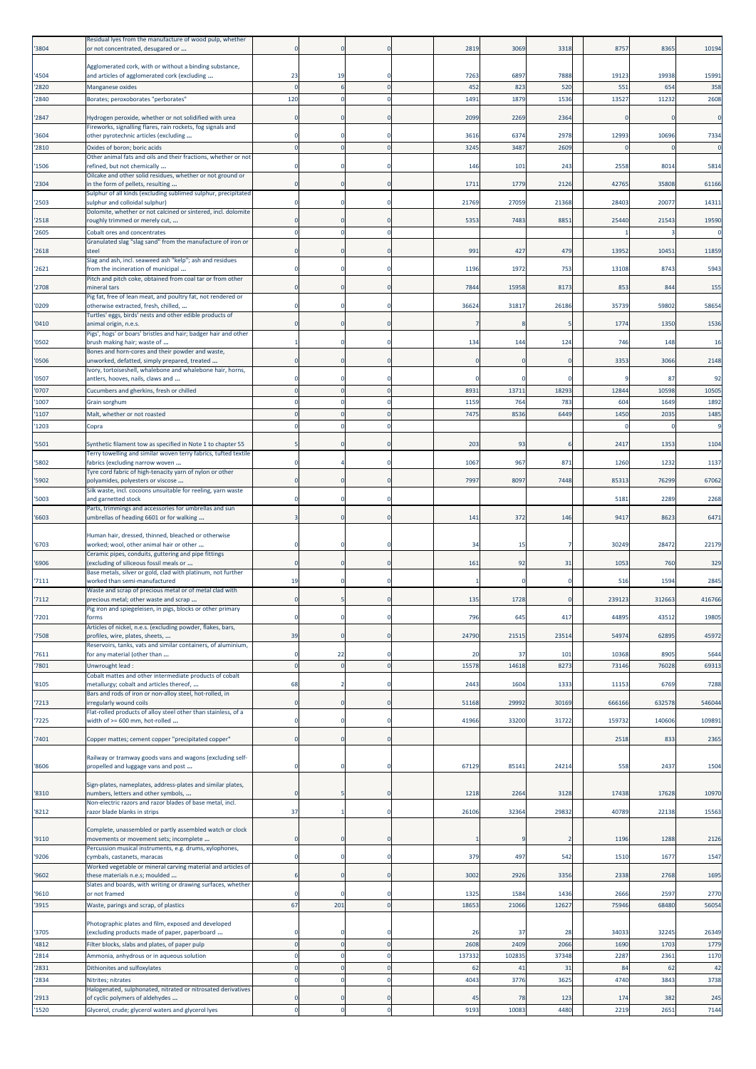| '3804 | Residual lyes from the manufacture of wood pulp, whether or not concentrated, desugared or ... | 0 | 0 | 0 | | 2819 | 3069 | 3318 | | 8757 | 8365 | 10194 |
|---|---|---|---|---|---|---|---|---|---|---|---|---|
| '4504 | Agglomerated cork, with or without a binding substance, and articles of agglomerated cork (excluding ... | 23 | 19 | 0 | | 7263 | 6897 | 7888 | | 19123 | 19938 | 15991 |
| '2820 | Manganese oxides | 0 | 6 | 0 | | 452 | 823 | 520 | | 551 | 654 | 358 |
| '2840 | Borates; peroxoborates "perborates" | 120 | 0 | 0 | | 1491 | 1879 | 1536 | | 13527 | 11232 | 2608 |
| '2847 | Hydrogen peroxide, whether or not solidified with urea | 0 | 0 | 0 | | 2099 | 2269 | 2364 | | 0 | 0 | 0 |
| '3604 | Fireworks, signalling flares, rain rockets, fog signals and other pyrotechnic articles (excluding ... | 0 | 0 | 0 | | 3616 | 6374 | 2978 | | 12993 | 10696 | 7334 |
| '2810 | Oxides of boron; boric acids | 0 | 0 | 0 | | 3245 | 3487 | 2609 | | 0 | 0 | 0 |
| '1506 | Other animal fats and oils and their fractions, whether or not refined, but not chemically ... | 0 | 0 | 0 | | 146 | 101 | 243 | | 2558 | 8014 | 5814 |
| '2304 | Oilcake and other solid residues, whether or not ground or in the form of pellets, resulting ... | 0 | 0 | 0 | | 1711 | 1779 | 2126 | | 42765 | 35808 | 61166 |
| '2503 | Sulphur of all kinds (excluding sublimed sulphur, precipitated sulphur and colloidal sulphur) | 0 | 0 | 0 | | 21769 | 27059 | 21368 | | 28403 | 20077 | 14311 |
| '2518 | Dolomite, whether or not calcined or sintered, incl. dolomite roughly trimmed or merely cut, ... | 0 | 0 | 0 | | 5353 | 7483 | 8851 | | 25440 | 21543 | 19590 |
| '2605 | Cobalt ores and concentrates | 0 | 0 | 0 | | | | | | 1 | 3 | 0 |
| '2618 | Granulated slag "slag sand" from the manufacture of iron or steel | 0 | 0 | 0 | | 991 | 427 | 479 | | 13952 | 10451 | 11859 |
| '2621 | Slag and ash, incl. seaweed ash "kelp"; ash and residues from the incineration of municipal ... | 0 | 0 | 0 | | 1196 | 1972 | 753 | | 13108 | 8743 | 5943 |
| '2708 | Pitch and pitch coke, obtained from coal tar or from other mineral tars | 0 | 0 | 0 | | 7844 | 15958 | 8173 | | 853 | 844 | 155 |
| '0209 | Pig fat, free of lean meat, and poultry fat, not rendered or otherwise extracted, fresh, chilled, ... | 0 | 0 | 0 | | 36624 | 31817 | 26186 | | 35739 | 59802 | 58654 |
| '0410 | Turtles' eggs, birds' nests and other edible products of animal origin, n.e.s. | 0 | 0 | 0 | | 7 | 8 | 5 | | 1774 | 1350 | 1536 |
| '0502 | Pigs', hogs' or boars' bristles and hair; badger hair and other brush making hair; waste of ... | 1 | 0 | 0 | | 134 | 144 | 124 | | 746 | 148 | 16 |
| '0506 | Bones and horn-cores and their powder and waste, unworked, defatted, simply prepared, treated ... | 0 | 0 | 0 | | 0 | 0 | 0 | | 3353 | 3066 | 2148 |
| '0507 | Ivory, tortoiseshell, whalebone and whalebone hair, horns, antlers, hooves, nails, claws and ... | 0 | 0 | 0 | | 0 | 0 | 0 | | 9 | 87 | 92 |
| '0707 | Cucumbers and gherkins, fresh or chilled | 0 | 0 | 0 | | 8931 | 13711 | 18293 | | 12844 | 10598 | 10505 |
| '1007 | Grain sorghum | 0 | 0 | 0 | | 1159 | 764 | 783 | | 604 | 1649 | 1892 |
| '1107 | Malt, whether or not roasted | 0 | 0 | 0 | | 7475 | 8536 | 6449 | | 1450 | 2035 | 1485 |
| '1203 | Copra | 0 | 0 | 0 | | | | | | 0 | 0 | 9 |
| '5501 | Synthetic filament tow as specified in Note 1 to chapter 55 | 5 | 0 | 0 | | 203 | 93 | 6 | | 2417 | 1353 | 1104 |
| '5802 | Terry towelling and similar woven terry fabrics, tufted textile fabrics (excluding narrow woven ... | 0 | 4 | 0 | | 1067 | 967 | 871 | | 1260 | 1232 | 1137 |
| '5902 | Tyre cord fabric of high-tenacity yarn of nylon or other polyamides, polyesters or viscose ... | 0 | 0 | 0 | | 7997 | 8097 | 7448 | | 85313 | 76299 | 67062 |
| '5003 | Silk waste, incl. cocoons unsuitable for reeling, yarn waste and garnetted stock | 0 | 0 | 0 | | | | | | 5181 | 2289 | 2268 |
| '6603 | Parts, trimmings and accessories for umbrellas and sun umbrellas of heading 6601 or for walking ... | 3 | 0 | 0 | | 141 | 372 | 146 | | 9417 | 8623 | 6471 |
| '6703 | Human hair, dressed, thinned, bleached or otherwise worked; wool, other animal hair or other ... | 0 | 0 | 0 | | 34 | 15 | 7 | | 30249 | 28472 | 22179 |
| '6906 | Ceramic pipes, conduits, guttering and pipe fittings (excluding of siliceous fossil meals or ... | 0 | 0 | 0 | | 161 | 92 | 31 | | 1053 | 760 | 329 |
| '7111 | Base metals, silver or gold, clad with platinum, not further worked than semi-manufactured | 19 | 0 | 0 | | 1 | 0 | 0 | | 516 | 1594 | 2845 |
| '7112 | Waste and scrap of precious metal or of metal clad with precious metal; other waste and scrap ... | 0 | 5 | 0 | | 135 | 1728 | 0 | | 239123 | 312663 | 416766 |
| '7201 | Pig iron and spiegeleisen, in pigs, blocks or other primary forms | 0 | 0 | 0 | | 796 | 645 | 417 | | 44895 | 43512 | 19805 |
| '7508 | Articles of nickel, n.e.s. (excluding powder, flakes, bars, profiles, wire, plates, sheets, ... | 39 | 0 | 0 | | 24790 | 21515 | 23514 | | 54974 | 62895 | 45972 |
| '7611 | Reservoirs, tanks, vats and similar containers, of aluminium, for any material (other than ... | 0 | 22 | 0 | | 20 | 37 | 101 | | 10368 | 8905 | 5644 |
| '7801 | Unwrought lead : | 0 | 0 | 0 | | 15578 | 14618 | 8273 | | 73146 | 76028 | 69313 |
| '8105 | Cobalt mattes and other intermediate products of cobalt metallurgy; cobalt and articles thereof, ... | 68 | 2 | 0 | | 2443 | 1604 | 1333 | | 11153 | 6769 | 7288 |
| '7213 | Bars and rods of iron or non-alloy steel, hot-rolled, in irregularly wound coils | 0 | 0 | 0 | | 51168 | 29992 | 30169 | | 666166 | 632578 | 546044 |
| '7225 | Flat-rolled products of alloy steel other than stainless, of a width of >= 600 mm, hot-rolled ... | 0 | 0 | 0 | | 41966 | 33200 | 31722 | | 159732 | 140606 | 109891 |
| '7401 | Copper mattes; cement copper "precipitated copper" | 0 | 0 | 0 | | | | | | 2518 | 833 | 2365 |
| '8606 | Railway or tramway goods vans and wagons (excluding self-propelled and luggage vans and post ... | 0 | 0 | 0 | | 67129 | 85141 | 24214 | | 558 | 2437 | 1504 |
| '8310 | Sign-plates, nameplates, address-plates and similar plates, numbers, letters and other symbols, ... | 0 | 5 | 0 | | 1218 | 2264 | 3128 | | 17438 | 17628 | 10970 |
| '8212 | Non-electric razors and razor blades of base metal, incl. razor blade blanks in strips | 37 | 1 | 0 | | 26106 | 32364 | 29832 | | 40789 | 22138 | 15563 |
| '9110 | Complete, unassembled or partly assembled watch or clock movements or movement sets; incomplete ... | 0 | 0 | 0 | | 1 | 9 | 2 | | 1196 | 1288 | 2126 |
| '9206 | Percussion musical instruments, e.g. drums, xylophones, cymbals, castanets, maracas | 0 | 0 | 0 | | 379 | 497 | 542 | | 1510 | 1677 | 1547 |
| '9602 | Worked vegetable or mineral carving material and articles of these materials n.e.s; moulded ... | 6 | 0 | 0 | | 3002 | 2926 | 3356 | | 2338 | 2768 | 1695 |
| '9610 | Slates and boards, with writing or drawing surfaces, whether or not framed | 0 | 0 | 0 | | 1325 | 1584 | 1436 | | 2666 | 2597 | 2770 |
| '3915 | Waste, parings and scrap, of plastics | 67 | 201 | 0 | | 18653 | 21066 | 12627 | | 75946 | 68480 | 56054 |
| '3705 | Photographic plates and film, exposed and developed (excluding products made of paper, paperboard ... | 0 | 0 | 0 | | 26 | 37 | 28 | | 34033 | 32245 | 26349 |
| '4812 | Filter blocks, slabs and plates, of paper pulp | 0 | 0 | 0 | | 2608 | 2409 | 2066 | | 1690 | 1703 | 1779 |
| '2814 | Ammonia, anhydrous or in aqueous solution | 0 | 0 | 0 | | 137332 | 102835 | 37348 | | 2287 | 2361 | 1170 |
| '2831 | Dithionites and sulfoxylates | 0 | 0 | 0 | | 62 | 41 | 31 | | 84 | 62 | 42 |
| '2834 | Nitrites; nitrates | 0 | 0 | 0 | | 4043 | 3776 | 3625 | | 4740 | 3843 | 3738 |
| '2913 | Halogenated, sulphonated, nitrated or nitrosated derivatives of cyclic polymers of aldehydes ... | 0 | 0 | 0 | | 45 | 78 | 123 | | 174 | 382 | 245 |
| '1520 | Glycerol, crude; glycerol waters and glycerol lyes | 0 | 0 | 0 | | 9193 | 10083 | 4480 | | 2219 | 2651 | 7144 |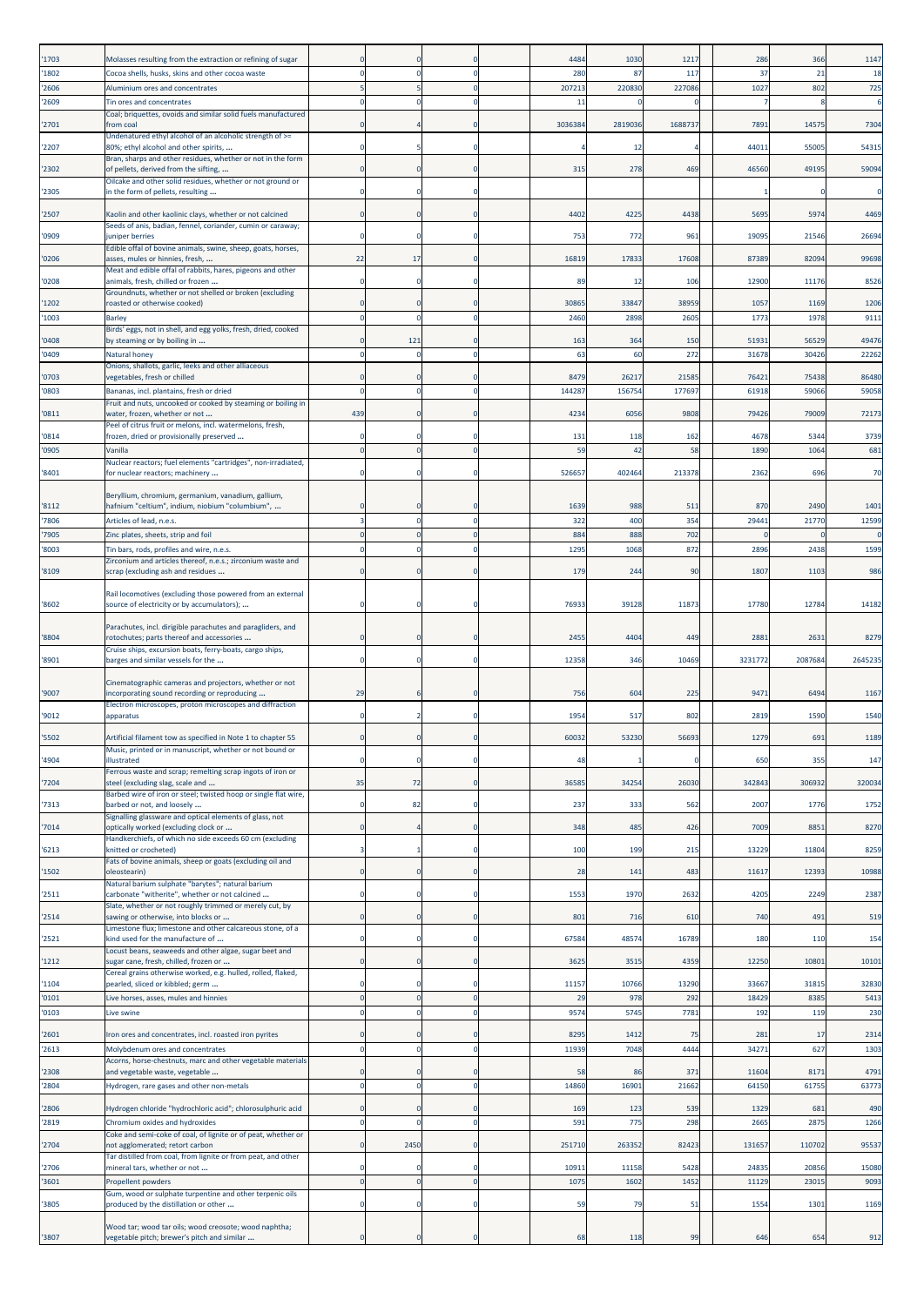| | | | | | | | | | | |
|---|---|---|---|---|---|---|---|---|---|---|
| '1703 | Molasses resulting from the extraction or refining of sugar | 0 | 0 | 0 | 4484 | 1030 | 1217 | 286 | 366 | 1147 |
| '1802 | Cocoa shells, husks, skins and other cocoa waste | 0 | 0 | 0 | 280 | 87 | 117 | 37 | 21 | 18 |
| '2606 | Aluminium ores and concentrates | 5 | 5 | 0 | 207213 | 220830 | 227086 | 1027 | 802 | 725 |
| '2609 | Tin ores and concentrates | 0 | 0 | 0 | 11 | 0 | 0 | 7 | 8 | 6 |
| '2701 | Coal; briquettes, ovoids and similar solid fuels manufactured from coal | 0 | 4 | 0 | 3036384 | 2819036 | 1688737 | 7891 | 14575 | 7304 |
| '2207 | Undenatured ethyl alcohol of an alcoholic strength of >= 80%; ethyl alcohol and other spirits, ... | 0 | 5 | 0 | 4 | 12 | 4 | 44011 | 55005 | 54315 |
| '2302 | Bran, sharps and other residues, whether or not in the form of pellets, derived from the sifting, ... | 0 | 0 | 0 | 315 | 278 | 469 | 46560 | 49195 | 59094 |
| '2305 | Oilcake and other solid residues, whether or not ground or in the form of pellets, resulting ... | 0 | 0 | 0 | | | | 1 | 0 | 0 |
| '2507 | Kaolin and other kaolinic clays, whether or not calcined | 0 | 0 | 0 | 4402 | 4225 | 4438 | 5695 | 5974 | 4469 |
| '0909 | Seeds of anis, badian, fennel, coriander, cumin or caraway; juniper berries | 0 | 0 | 0 | 753 | 772 | 961 | 19095 | 21546 | 26694 |
| '0206 | Edible offal of bovine animals, swine, sheep, goats, horses, asses, mules or hinnies, fresh, ... | 22 | 17 | 0 | 16819 | 17833 | 17608 | 87389 | 82094 | 99698 |
| '0208 | Meat and edible offal of rabbits, hares, pigeons and other animals, fresh, chilled or frozen ... | 0 | 0 | 0 | 89 | 12 | 106 | 12900 | 11176 | 8526 |
| '1202 | Groundnuts, whether or not shelled or broken (excluding roasted or otherwise cooked) | 0 | 0 | 0 | 30865 | 33847 | 38959 | 1057 | 1169 | 1206 |
| '1003 | Barley | 0 | 0 | 0 | 2460 | 2898 | 2605 | 1773 | 1978 | 9111 |
| '0408 | Birds' eggs, not in shell, and egg yolks, fresh, dried, cooked by steaming or by boiling in ... | 0 | 121 | 0 | 163 | 364 | 150 | 51931 | 56529 | 49476 |
| '0409 | Natural honey | 0 | 0 | 0 | 63 | 60 | 272 | 31678 | 30426 | 22262 |
| '0703 | Onions, shallots, garlic, leeks and other alliaceous vegetables, fresh or chilled | 0 | 0 | 0 | 8479 | 26217 | 21585 | 76421 | 75438 | 86480 |
| '0803 | Bananas, incl. plantains, fresh or dried | 0 | 0 | 0 | 144287 | 156754 | 177697 | 61918 | 59066 | 59058 |
| '0811 | Fruit and nuts, uncooked or cooked by steaming or boiling in water, frozen, whether or not ... | 439 | 0 | 0 | 4234 | 6056 | 9808 | 79426 | 79009 | 72173 |
| '0814 | Peel of citrus fruit or melons, incl. watermelons, fresh, frozen, dried or provisionally preserved ... | 0 | 0 | 0 | 131 | 118 | 162 | 4678 | 5344 | 3739 |
| '0905 | Vanilla | 0 | 0 | 0 | 59 | 42 | 58 | 1890 | 1064 | 681 |
| '8401 | Nuclear reactors; fuel elements "cartridges", non-irradiated, for nuclear reactors; machinery ... | 0 | 0 | 0 | 526657 | 402464 | 213378 | 2362 | 696 | 70 |
| '8112 | Beryllium, chromium, germanium, vanadium, gallium, hafnium "celtium", indium, niobium "columbium", ... | 0 | 0 | 0 | 1639 | 988 | 511 | 870 | 2490 | 1401 |
| '7806 | Articles of lead, n.e.s. | 3 | 0 | 0 | 322 | 400 | 354 | 29441 | 21770 | 12599 |
| '7905 | Zinc plates, sheets, strip and foil | 0 | 0 | 0 | 884 | 888 | 702 | 0 | 0 | 0 |
| '8003 | Tin bars, rods, profiles and wire, n.e.s. | 0 | 0 | 0 | 1295 | 1068 | 872 | 2896 | 2438 | 1599 |
| '8109 | Zirconium and articles thereof, n.e.s.; zirconium waste and scrap (excluding ash and residues ... | 0 | 0 | 0 | 179 | 244 | 90 | 1807 | 1103 | 986 |
| '8602 | Rail locomotives (excluding those powered from an external source of electricity or by accumulators); ... | 0 | 0 | 0 | 76933 | 39128 | 11873 | 17780 | 12784 | 14182 |
| '8804 | Parachutes, incl. dirigible parachutes and paragliders, and rotochutes; parts thereof and accessories ... | 0 | 0 | 0 | 2455 | 4404 | 449 | 2881 | 2631 | 8279 |
| '8901 | Cruise ships, excursion boats, ferry-boats, cargo ships, barges and similar vessels for the ... | 0 | 0 | 0 | 12358 | 346 | 10469 | 3231772 | 2087684 | 2645235 |
| '9007 | Cinematographic cameras and projectors, whether or not incorporating sound recording or reproducing ... | 29 | 6 | 0 | 756 | 604 | 225 | 9471 | 6494 | 1167 |
| '9012 | Electron microscopes, proton microscopes and diffraction apparatus | 0 | 2 | 0 | 1954 | 517 | 802 | 2819 | 1590 | 1540 |
| '5502 | Artificial filament tow as specified in Note 1 to chapter 55 | 0 | 0 | 0 | 60032 | 53230 | 56693 | 1279 | 691 | 1189 |
| '4904 | Music, printed or in manuscript, whether or not bound or illustrated | 0 | 0 | 0 | 48 | 1 | 0 | 650 | 355 | 147 |
| '7204 | Ferrous waste and scrap; remelting scrap ingots of iron or steel (excluding slag, scale and ... | 35 | 72 | 0 | 36585 | 34254 | 26030 | 342843 | 306932 | 320034 |
| '7313 | Barbed wire of iron or steel; twisted hoop or single flat wire, barbed or not, and loosely ... | 0 | 82 | 0 | 237 | 333 | 562 | 2007 | 1776 | 1752 |
| '7014 | Signalling glassware and optical elements of glass, not optically worked (excluding clock or ... | 0 | 4 | 0 | 348 | 485 | 426 | 7009 | 8851 | 8270 |
| '6213 | Handkerchiefs, of which no side exceeds 60 cm (excluding knitted or crocheted) | 3 | 1 | 0 | 100 | 199 | 215 | 13229 | 11804 | 8259 |
| '1502 | Fats of bovine animals, sheep or goats (excluding oil and oleostearin) | 0 | 0 | 0 | 28 | 141 | 483 | 11617 | 12393 | 10988 |
| '2511 | Natural barium sulphate "barytes"; natural barium carbonate "witherite", whether or not calcined ... | 0 | 0 | 0 | 1553 | 1970 | 2632 | 4205 | 2249 | 2387 |
| '2514 | Slate, whether or not roughly trimmed or merely cut, by sawing or otherwise, into blocks or ... | 0 | 0 | 0 | 801 | 716 | 610 | 740 | 491 | 519 |
| '2521 | Limestone flux; limestone and other calcareous stone, of a kind used for the manufacture of ... | 0 | 0 | 0 | 67584 | 48574 | 16789 | 180 | 110 | 154 |
| '1212 | Locust beans, seaweeds and other algae, sugar beet and sugar cane, fresh, chilled, frozen or ... | 0 | 0 | 0 | 3625 | 3515 | 4359 | 12250 | 10801 | 10101 |
| '1104 | Cereal grains otherwise worked, e.g. hulled, rolled, flaked, pearled, sliced or kibbled; germ ... | 0 | 0 | 0 | 11157 | 10766 | 13290 | 33667 | 31815 | 32830 |
| '0101 | Live horses, asses, mules and hinnies | 0 | 0 | 0 | 29 | 978 | 292 | 18429 | 8385 | 5413 |
| '0103 | Live swine | 0 | 0 | 0 | 9574 | 5745 | 7781 | 192 | 119 | 230 |
| '2601 | Iron ores and concentrates, incl. roasted iron pyrites | 0 | 0 | 0 | 8295 | 1412 | 75 | 281 | 17 | 2314 |
| '2613 | Molybdenum ores and concentrates | 0 | 0 | 0 | 11939 | 7048 | 4444 | 34271 | 627 | 1303 |
| '2308 | Acorns, horse-chestnuts, marc and other vegetable materials and vegetable waste, vegetable ... | 0 | 0 | 0 | 58 | 86 | 371 | 11604 | 8171 | 4791 |
| '2804 | Hydrogen, rare gases and other non-metals | 0 | 0 | 0 | 14860 | 16901 | 21662 | 64150 | 61755 | 63773 |
| '2806 | Hydrogen chloride "hydrochloric acid"; chlorosulphuric acid | 0 | 0 | 0 | 169 | 123 | 539 | 1329 | 681 | 490 |
| '2819 | Chromium oxides and hydroxides | 0 | 0 | 0 | 591 | 775 | 298 | 2665 | 2875 | 1266 |
| '2704 | Coke and semi-coke of coal, of lignite or of peat, whether or not agglomerated; retort carbon | 0 | 2450 | 0 | 251710 | 263352 | 82423 | 131657 | 110702 | 95537 |
| '2706 | Tar distilled from coal, from lignite or from peat, and other mineral tars, whether or not ... | 0 | 0 | 0 | 10911 | 11158 | 5428 | 24835 | 20856 | 15080 |
| '3601 | Propellent powders | 0 | 0 | 0 | 1075 | 1602 | 1452 | 11129 | 23015 | 9093 |
| '3805 | Gum, wood or sulphate turpentine and other terpenic oils produced by the distillation or other ... | 0 | 0 | 0 | 59 | 79 | 51 | 1554 | 1301 | 1169 |
| '3807 | Wood tar; wood tar oils; wood creosote; wood naphtha; vegetable pitch; brewer's pitch and similar ... | 0 | 0 | 0 | 68 | 118 | 99 | 646 | 654 | 912 |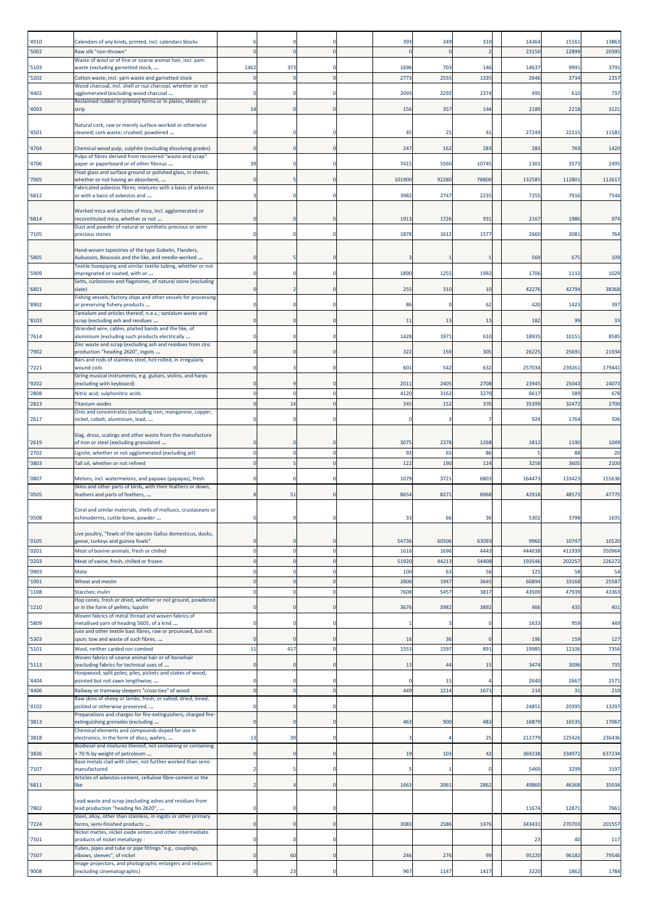| '4910 | Calendars of any kinds, printed, incl. calendars blocks | 6 | 0 | 0 | 393 | 349 | 310 | 14364 | 15161 | 13863 |
|---|---|---|---|---|---|---|---|---|---|---|
| '5002 | Raw silk "non-thrown" | 0 | 0 | 0 | 0 | 0 | 2 | 23150 | 22899 | 20395 |
| '5103 | Waste of wool or of fine or coarse animal hair, incl. yarn waste (excluding garnetted stock, ... | 1462 | 373 | 0 | 1696 | 703 | 146 | 14637 | 9991 | 3791 |
| '5202 | Cotton waste, incl. yarn waste and garnetted stock | 0 | 0 | 0 | 2773 | 2555 | 1335 | 2646 | 3734 | 2357 |
| '4402 | Wood charcoal, incl. shell or nut charcoal, whether or not agglomerated (excluding wood charcoal ... | 0 | 0 | 0 | 2093 | 2292 | 2374 | 495 | 610 | 737 |
| '4003 | Reclaimed rubber in primary forms or in plates, sheets or strip | 14 | 0 | 0 | 156 | 357 | 144 | 2189 | 2218 | 3121 |
| '4501 | Natural cork, raw or merely surface-worked or otherwise cleaned; cork waste; crushed, powdered ... | 0 | 0 | 0 | 45 | 25 | 41 | 27249 | 22115 | 11581 |
| '4704 | Chemical wood pulp, sulphite (excluding dissolving grades) | 0 | 0 | 0 | 247 | 162 | 283 | 283 | 769 | 1420 |
| '4706 | Pulps of fibres derived from recovered "waste and scrap" paper or paperboard or of other fibrous ... | 39 | 0 | 0 | 7415 | 5560 | 10745 | 1301 | 3573 | 2495 |
| '7005 | Float glass and surface ground or polished glass, in sheets, whether or not having an absorbent, ... | 0 | 5 | 0 | 101900 | 92280 | 78800 | 132585 | 112801 | 112617 |
| '6812 | Fabricated asbestos fibres; mixtures with a basis of asbestos or with a basis of asbestos and ... | 3 | 0 | 0 | 3982 | 2747 | 2235 | 7255 | 7916 | 7544 |
| '6814 | Worked mica and articles of mica, incl. agglomerated or reconstituted mica, whether or not ... | 0 | 0 | 0 | 1913 | 1726 | 931 | 2167 | 1986 | 974 |
| '7105 | Dust and powder of natural or synthetic precious or semi-precious stones | 0 | 0 | 0 | 1878 | 1612 | 1577 | 2660 | 2081 | 764 |
| '5805 | Hand-woven tapestries of the type Gobelin, Flanders, Aubusson, Beauvais and the like, and needle-worked ... | 0 | 5 | 0 | 3 | 1 | 1 | 569 | 675 | 109 |
| '5909 | Textile hosepiping and similar textile tubing, whether or not impregnated or coated, with or ... | 0 | 0 | 0 | 1890 | 1255 | 1992 | 1706 | 1112 | 1029 |
| '6801 | Setts, curbstones and flagstones, of natural stone (excluding slate) | 0 | 2 | 0 | 255 | 310 | 10 | 42276 | 42794 | 38368 |
| '8902 | Fishing vessels; factory ships and other vessels for processing or preserving fishery products ... | 0 | 0 | 0 | 86 | 0 | 62 | 420 | 1423 | 397 |
| '8103 | Tantalum and articles thereof, n.e.s.; tantalum waste and scrap (excluding ash and residues ... | 0 | 0 | 0 | 11 | 13 | 13 | 182 | 99 | 33 |
| '7614 | Stranded wire, cables, plaited bands and the like, of aluminium (excluding such products electrically ... | 0 | 0 | 0 | 1428 | 1971 | 610 | 18935 | 10151 | 8585 |
| '7902 | Zinc waste and scrap (excluding ash and residues from zinc production "heading 2620", ingots ... | 0 | 0 | 0 | 322 | 159 | 305 | 26225 | 25691 | 21934 |
| '7221 | Bars and rods of stainless steel, hot-rolled, in irregularly wound coils | 0 | 3 | 0 | 601 | 542 | 632 | 257034 | 239261 | 179441 |
| '9202 | String musical instruments, e.g. guitars, violins, and harps (excluding with keyboard) | 0 | 9 | 0 | 2011 | 2405 | 2708 | 23945 | 25043 | 24073 |
| '2808 | Nitric acid; sulphonitric acids | 0 | 0 | 0 | 4120 | 3162 | 3270 | 6617 | 589 | 678 |
| '2823 | Titanium oxides | 0 | 14 | 0 | 345 | 152 | 370 | 35399 | 32472 | 2700 |
| '2617 | Ores and concentrates (excluding iron, manganese, copper, nickel, cobalt, aluminium, lead, ... | 0 | 0 | 0 | 0 | 3 | 7 | 924 | 1764 | 506 |
| '2619 | Slag, dross, scalings and other waste from the manufacture of iron or steel (excluding granulated ... | 0 | 0 | 0 | 3075 | 2378 | 1268 | 1812 | 1190 | 1049 |
| '2702 | Lignite, whether or not agglomerated (excluding jet) | 0 | 0 | 0 | 93 | 65 | 86 | 5 | 88 | 20 |
| '3803 | Tall oil, whether or not refined | 0 | 5 | 0 | 122 | 190 | 124 | 3258 | 3605 | 2100 |
| '0807 | Melons, incl. watermelons, and papaws (papayas), fresh | 0 | 0 | 0 | 1079 | 3721 | 6803 | 164473 | 133423 | 155636 |
| '0505 | Skins and other parts of birds, with their feathers or down, feathers and parts of feathers, ... | 8 | 51 | 0 | 8654 | 8271 | 8968 | 42918 | 48573 | 47775 |
| '0508 | Coral and similar materials, shells of molluscs, crustaceans or echinoderms, cuttle-bone, powder ... | 0 | 9 | 0 | 33 | 66 | 36 | 5302 | 3798 | 1635 |
| '0105 | Live poultry, "fowls of the species Gallus domesticus, ducks, geese, turkeys and guinea fowls" | 0 | 0 | 0 | 54736 | 60506 | 63093 | 9960 | 10747 | 10120 |
| '0201 | Meat of bovine animals, fresh or chilled | 0 | 0 | 0 | 1616 | 1696 | 4443 | 444638 | 411939 | 350964 |
| '0203 | Meat of swine, fresh, chilled or frozen | 0 | 0 | 0 | 51920 | 44213 | 54408 | 193546 | 202257 | 226272 |
| '0903 | Mate | 0 | 0 | 0 | 100 | 63 | 56 | 125 | 58 | 54 |
| '1001 | Wheat and meslin | 0 | 0 | 0 | 2806 | 1947 | 3645 | 66894 | 33168 | 25587 |
| '1108 | Starches; inulin | 0 | 0 | 0 | 7608 | 5457 | 3817 | 43509 | 47939 | 43363 |
| '1210 | Hop cones, fresh or dried, whether or not ground, powdered or in the form of pellets; lupulin | 0 | 0 | 0 | 3676 | 3982 | 3892 | 466 | 435 | 401 |
| '5809 | Woven fabrics of metal thread and woven fabrics of metallised yarn of heading 5605, of a kind ... | 0 | 0 | 0 | 1 | 3 | 0 | 1633 | 959 | 449 |
| '5303 | Jute and other textile bast fibres, raw or processed, but not spun; tow and waste of such fibres, ... | 0 | 0 | 0 | 16 | 36 | 0 | 196 | 159 | 127 |
| '5101 | Wool, neither carded nor combed | 11 | 417 | 0 | 1553 | 1597 | 891 | 19985 | 12106 | 7356 |
| '5113 | Woven fabrics of coarse animal hair or of horsehair (excluding fabrics for technical uses of ... | 0 | 0 | 0 | 13 | 44 | 15 | 3474 | 3096 | 735 |
| '4404 | Hoopwood; split poles; piles, pickets and stakes of wood, pointed but not sawn lengthwise; ... | 0 | 0 | 0 | 0 | 15 | 4 | 2640 | 2667 | 2571 |
| '4406 | Railway or tramway sleepers "cross-ties" of wood | 0 | 0 | 0 | 449 | 1214 | 1671 | 214 | 31 | 210 |
| '4102 | Raw skins of sheep or lambs, fresh, or salted, dried, limed, pickled or otherwise preserved, ... | 0 | 0 | 0 | | | | 24851 | 20395 | 13297 |
| '3813 | Preparations and charges for fire-extinguishers; charged fire-extinguishing grenades (excluding ... | 0 | 0 | 0 | 463 | 900 | 483 | 16879 | 16535 | 17067 |
| '3818 | Chemical elements and compounds doped for use in electronics, in the form of discs, wafers, ... | 13 | 39 | 0 | 3 | 4 | 25 | 212779 | 225426 | 236436 |
| '3826 | Biodiesel and mixtures thereof, not containing or containing < 70 % by weight of petroleum ... | 0 | 0 | 0 | 19 | 103 | 42 | 369238 | 334972 | 637234 |
| '7107 | Base metals clad with silver, not further worked than semi-manufactured | 2 | 5 | 0 | 5 | 1 | 0 | 5469 | 3299 | 3197 |
| '6811 | Articles of asbestos-cement, cellulose fibre-cement or the like | 2 | 4 | 0 | 1663 | 2061 | 2862 | 49860 | 46368 | 35034 |
| '7802 | Lead waste and scrap (excluding ashes and residues from lead production "heading 2620", ... | 0 | 0 | 0 | | | | 11674 | 12871 | 7661 |
| '7224 | Steel, alloy, other than stainless, in ingots or other primary forms, semi-finished products ... | 0 | 0 | 0 | 3083 | 2586 | 1476 | 343431 | 270703 | 201557 |
| '7501 | Nickel mattes, nickel oxide sinters and other intermediate products of nickel metallurgy : | 0 | 0 | 0 | | | | 23 | 40 | 117 |
| '7507 | Tubes, pipes and tube or pipe fittings "e.g., couplings, elbows, sleeves", of nickel | 0 | 60 | 0 | 246 | 276 | 99 | 95220 | 96182 | 79546 |
| '9008 | Image projectors, and photographic enlargers and reducers (excluding cinematographic) | 0 | 23 | 0 | 967 | 1147 | 1417 | 3220 | 1862 | 1784 |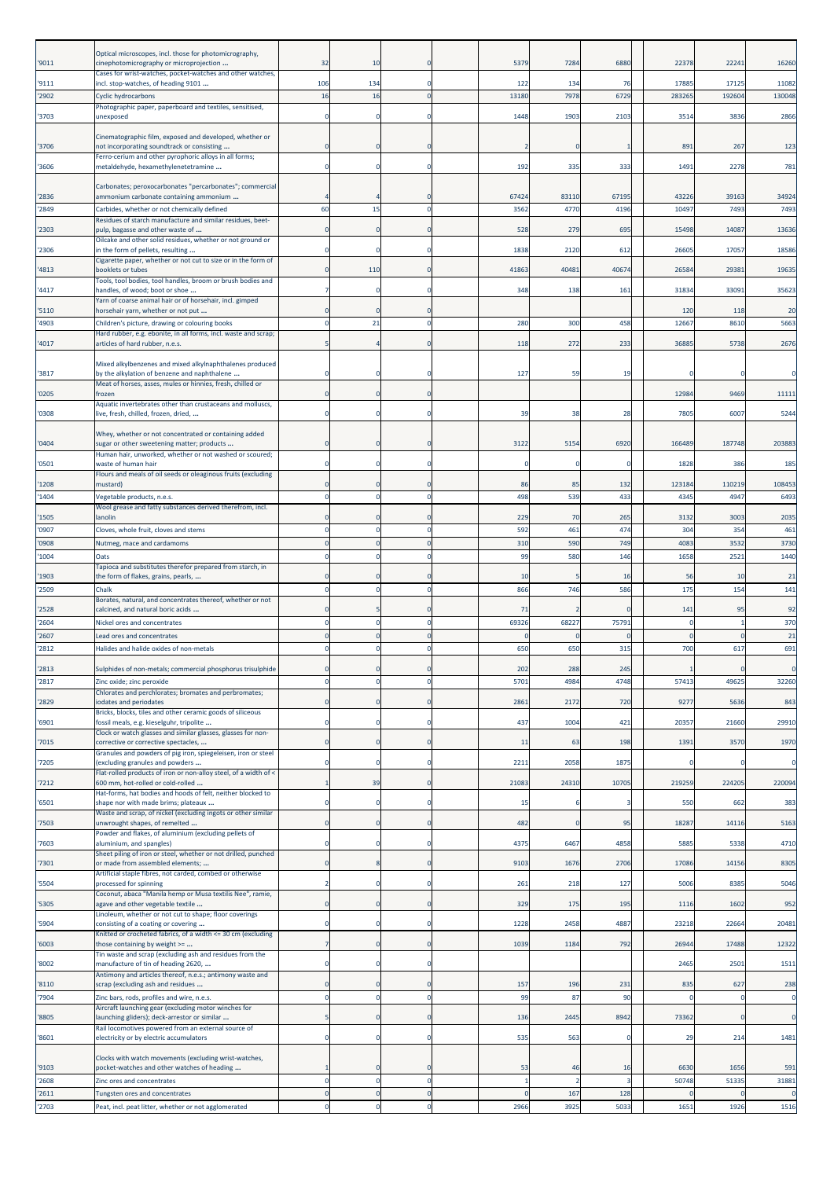| | | | | | | | | | | | |
|---|---|---|---|---|---|---|---|---|---|---|---|
| '9011 | Optical microscopes, incl. those for photomicrography, cinephotomicrography or microprojection ... | 32 | 10 | 0 | | 5379 | 7284 | 6880 | 22378 | 22241 | 16260 |
| '9111 | Cases for wrist-watches, pocket-watches and other watches, incl. stop-watches, of heading 9101 ... | 106 | 134 | 0 | | 122 | 134 | 76 | 17885 | 17125 | 11082 |
| '2902 | Cyclic hydrocarbons | 16 | 16 | 0 | | 13180 | 7978 | 6729 | 283265 | 192604 | 130048 |
| '3703 | Photographic paper, paperboard and textiles, sensitised, unexposed | 0 | 0 | 0 | | 1448 | 1903 | 2103 | 3514 | 3836 | 2866 |
| '3706 | Cinematographic film, exposed and developed, whether or not incorporating soundtrack or consisting ... | 0 | 0 | 0 | | 2 | 0 | 1 | 891 | 267 | 123 |
| '3606 | Ferro-cerium and other pyrophoric alloys in all forms; metaldehyde, hexamethylenetetramine ... | 0 | 0 | 0 | | 192 | 335 | 333 | 1491 | 2278 | 781 |
| '2836 | Carbonates; peroxocarbonates "percarbonates"; commercial ammonium carbonate containing ammonium ... | 4 | 4 | 0 | | 67424 | 83110 | 67195 | 43226 | 39163 | 34924 |
| '2849 | Carbides, whether or not chemically defined | 60 | 15 | 0 | | 3562 | 4770 | 4196 | 10497 | 7493 | 7493 |
| '2303 | Residues of starch manufacture and similar residues, beet-pulp, bagasse and other waste of ... | 0 | 0 | 0 | | 528 | 279 | 695 | 15498 | 14087 | 13636 |
| '2306 | Oilcake and other solid residues, whether or not ground or in the form of pellets, resulting ... | 0 | 0 | 0 | | 1838 | 2120 | 612 | 26605 | 17057 | 18586 |
| '4813 | Cigarette paper, whether or not cut to size or in the form of booklets or tubes | 0 | 110 | 0 | | 41863 | 40481 | 40674 | 26584 | 29381 | 19635 |
| '4417 | Tools, tool bodies, tool handles, broom or brush bodies and handles, of wood; boot or shoe ... | 7 | 0 | 0 | | 348 | 138 | 161 | 31834 | 33091 | 35623 |
| '5110 | Yarn of coarse animal hair or of horsehair, incl. gimped horsehair yarn, whether or not put ... | 0 | 0 | 0 | | | | | 120 | 118 | 20 |
| '4903 | Children's picture, drawing or colouring books | 0 | 21 | 0 | | 280 | 300 | 458 | 12667 | 8610 | 5663 |
| '4017 | Hard rubber, e.g. ebonite, in all forms, incl. waste and scrap; articles of hard rubber, n.e.s. | 5 | 4 | 0 | | 118 | 272 | 233 | 36885 | 5738 | 2676 |
| '3817 | Mixed alkylbenzenes and mixed alkylnaphthalenes produced by the alkylation of benzene and naphthalene ... | 0 | 0 | 0 | | 127 | 59 | 19 | 0 | 0 | 0 |
| '0205 | Meat of horses, asses, mules or hinnies, fresh, chilled or frozen | 0 | 0 | 0 | | | | | 12984 | 9469 | 11111 |
| '0308 | Aquatic invertebrates other than crustaceans and molluscs, live, fresh, chilled, frozen, dried, ... | 0 | 0 | 0 | | 39 | 38 | 28 | 7805 | 6007 | 5244 |
| '0404 | Whey, whether or not concentrated or containing added sugar or other sweetening matter; products ... | 0 | 0 | 0 | | 3122 | 5154 | 6920 | 166489 | 187748 | 203883 |
| '0501 | Human hair, unworked, whether or not washed or scoured; waste of human hair | 0 | 0 | 0 | | 0 | 0 | 0 | 1828 | 386 | 185 |
| '1208 | Flours and meals of oil seeds or oleaginous fruits (excluding mustard) | 0 | 0 | 0 | | 86 | 85 | 132 | 123184 | 110219 | 108453 |
| '1404 | Vegetable products, n.e.s. | 0 | 0 | 0 | | 498 | 539 | 433 | 4345 | 4947 | 6493 |
| '1505 | Wool grease and fatty substances derived therefrom, incl. lanolin | 0 | 0 | 0 | | 229 | 70 | 265 | 3132 | 3003 | 2035 |
| '0907 | Cloves, whole fruit, cloves and stems | 0 | 0 | 0 | | 592 | 461 | 474 | 304 | 354 | 461 |
| '0908 | Nutmeg, mace and cardamoms | 0 | 0 | 0 | | 310 | 590 | 749 | 4083 | 3532 | 3730 |
| '1004 | Oats | 0 | 0 | 0 | | 99 | 580 | 146 | 1658 | 2521 | 1440 |
| '1903 | Tapioca and substitutes therefor prepared from starch, in the form of flakes, grains, pearls, ... | 0 | 0 | 0 | | 10 | 5 | 16 | 56 | 10 | 21 |
| '2509 | Chalk | 0 | 0 | 0 | | 866 | 746 | 586 | 175 | 154 | 141 |
| '2528 | Borates, natural, and concentrates thereof, whether or not calcined, and natural boric acids ... | 0 | 5 | 0 | | 71 | 2 | 0 | 141 | 95 | 92 |
| '2604 | Nickel ores and concentrates | 0 | 0 | 0 | | 69326 | 68227 | 75791 | 0 | 1 | 370 |
| '2607 | Lead ores and concentrates | 0 | 0 | 0 | | 0 | 0 | 0 | 0 | 0 | 21 |
| '2812 | Halides and halide oxides of non-metals | 0 | 0 | 0 | | 650 | 650 | 315 | 700 | 617 | 691 |
| '2813 | Sulphides of non-metals; commercial phosphorus trisulphide | 0 | 0 | 0 | | 202 | 288 | 245 | 1 | 0 | 0 |
| '2817 | Zinc oxide; zinc peroxide | 0 | 0 | 0 | | 5701 | 4984 | 4748 | 57413 | 49625 | 32260 |
| '2829 | Chlorates and perchlorates; bromates and perbromates; iodates and periodates | 0 | 0 | 0 | | 2861 | 2172 | 720 | 9277 | 5636 | 843 |
| '6901 | Bricks, blocks, tiles and other ceramic goods of siliceous fossil meals, e.g. kieselguhr, tripolite ... | 0 | 0 | 0 | | 437 | 1004 | 421 | 20357 | 21660 | 29910 |
| '7015 | Clock or watch glasses and similar glasses, glasses for non-corrective or corrective spectacles, ... | 0 | 0 | 0 | | 11 | 63 | 198 | 1391 | 3570 | 1970 |
| '7205 | Granules and powders of pig iron, spiegeleisen, iron or steel (excluding granules and powders ... | 0 | 0 | 0 | | 2211 | 2058 | 1875 | 0 | 0 | 0 |
| '7212 | Flat-rolled products of iron or non-alloy steel, of a width of < 600 mm, hot-rolled or cold-rolled ... | 1 | 39 | 0 | | 21083 | 24310 | 10705 | 219259 | 224205 | 220094 |
| '6501 | Hat-forms, hat bodies and hoods of felt, neither blocked to shape nor with made brims; plateaux ... | 0 | 0 | 0 | | 15 | 6 | 3 | 550 | 662 | 383 |
| '7503 | Waste and scrap, of nickel (excluding ingots or other similar unwrought shapes, of remelted ... | 0 | 0 | 0 | | 482 | 0 | 95 | 18287 | 14116 | 5163 |
| '7603 | Powder and flakes, of aluminium (excluding pellets of aluminium, and spangles) | 0 | 0 | 0 | | 4375 | 6467 | 4858 | 5885 | 5338 | 4710 |
| '7301 | Sheet piling of iron or steel, whether or not drilled, punched or made from assembled elements; ... | 0 | 8 | 0 | | 9103 | 1676 | 2706 | 17086 | 14156 | 8305 |
| '5504 | Artificial staple fibres, not carded, combed or otherwise processed for spinning | 2 | 0 | 0 | | 261 | 218 | 127 | 5006 | 8385 | 5046 |
| '5305 | Coconut, abaca "Manila hemp or Musa textilis Nee", ramie, agave and other vegetable textile ... | 0 | 0 | 0 | | 329 | 175 | 195 | 1116 | 1602 | 952 |
| '5904 | Linoleum, whether or not cut to shape; floor coverings consisting of a coating or covering ... | 0 | 0 | 0 | | 1228 | 2458 | 4887 | 23218 | 22664 | 20481 |
| '6003 | Knitted or crocheted fabrics, of a width <= 30 cm (excluding those containing by weight >= ... | 7 | 0 | 0 | | 1039 | 1184 | 792 | 26944 | 17488 | 12322 |
| '8002 | Tin waste and scrap (excluding ash and residues from the manufacture of tin of heading 2620, ... | 0 | 0 | 0 | | | | | 2465 | 2501 | 1511 |
| '8110 | Antimony and articles thereof, n.e.s.; antimony waste and scrap (excluding ash and residues ... | 0 | 0 | 0 | | 157 | 196 | 231 | 835 | 627 | 238 |
| '7904 | Zinc bars, rods, profiles and wire, n.e.s. | 0 | 0 | 0 | | 99 | 87 | 90 | 0 | 0 | 0 |
| '8805 | Aircraft launching gear (excluding motor winches for launching gliders); deck-arrestor or similar ... | 5 | 0 | 0 | | 136 | 2445 | 8942 | 73362 | 0 | 0 |
| '8601 | Rail locomotives powered from an external source of electricity or by electric accumulators | 0 | 0 | 0 | | 535 | 563 | 0 | 29 | 214 | 1481 |
| '9103 | Clocks with watch movements (excluding wrist-watches, pocket-watches and other watches of heading ... | 1 | 0 | 0 | | 53 | 46 | 16 | 6630 | 1656 | 591 |
| '2608 | Zinc ores and concentrates | 0 | 0 | 0 | | 1 | 2 | 3 | 50748 | 51335 | 31881 |
| '2611 | Tungsten ores and concentrates | 0 | 0 | 0 | | 0 | 167 | 128 | 0 | 0 | 0 |
| '2703 | Peat, incl. peat litter, whether or not agglomerated | 0 | 0 | 0 | | 2966 | 3925 | 5033 | 1651 | 1926 | 1516 |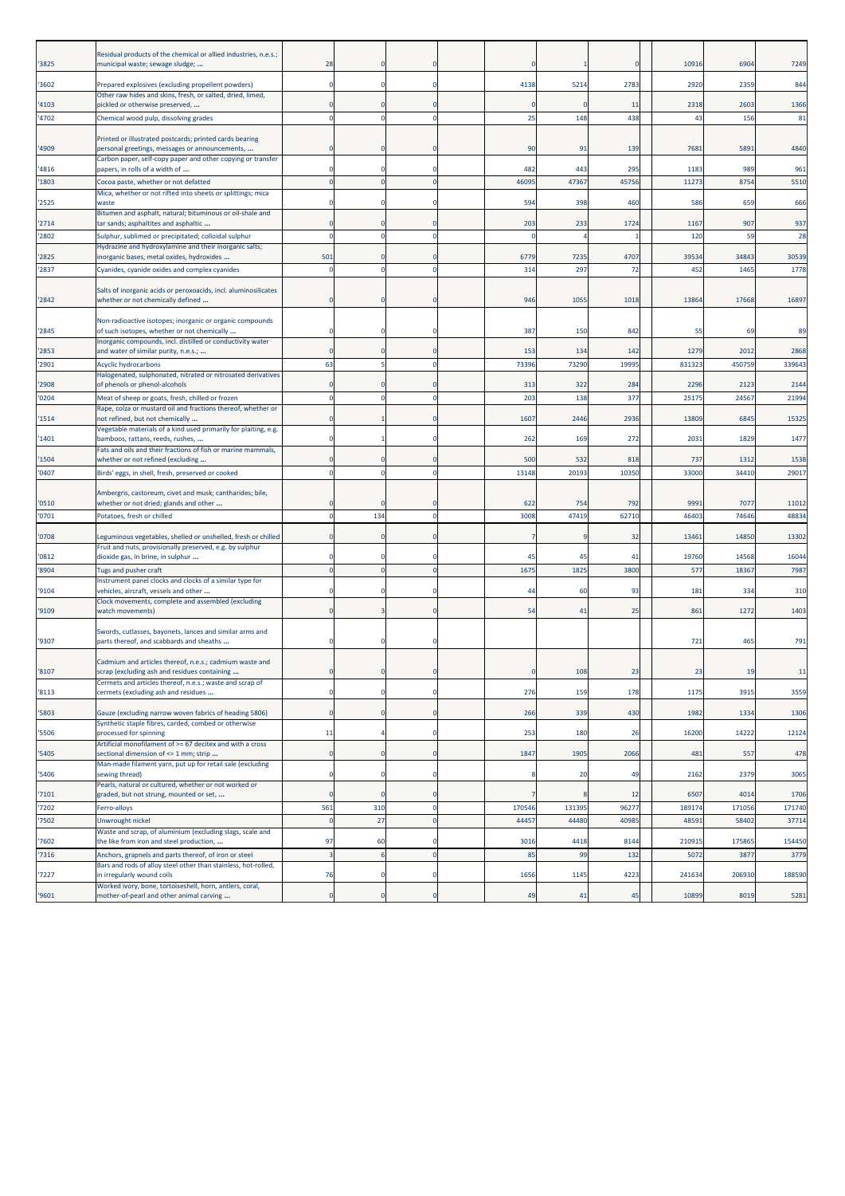| | | | | | | | | | | | |
|---|---|---|---|---|---|---|---|---|---|---|---|
| '3825 | Residual products of the chemical or allied industries, n.e.s.; municipal waste; sewage sludge; ... | 28 | 0 | 0 | | 0 | 1 | 0 | | 10916 | 6904 | 7249 |
| '3602 | Prepared explosives (excluding propellent powders) | 0 | 0 | 0 | | 4138 | 5214 | 2783 | | 2920 | 2359 | 844 |
| '4103 | Other raw hides and skins, fresh, or salted, dried, limed, pickled or otherwise preserved, ... | 0 | 0 | 0 | | 0 | 0 | 11 | | 2318 | 2603 | 1366 |
| '4702 | Chemical wood pulp, dissolving grades | 0 | 0 | 0 | | 25 | 148 | 438 | | 43 | 156 | 81 |
| '4909 | Printed or illustrated postcards; printed cards bearing personal greetings, messages or announcements, ... | 0 | 0 | 0 | | 90 | 91 | 139 | | 7681 | 5891 | 4840 |
| '4816 | Carbon paper, self-copy paper and other copying or transfer papers, in rolls of a width of ... | 0 | 0 | 0 | | 482 | 443 | 295 | | 1183 | 989 | 961 |
| '1803 | Cocoa paste, whether or not defatted | 0 | 0 | 0 | | 46095 | 47367 | 45756 | | 11273 | 8754 | 5510 |
| '2525 | Mica, whether or not rifted into sheets or splittings; mica waste | 0 | 0 | 0 | | 594 | 398 | 460 | | 586 | 659 | 666 |
| '2714 | Bitumen and asphalt, natural; bituminous or oil-shale and tar sands; asphaltites and asphaltic ... | 0 | 0 | 0 | | 203 | 233 | 1724 | | 1167 | 907 | 937 |
| '2802 | Sulphur, sublimed or precipitated; colloidal sulphur | 0 | 0 | 0 | | 0 | 4 | 1 | | 120 | 59 | 28 |
| '2825 | Hydrazine and hydroxylamine and their inorganic salts; inorganic bases, metal oxides, hydroxides ... | 501 | 0 | 0 | | 6779 | 7235 | 4707 | | 39534 | 34843 | 30539 |
| '2837 | Cyanides, cyanide oxides and complex cyanides | 0 | 0 | 0 | | 314 | 297 | 72 | | 452 | 1465 | 1778 |
| '2842 | Salts of inorganic acids or peroxoacids, incl. aluminosilicates whether or not chemically defined ... | 0 | 0 | 0 | | 946 | 1055 | 1018 | | 13864 | 17668 | 16897 |
| '2845 | Non-radioactive isotopes; inorganic or organic compounds of such isotopes, whether or not chemically ... | 0 | 0 | 0 | | 387 | 150 | 842 | | 55 | 69 | 89 |
| '2853 | Inorganic compounds, incl. distilled or conductivity water and water of similar purity, n.e.s.; ... | 0 | 0 | 0 | | 153 | 134 | 142 | | 1279 | 2012 | 2868 |
| '2901 | Acyclic hydrocarbons | 63 | 5 | 0 | | 73396 | 73290 | 19995 | | 831323 | 450759 | 339643 |
| '2908 | Halogenated, sulphonated, nitrated or nitrosated derivatives of phenols or phenol-alcohols | 0 | 0 | 0 | | 313 | 322 | 284 | | 2296 | 2123 | 2144 |
| '0204 | Meat of sheep or goats, fresh, chilled or frozen | 0 | 0 | 0 | | 203 | 138 | 377 | | 25175 | 24567 | 21994 |
| '1514 | Rape, colza or mustard oil and fractions thereof, whether or not refined, but not chemically ... | 0 | 1 | 0 | | 1607 | 2446 | 2936 | | 13809 | 6845 | 15325 |
| '1401 | Vegetable materials of a kind used primarily for plaiting, e.g. bamboos, rattans, reeds, rushes, ... | 0 | 1 | 0 | | 262 | 169 | 272 | | 2031 | 1829 | 1477 |
| '1504 | Fats and oils and their fractions of fish or marine mammals, whether or not refined (excluding ... | 0 | 0 | 0 | | 500 | 532 | 818 | | 737 | 1312 | 1538 |
| '0407 | Birds' eggs, in shell, fresh, preserved or cooked | 0 | 0 | 0 | | 13148 | 20193 | 10350 | | 33000 | 34410 | 29017 |
| '0510 | Ambergris, castoreum, civet and musk; cantharides; bile, whether or not dried; glands and other ... | 0 | 0 | 0 | | 622 | 754 | 792 | | 9991 | 7077 | 11012 |
| '0701 | Potatoes, fresh or chilled | 0 | 134 | 0 | | 3008 | 47419 | 62710 | | 46403 | 74646 | 48834 |
| '0708 | Leguminous vegetables, shelled or unshelled, fresh or chilled | 0 | 0 | 0 | | 7 | 9 | 32 | | 13461 | 14850 | 13302 |
| '0812 | Fruit and nuts, provisionally preserved, e.g. by sulphur dioxide gas, in brine, in sulphur ... | 0 | 0 | 0 | | 45 | 45 | 41 | | 19760 | 14568 | 16044 |
| '8904 | Tugs and pusher craft | 0 | 0 | 0 | | 1675 | 1825 | 3800 | | 577 | 18367 | 7987 |
| '9104 | Instrument panel clocks and clocks of a similar type for vehicles, aircraft, vessels and other ... | 0 | 0 | 0 | | 44 | 60 | 93 | | 181 | 334 | 310 |
| '9109 | Clock movements, complete and assembled (excluding watch movements) | 0 | 3 | 0 | | 54 | 41 | 25 | | 861 | 1272 | 1403 |
| '9307 | Swords, cutlasses, bayonets, lances and similar arms and parts thereof, and scabbards and sheaths ... | 0 | 0 | 0 | | | | | | 721 | 465 | 791 |
| '8107 | Cadmium and articles thereof, n.e.s.; cadmium waste and scrap (excluding ash and residues containing ... | 0 | 0 | 0 | | 0 | 108 | 23 | | 23 | 19 | 11 |
| '8113 | Cermets and articles thereof, n.e.s.; waste and scrap of cermets (excluding ash and residues ... | 0 | 0 | 0 | | 276 | 159 | 178 | | 1175 | 3915 | 3559 |
| '5803 | Gauze (excluding narrow woven fabrics of heading 5806) | 0 | 0 | 0 | | 266 | 339 | 430 | | 1982 | 1334 | 1306 |
| '5506 | Synthetic staple fibres, carded, combed or otherwise processed for spinning | 11 | 4 | 0 | | 253 | 180 | 26 | | 16200 | 14222 | 12124 |
| '5405 | Artificial monofilament of >= 67 decitex and with a cross sectional dimension of <= 1 mm; strip ... | 0 | 0 | 0 | | 1847 | 1905 | 2066 | | 481 | 557 | 478 |
| '5406 | Man-made filament yarn, put up for retail sale (excluding sewing thread) | 0 | 0 | 0 | | 8 | 20 | 49 | | 2162 | 2379 | 3065 |
| '7101 | Pearls, natural or cultured, whether or not worked or graded, but not strung, mounted or set, ... | 0 | 0 | 0 | | 7 | 8 | 12 | | 6507 | 4014 | 1706 |
| '7202 | Ferro-alloys | 561 | 310 | 0 | | 170546 | 131395 | 96277 | | 189174 | 171056 | 171740 |
| '7502 | Unwrought nickel | 0 | 27 | 0 | | 44457 | 44480 | 40985 | | 48591 | 58402 | 37714 |
| '7602 | Waste and scrap, of aluminium (excluding slags, scale and the like from iron and steel production, ... | 97 | 60 | 0 | | 3016 | 4418 | 8144 | | 210915 | 175865 | 154450 |
| '7316 | Anchors, grapnels and parts thereof, of iron or steel | 3 | 6 | 0 | | 85 | 99 | 132 | | 5072 | 3877 | 3779 |
| '7227 | Bars and rods of alloy steel other than stainless, hot-rolled, in irregularly wound coils | 76 | 0 | 0 | | 1656 | 1145 | 4223 | | 241634 | 206930 | 188590 |
| '9601 | Worked ivory, bone, tortoiseshell, horn, antlers, coral, mother-of-pearl and other animal carving ... | 0 | 0 | 0 | | 49 | 41 | 45 | | 10899 | 8019 | 5281 |